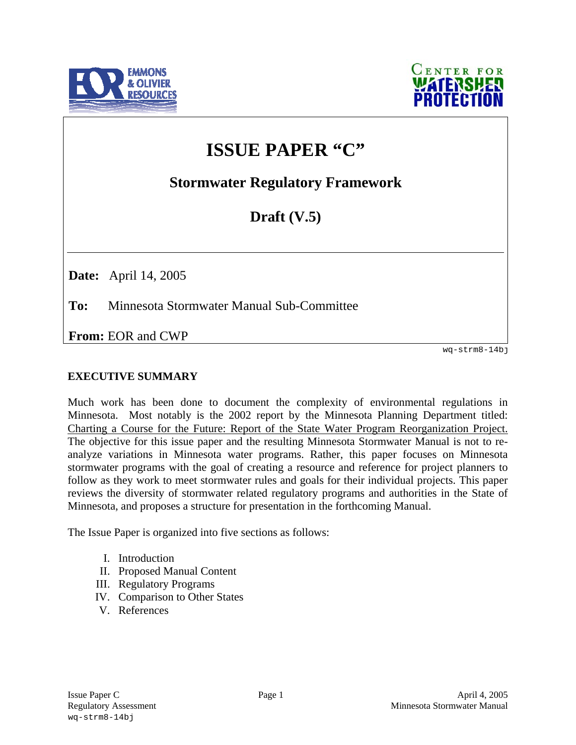# ISSUE PAPER "C"

## Stormwater Regulatory Framework

## Draft (V.5)

**Date:** April 14, 2005

**To:** Minnesota Stormwater Manual Sub-Committee

**From:** EOR and CWP

wq-strm8-14bj

**EXECUTIVE SUMMARY**

Much work has been done to document the complexity of environmental regulations in Minnesota. Most notably is the 2002 report by the Minnesota Planning Department titled: Charting a Course for the Future: Report of the State Water Program Reorganization Project. The objective for this issue paper and the resulting Minnesota Stormwater Manual is not to re-analyze variations in Minnesota water programs. Rather, this paper focuses on Minnesota stormwater programs with the goal of creating a resource and reference for project planners to follow as they work to meet stormwater rules and goals for their individual projects. This paper reviews the diversity of stormwater related regulatory programs and authorities in the State of Minnesota, and proposes a structure for presentation in the forthcoming Manual.

The Issue Paper is organized into five sections as follows:

I. Introduction
II. Proposed Manual Content
III. Regulatory Programs
IV. Comparison to Other States
V. References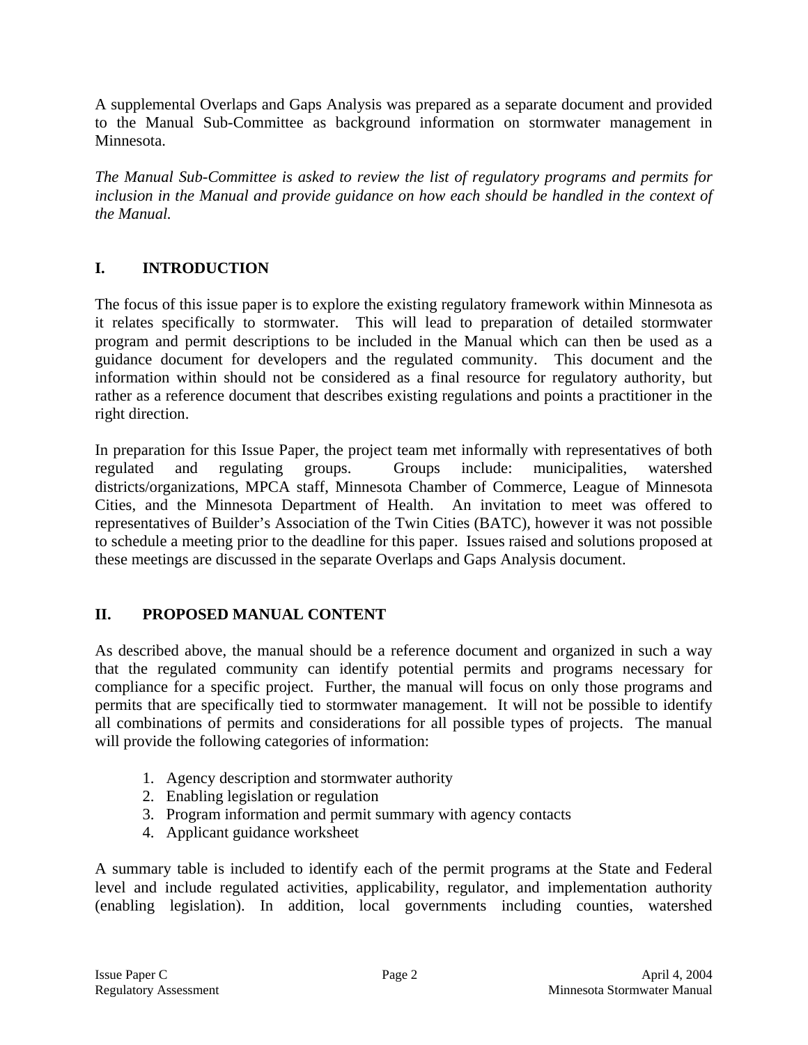A supplemental Overlaps and Gaps Analysis was prepared as a separate document and provided to the Manual Sub-Committee as background information on stormwater management in Minnesota.

*The Manual Sub-Committee is asked to review the list of regulatory programs and permits for inclusion in the Manual and provide guidance on how each should be handled in the context of the Manual.*

## I. INTRODUCTION

The focus of this issue paper is to explore the existing regulatory framework within Minnesota as it relates specifically to stormwater. This will lead to preparation of detailed stormwater program and permit descriptions to be included in the Manual which can then be used as a guidance document for developers and the regulated community. This document and the information within should not be considered as a final resource for regulatory authority, but rather as a reference document that describes existing regulations and points a practitioner in the right direction.

In preparation for this Issue Paper, the project team met informally with representatives of both regulated and regulating groups. Groups include: municipalities, watershed districts/organizations, MPCA staff, Minnesota Chamber of Commerce, League of Minnesota Cities, and the Minnesota Department of Health. An invitation to meet was offered to representatives of Builder's Association of the Twin Cities (BATC), however it was not possible to schedule a meeting prior to the deadline for this paper. Issues raised and solutions proposed at these meetings are discussed in the separate Overlaps and Gaps Analysis document.

## II. PROPOSED MANUAL CONTENT

As described above, the manual should be a reference document and organized in such a way that the regulated community can identify potential permits and programs necessary for compliance for a specific project. Further, the manual will focus on only those programs and permits that are specifically tied to stormwater management. It will not be possible to identify all combinations of permits and considerations for all possible types of projects. The manual will provide the following categories of information:

1. Agency description and stormwater authority
2. Enabling legislation or regulation
3. Program information and permit summary with agency contacts
4. Applicant guidance worksheet

A summary table is included to identify each of the permit programs at the State and Federal level and include regulated activities, applicability, regulator, and implementation authority (enabling legislation). In addition, local governments including counties, watershed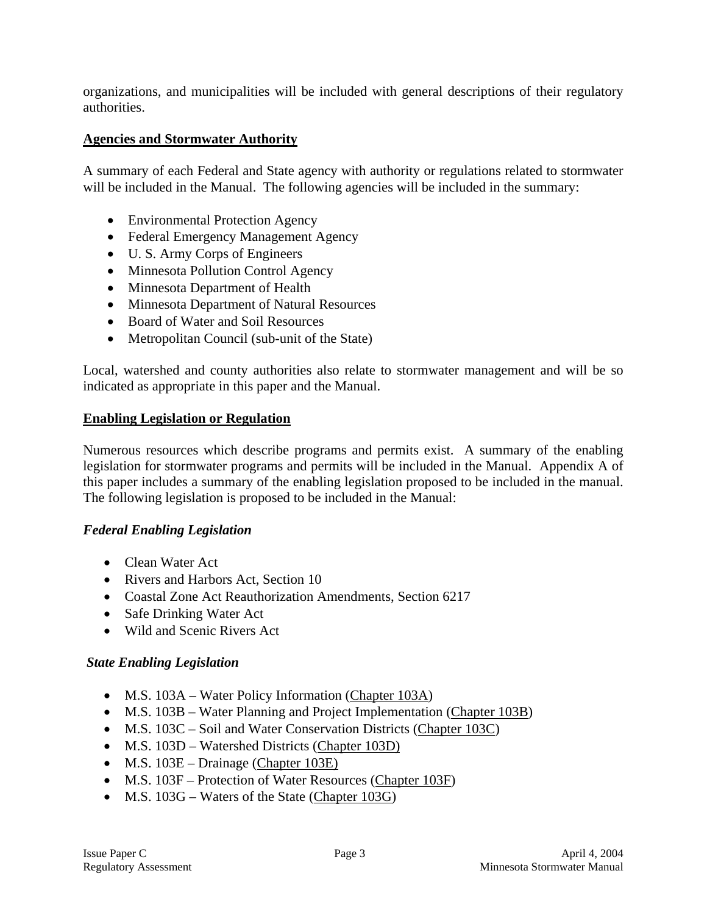organizations, and municipalities will be included with general descriptions of their regulatory authorities.

**Agencies and Stormwater Authority**

A summary of each Federal and State agency with authority or regulations related to stormwater will be included in the Manual. The following agencies will be included in the summary:

- Environmental Protection Agency
- Federal Emergency Management Agency
- U. S. Army Corps of Engineers
- Minnesota Pollution Control Agency
- Minnesota Department of Health
- Minnesota Department of Natural Resources
- Board of Water and Soil Resources
- Metropolitan Council (sub-unit of the State)

Local, watershed and county authorities also relate to stormwater management and will be so indicated as appropriate in this paper and the Manual.

**Enabling Legislation or Regulation**

Numerous resources which describe programs and permits exist. A summary of the enabling legislation for stormwater programs and permits will be included in the Manual. Appendix A of this paper includes a summary of the enabling legislation proposed to be included in the manual. The following legislation is proposed to be included in the Manual:

***Federal Enabling Legislation***

- Clean Water Act
- Rivers and Harbors Act, Section 10
- Coastal Zone Act Reauthorization Amendments, Section 6217
- Safe Drinking Water Act
- Wild and Scenic Rivers Act

***State Enabling Legislation***

- M.S. 103A – Water Policy Information (Chapter 103A)
- M.S. 103B – Water Planning and Project Implementation (Chapter 103B)
- M.S. 103C – Soil and Water Conservation Districts (Chapter 103C)
- M.S. 103D – Watershed Districts (Chapter 103D)
- M.S. 103E – Drainage (Chapter 103E)
- M.S. 103F – Protection of Water Resources (Chapter 103F)
- M.S. 103G – Waters of the State (Chapter 103G)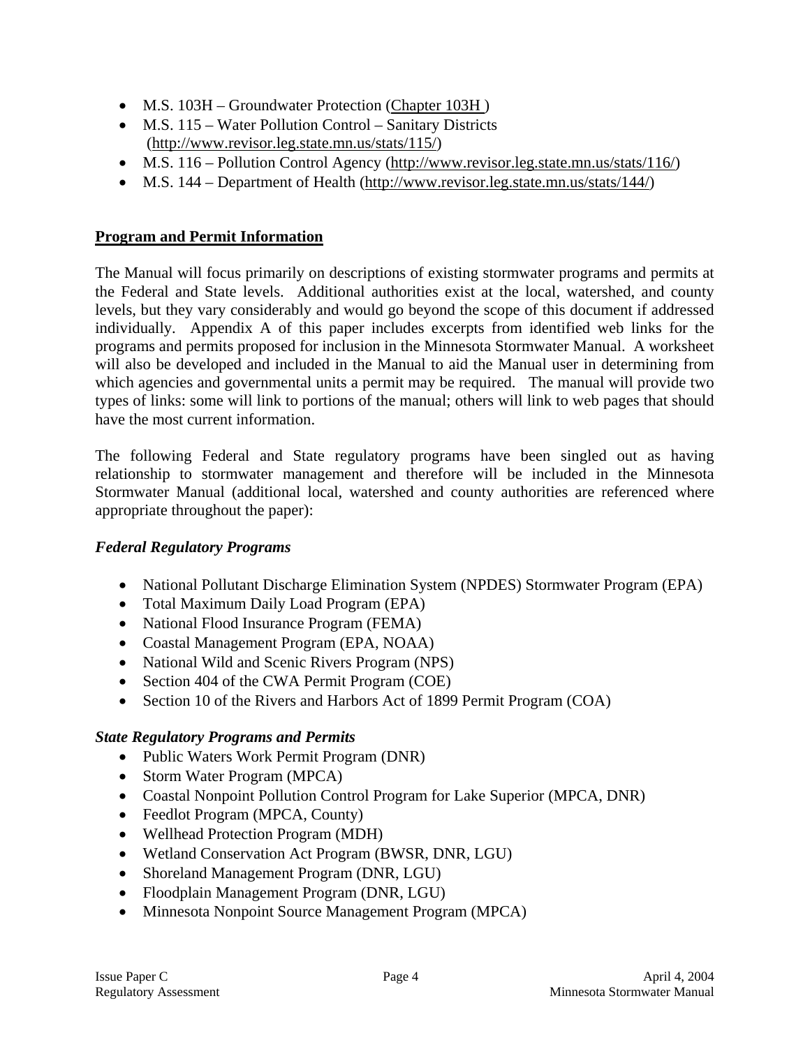- M.S. 103H – Groundwater Protection (Chapter 103H )
- M.S. 115 – Water Pollution Control – Sanitary Districts (http://www.revisor.leg.state.mn.us/stats/115/)
- M.S. 116 – Pollution Control Agency (http://www.revisor.leg.state.mn.us/stats/116/)
- M.S. 144 – Department of Health (http://www.revisor.leg.state.mn.us/stats/144/)

## Program and Permit Information

The Manual will focus primarily on descriptions of existing stormwater programs and permits at the Federal and State levels. Additional authorities exist at the local, watershed, and county levels, but they vary considerably and would go beyond the scope of this document if addressed individually. Appendix A of this paper includes excerpts from identified web links for the programs and permits proposed for inclusion in the Minnesota Stormwater Manual. A worksheet will also be developed and included in the Manual to aid the Manual user in determining from which agencies and governmental units a permit may be required. The manual will provide two types of links: some will link to portions of the manual; others will link to web pages that should have the most current information.

The following Federal and State regulatory programs have been singled out as having relationship to stormwater management and therefore will be included in the Minnesota Stormwater Manual (additional local, watershed and county authorities are referenced where appropriate throughout the paper):

### *Federal Regulatory Programs*

- National Pollutant Discharge Elimination System (NPDES) Stormwater Program (EPA)
- Total Maximum Daily Load Program (EPA)
- National Flood Insurance Program (FEMA)
- Coastal Management Program (EPA, NOAA)
- National Wild and Scenic Rivers Program (NPS)
- Section 404 of the CWA Permit Program (COE)
- Section 10 of the Rivers and Harbors Act of 1899 Permit Program (COA)

### *State Regulatory Programs and Permits*

- Public Waters Work Permit Program (DNR)
- Storm Water Program (MPCA)
- Coastal Nonpoint Pollution Control Program for Lake Superior (MPCA, DNR)
- Feedlot Program (MPCA, County)
- Wellhead Protection Program (MDH)
- Wetland Conservation Act Program (BWSR, DNR, LGU)
- Shoreland Management Program (DNR, LGU)
- Floodplain Management Program (DNR, LGU)
- Minnesota Nonpoint Source Management Program (MPCA)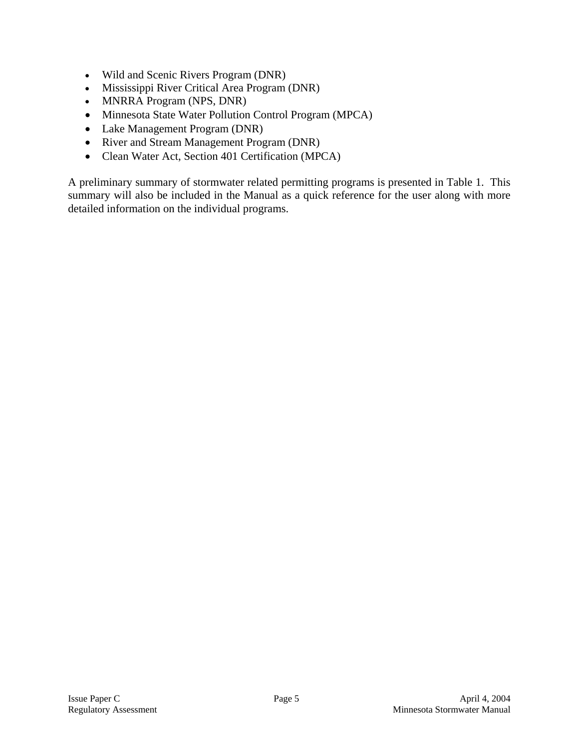- Wild and Scenic Rivers Program (DNR)
- Mississippi River Critical Area Program (DNR)
- MNRRA Program (NPS, DNR)
- Minnesota State Water Pollution Control Program (MPCA)
- Lake Management Program (DNR)
- River and Stream Management Program (DNR)
- Clean Water Act, Section 401 Certification (MPCA)

A preliminary summary of stormwater related permitting programs is presented in Table 1. This summary will also be included in the Manual as a quick reference for the user along with more detailed information on the individual programs.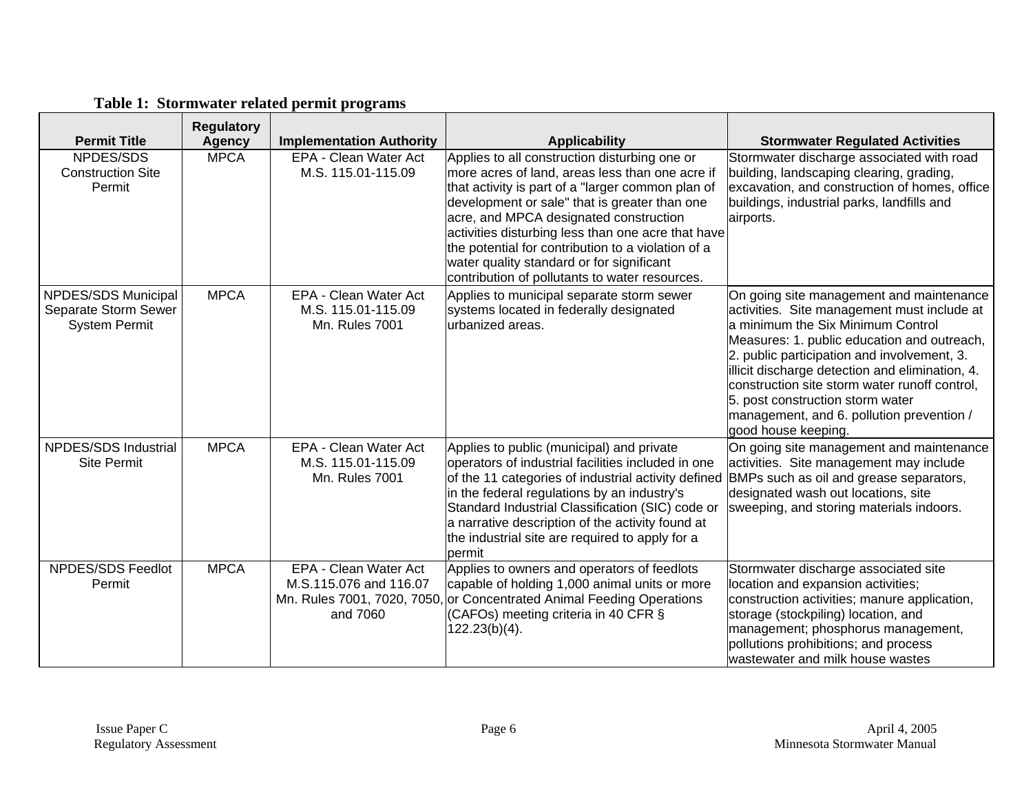**Table 1: Stormwater related permit programs**

| Permit Title | Regulatory Agency | Implementation Authority | Applicability | Stormwater Regulated Activities |
|---|---|---|---|---|
| NPDES/SDS Construction Site Permit | MPCA | EPA - Clean Water Act M.S. 115.01-115.09 | Applies to all construction disturbing one or more acres of land, areas less than one acre if that activity is part of a "larger common plan of development or sale" that is greater than one acre, and MPCA designated construction activities disturbing less than one acre that have the potential for contribution to a violation of a water quality standard or for significant contribution of pollutants to water resources. | Stormwater discharge associated with road building, landscaping clearing, grading, excavation, and construction of homes, office buildings, industrial parks, landfills and airports. |
| NPDES/SDS Municipal Separate Storm Sewer System Permit | MPCA | EPA - Clean Water Act M.S. 115.01-115.09 Mn. Rules 7001 | Applies to municipal separate storm sewer systems located in federally designated urbanized areas. | On going site management and maintenance activities. Site management must include at a minimum the Six Minimum Control Measures: 1. public education and outreach, 2. public participation and involvement, 3. illicit discharge detection and elimination, 4. construction site storm water runoff control, 5. post construction storm water management, and 6. pollution prevention / good house keeping. |
| NPDES/SDS Industrial Site Permit | MPCA | EPA - Clean Water Act M.S. 115.01-115.09 Mn. Rules 7001 | Applies to public (municipal) and private operators of industrial facilities included in one of the 11 categories of industrial activity defined in the federal regulations by an industry's Standard Industrial Classification (SIC) code or a narrative description of the activity found at the industrial site are required to apply for a permit | On going site management and maintenance activities. Site management may include BMPs such as oil and grease separators, designated wash out locations, site sweeping, and storing materials indoors. |
| NPDES/SDS Feedlot Permit | MPCA | EPA - Clean Water Act M.S.115.076 and 116.07 Mn. Rules 7001, 7020, 7050, and 7060 | Applies to owners and operators of feedlots capable of holding 1,000 animal units or more or Concentrated Animal Feeding Operations (CAFOs) meeting criteria in 40 CFR § 122.23(b)(4). | Stormwater discharge associated site location and expansion activities; construction activities; manure application, storage (stockpiling) location, and management; phosphorus management, pollutions prohibitions; and process wastewater and milk house wastes |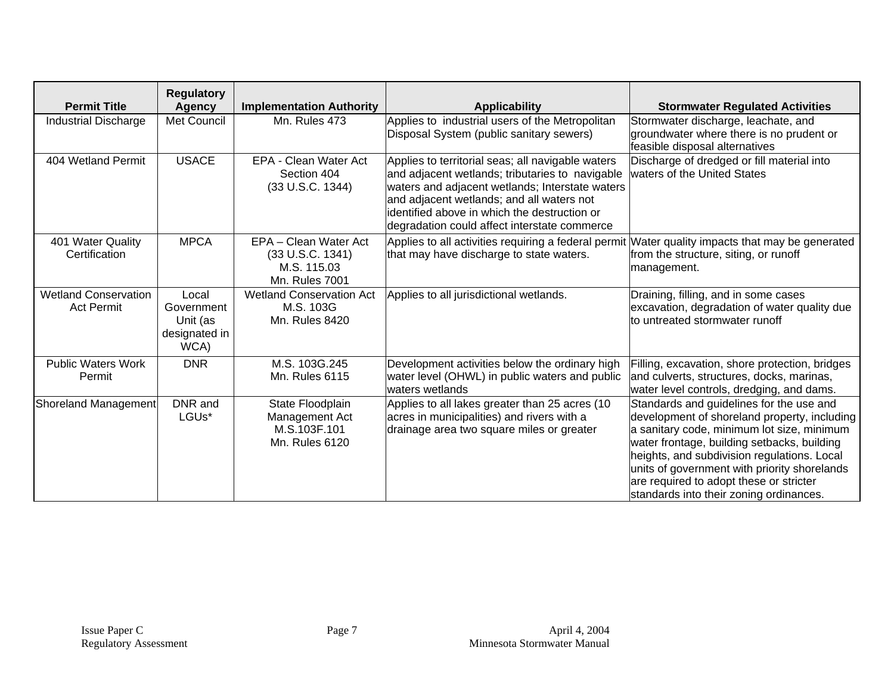| Permit Title | Regulatory Agency | Implementation Authority | Applicability | Stormwater Regulated Activities |
|---|---|---|---|---|
| Industrial Discharge | Met Council | Mn. Rules 473 | Applies to industrial users of the Metropolitan Disposal System (public sanitary sewers) | Stormwater discharge, leachate, and groundwater where there is no prudent or feasible disposal alternatives |
| 404 Wetland Permit | USACE | EPA - Clean Water Act Section 404 (33 U.S.C. 1344) | Applies to territorial seas; all navigable waters and adjacent wetlands; tributaries to navigable waters and adjacent wetlands; Interstate waters and adjacent wetlands; and all waters not identified above in which the destruction or degradation could affect interstate commerce | Discharge of dredged or fill material into waters of the United States |
| 401 Water Quality Certification | MPCA | EPA – Clean Water Act (33 U.S.C. 1341) M.S. 115.03 Mn. Rules 7001 | Applies to all activities requiring a federal permit that may have discharge to state waters. | Water quality impacts that may be generated from the structure, siting, or runoff management. |
| Wetland Conservation Act Permit | Local Government Unit (as designated in WCA) | Wetland Conservation Act M.S. 103G Mn. Rules 8420 | Applies to all jurisdictional wetlands. | Draining, filling, and in some cases excavation, degradation of water quality due to untreated stormwater runoff |
| Public Waters Work Permit | DNR | M.S. 103G.245 Mn. Rules 6115 | Development activities below the ordinary high water level (OHWL) in public waters and public waters wetlands | Filling, excavation, shore protection, bridges and culverts, structures, docks, marinas, water level controls, dredging, and dams. |
| Shoreland Management | DNR and LGUs* | State Floodplain Management Act M.S.103F.101 Mn. Rules 6120 | Applies to all lakes greater than 25 acres (10 acres in municipalities) and rivers with a drainage area two square miles or greater | Standards and guidelines for the use and development of shoreland property, including a sanitary code, minimum lot size, minimum water frontage, building setbacks, building heights, and subdivision regulations. Local units of government with priority shorelands are required to adopt these or stricter standards into their zoning ordinances. |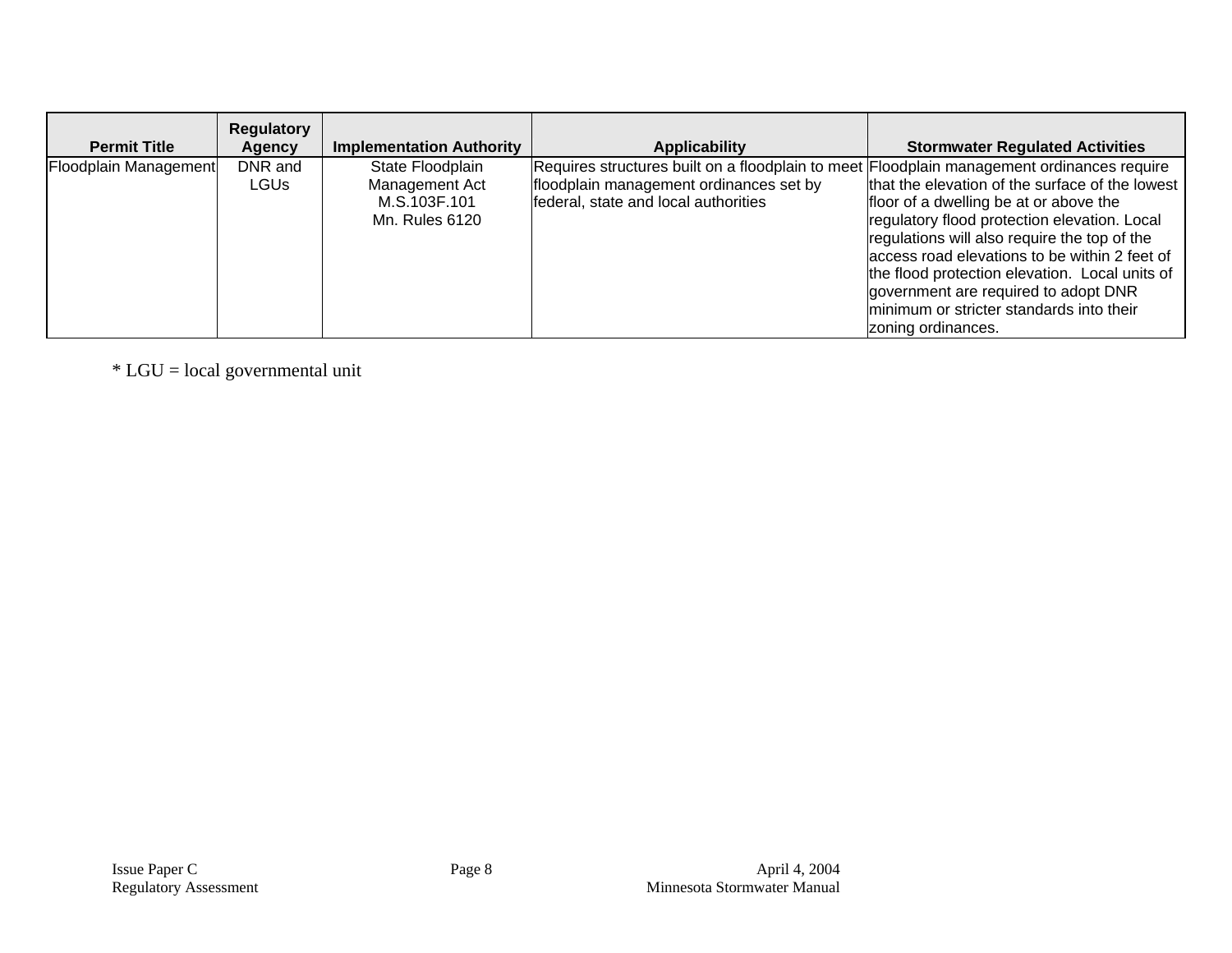| Permit Title | Regulatory Agency | Implementation Authority | Applicability | Stormwater Regulated Activities |
|---|---|---|---|---|
| Floodplain Management | DNR and LGUs | State Floodplain Management Act M.S.103F.101 Mn. Rules 6120 | Requires structures built on a floodplain to meet floodplain management ordinances set by federal, state and local authorities | Floodplain management ordinances require that the elevation of the surface of the lowest floor of a dwelling be at or above the regulatory flood protection elevation. Local regulations will also require the top of the access road elevations to be within 2 feet of the flood protection elevation. Local units of government are required to adopt DNR minimum or stricter standards into their zoning ordinances. |

* LGU = local governmental unit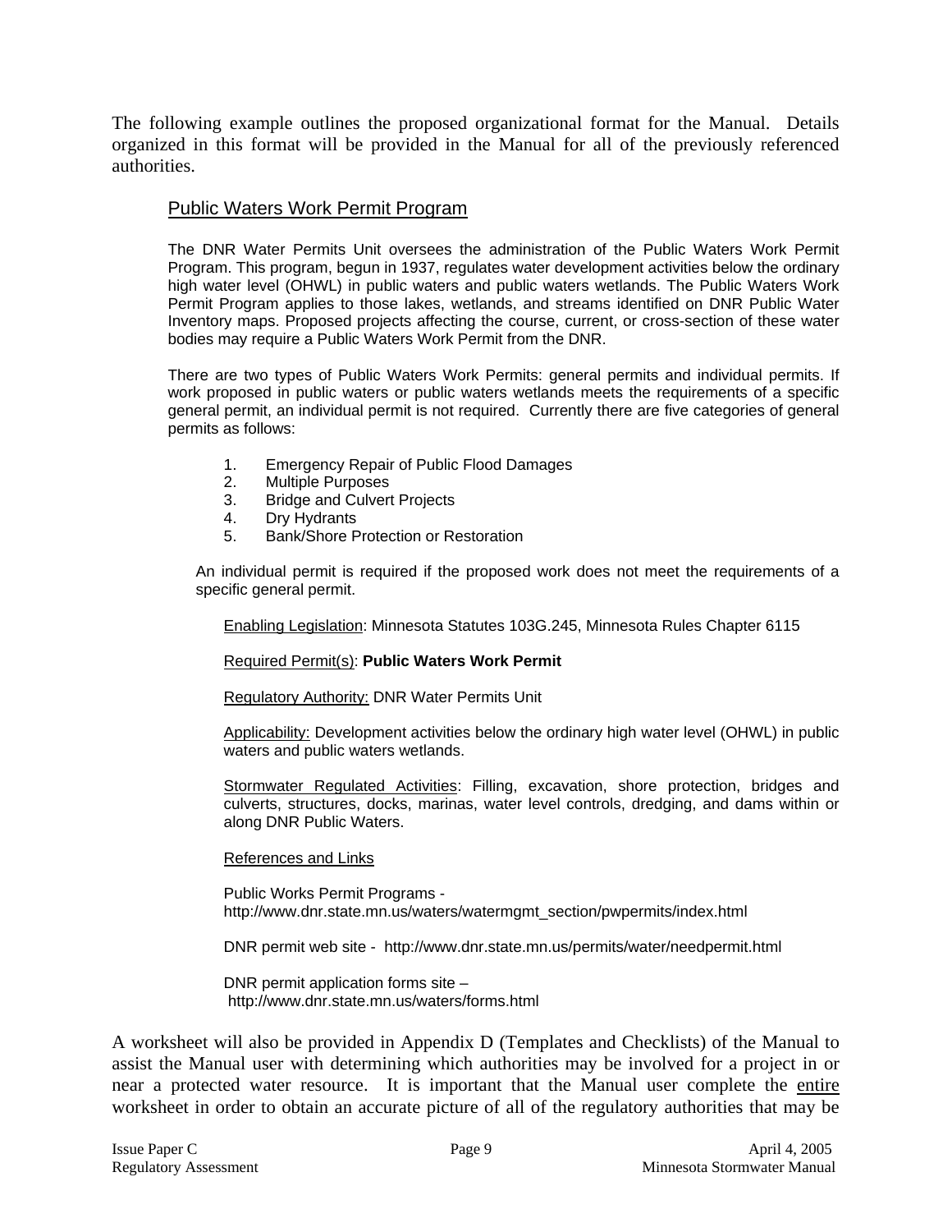The following example outlines the proposed organizational format for the Manual. Details organized in this format will be provided in the Manual for all of the previously referenced authorities.

### Public Waters Work Permit Program

The DNR Water Permits Unit oversees the administration of the Public Waters Work Permit Program. This program, begun in 1937, regulates water development activities below the ordinary high water level (OHWL) in public waters and public waters wetlands. The Public Waters Work Permit Program applies to those lakes, wetlands, and streams identified on DNR Public Water Inventory maps. Proposed projects affecting the course, current, or cross-section of these water bodies may require a Public Waters Work Permit from the DNR.

There are two types of Public Waters Work Permits: general permits and individual permits. If work proposed in public waters or public waters wetlands meets the requirements of a specific general permit, an individual permit is not required. Currently there are five categories of general permits as follows:

1. Emergency Repair of Public Flood Damages
2. Multiple Purposes
3. Bridge and Culvert Projects
4. Dry Hydrants
5. Bank/Shore Protection or Restoration

An individual permit is required if the proposed work does not meet the requirements of a specific general permit.

Enabling Legislation: Minnesota Statutes 103G.245, Minnesota Rules Chapter 6115

Required Permit(s): **Public Waters Work Permit**

Regulatory Authority: DNR Water Permits Unit

Applicability: Development activities below the ordinary high water level (OHWL) in public waters and public waters wetlands.

Stormwater Regulated Activities: Filling, excavation, shore protection, bridges and culverts, structures, docks, marinas, water level controls, dredging, and dams within or along DNR Public Waters.

References and Links

Public Works Permit Programs - http://www.dnr.state.mn.us/waters/watermgmt_section/pwpermits/index.html

DNR permit web site - http://www.dnr.state.mn.us/permits/water/needpermit.html

DNR permit application forms site – http://www.dnr.state.mn.us/waters/forms.html

A worksheet will also be provided in Appendix D (Templates and Checklists) of the Manual to assist the Manual user with determining which authorities may be involved for a project in or near a protected water resource. It is important that the Manual user complete the entire worksheet in order to obtain an accurate picture of all of the regulatory authorities that may be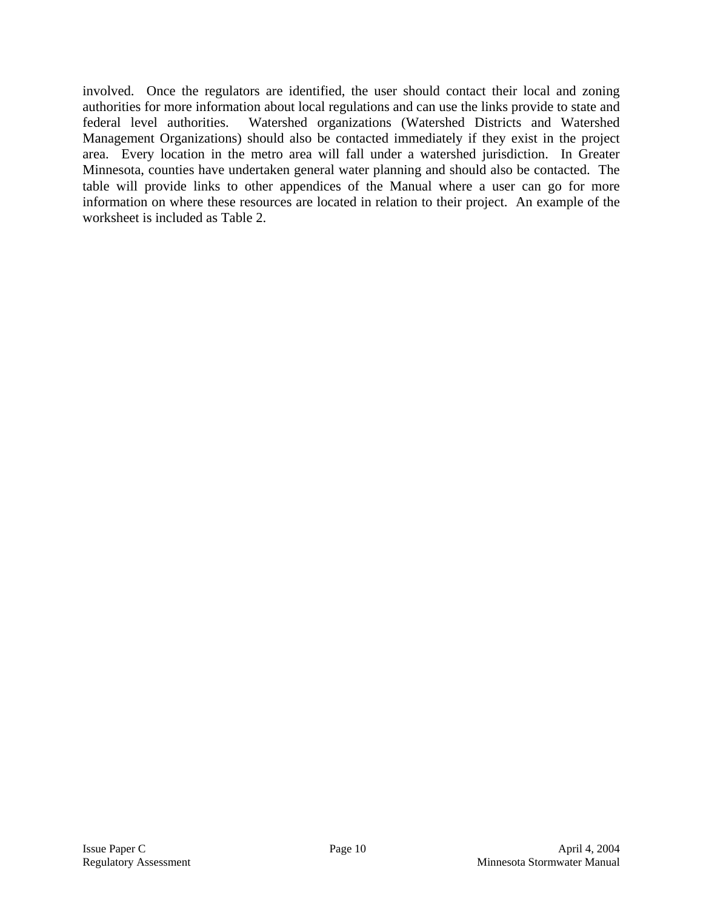involved. Once the regulators are identified, the user should contact their local and zoning authorities for more information about local regulations and can use the links provide to state and federal level authorities. Watershed organizations (Watershed Districts and Watershed Management Organizations) should also be contacted immediately if they exist in the project area. Every location in the metro area will fall under a watershed jurisdiction. In Greater Minnesota, counties have undertaken general water planning and should also be contacted. The table will provide links to other appendices of the Manual where a user can go for more information on where these resources are located in relation to their project. An example of the worksheet is included as Table 2.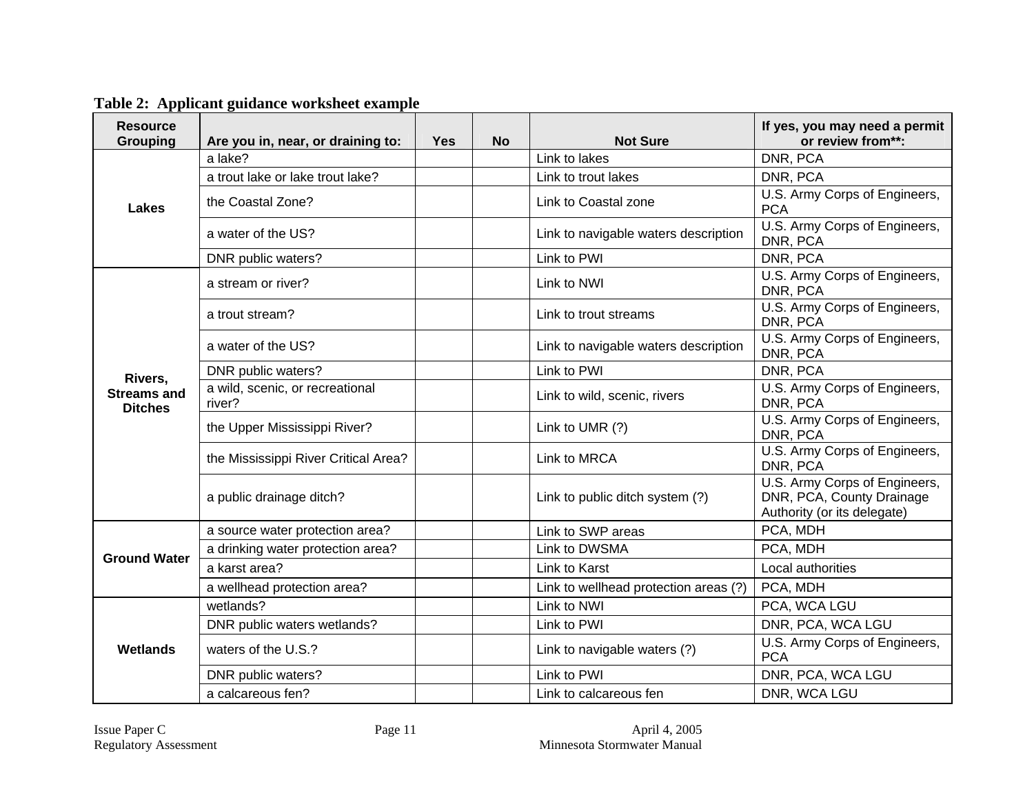**Table 2: Applicant guidance worksheet example**

| Resource Grouping | Are you in, near, or draining to: | Yes | No | Not Sure | If yes, you may need a permit or review from**: |
|---|---|---|---|---|---|
| Lakes | a lake? | | | Link to lakes | DNR, PCA |
| | a trout lake or lake trout lake? | | | Link to trout lakes | DNR, PCA |
| | the Coastal Zone? | | | Link to Coastal zone | U.S. Army Corps of Engineers, PCA |
| | a water of the US? | | | Link to navigable waters description | U.S. Army Corps of Engineers, DNR, PCA |
| | DNR public waters? | | | Link to PWI | DNR, PCA |
| Rivers, Streams and Ditches | a stream or river? | | | Link to NWI | U.S. Army Corps of Engineers, DNR, PCA |
| | a trout stream? | | | Link to trout streams | U.S. Army Corps of Engineers, DNR, PCA |
| | a water of the US? | | | Link to navigable waters description | U.S. Army Corps of Engineers, DNR, PCA |
| | DNR public waters? | | | Link to PWI | DNR, PCA |
| | a wild, scenic, or recreational river? | | | Link to wild, scenic, rivers | U.S. Army Corps of Engineers, DNR, PCA |
| | the Upper Mississippi River? | | | Link to UMR (?) | U.S. Army Corps of Engineers, DNR, PCA |
| | the Mississippi River Critical Area? | | | Link to MRCA | U.S. Army Corps of Engineers, DNR, PCA |
| | a public drainage ditch? | | | Link to public ditch system (?) | U.S. Army Corps of Engineers, DNR, PCA, County Drainage Authority (or its delegate) |
| Ground Water | a source water protection area? | | | Link to SWP areas | PCA, MDH |
| | a drinking water protection area? | | | Link to DWSMA | PCA, MDH |
| | a karst area? | | | Link to Karst | Local authorities |
| | a wellhead protection area? | | | Link to wellhead protection areas (?) | PCA, MDH |
| Wetlands | wetlands? | | | Link to NWI | PCA, WCA LGU |
| | DNR public waters wetlands? | | | Link to PWI | DNR, PCA, WCA LGU |
| | waters of the U.S.? | | | Link to navigable waters (?) | U.S. Army Corps of Engineers, PCA |
| | DNR public waters? | | | Link to PWI | DNR, PCA, WCA LGU |
| | a calcareous fen? | | | Link to calcareous fen | DNR, WCA LGU |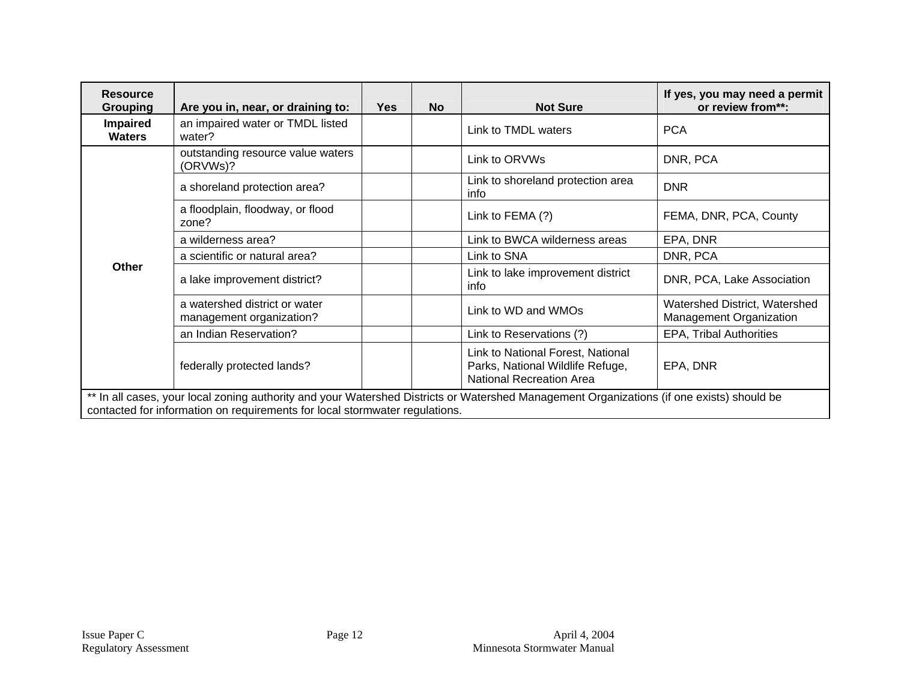| Resource Grouping | Are you in, near, or draining to: | Yes | No | Not Sure | If yes, you may need a permit or review from**: |
|---|---|---|---|---|---|
| **Impaired Waters** | an impaired water or TMDL listed water? | | | Link to TMDL waters | PCA |
| **Other** | outstanding resource value waters (ORVWs)? | | | Link to ORVWs | DNR, PCA |
| | a shoreland protection area? | | | Link to shoreland protection area info | DNR |
| | a floodplain, floodway, or flood zone? | | | Link to FEMA (?) | FEMA, DNR, PCA, County |
| | a wilderness area? | | | Link to BWCA wilderness areas | EPA, DNR |
| | a scientific or natural area? | | | Link to SNA | DNR, PCA |
| | a lake improvement district? | | | Link to lake improvement district info | DNR, PCA, Lake Association |
| | a watershed district or water management organization? | | | Link to WD and WMOs | Watershed District, Watershed Management Organization |
| | an Indian Reservation? | | | Link to Reservations (?) | EPA, Tribal Authorities |
| | federally protected lands? | | | Link to National Forest, National Parks, National Wildlife Refuge, National Recreation Area | EPA, DNR |

** In all cases, your local zoning authority and your Watershed Districts or Watershed Management Organizations (if one exists) should be contacted for information on requirements for local stormwater regulations.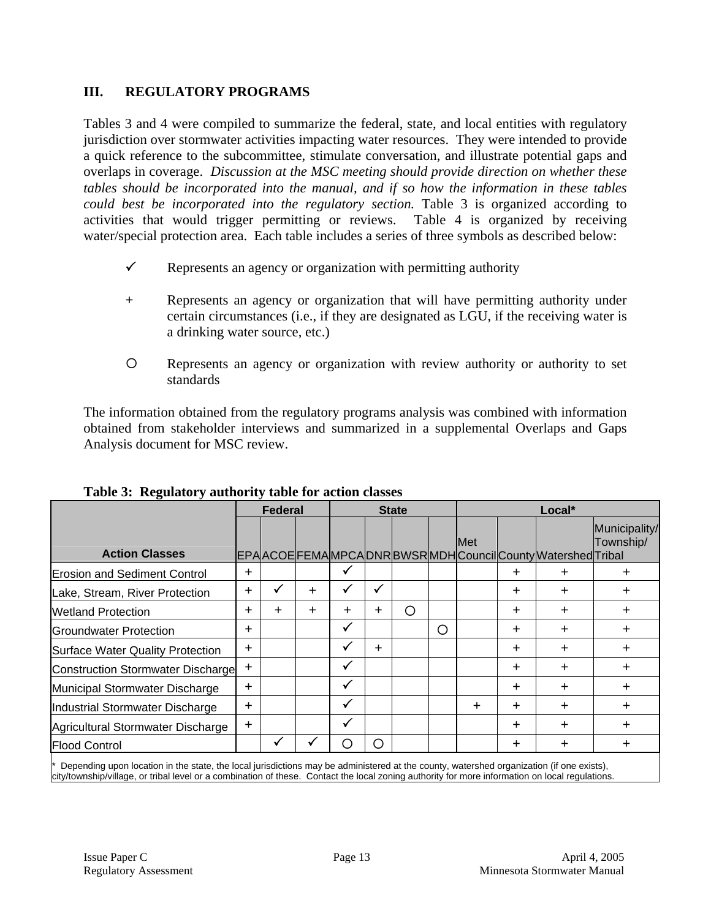## III. REGULATORY PROGRAMS

Tables 3 and 4 were compiled to summarize the federal, state, and local entities with regulatory jurisdiction over stormwater activities impacting water resources. They were intended to provide a quick reference to the subcommittee, stimulate conversation, and illustrate potential gaps and overlaps in coverage. *Discussion at the MSC meeting should provide direction on whether these tables should be incorporated into the manual, and if so how the information in these tables could best be incorporated into the regulatory section.* Table 3 is organized according to activities that would trigger permitting or reviews. Table 4 is organized by receiving water/special protection area. Each table includes a series of three symbols as described below:

- ✓ Represents an agency or organization with permitting authority
- \+ Represents an agency or organization that will have permitting authority under certain circumstances (i.e., if they are designated as LGU, if the receiving water is a drinking water source, etc.)
- ○ Represents an agency or organization with review authority or authority to set standards

The information obtained from the regulatory programs analysis was combined with information obtained from stakeholder interviews and summarized in a supplemental Overlaps and Gaps Analysis document for MSC review.

**Table 3: Regulatory authority table for action classes**

| | Federal | | | State | | | | Local* | | | |
|---|---|---|---|---|---|---|---|---|---|---|---|
| Action Classes | EPA | ACOE | FEMA | MPCA | DNR | BWSR | MDH | Met Council | County | Watershed | Municipality/ Township/ Tribal |
| Erosion and Sediment Control | + | | | ✓ | | | | | + | + | + |
| Lake, Stream, River Protection | + | ✓ | + | ✓ | ✓ | | | | + | + | + |
| Wetland Protection | + | + | + | + | + | ○ | | | + | + | + |
| Groundwater Protection | + | | | ✓ | | | ○ | | + | + | + |
| Surface Water Quality Protection | + | | | ✓ | + | | | | + | + | + |
| Construction Stormwater Discharge | + | | | ✓ | | | | | + | + | + |
| Municipal Stormwater Discharge | + | | | ✓ | | | | | + | + | + |
| Industrial Stormwater Discharge | + | | | ✓ | | | | + | + | + | + |
| Agricultural Stormwater Discharge | + | | | ✓ | | | | | + | + | + |
| Flood Control | | ✓ | ✓ | ○ | ○ | | | | + | + | + |

\* Depending upon location in the state, the local jurisdictions may be administered at the county, watershed organization (if one exists), city/township/village, or tribal level or a combination of these. Contact the local zoning authority for more information on local regulations.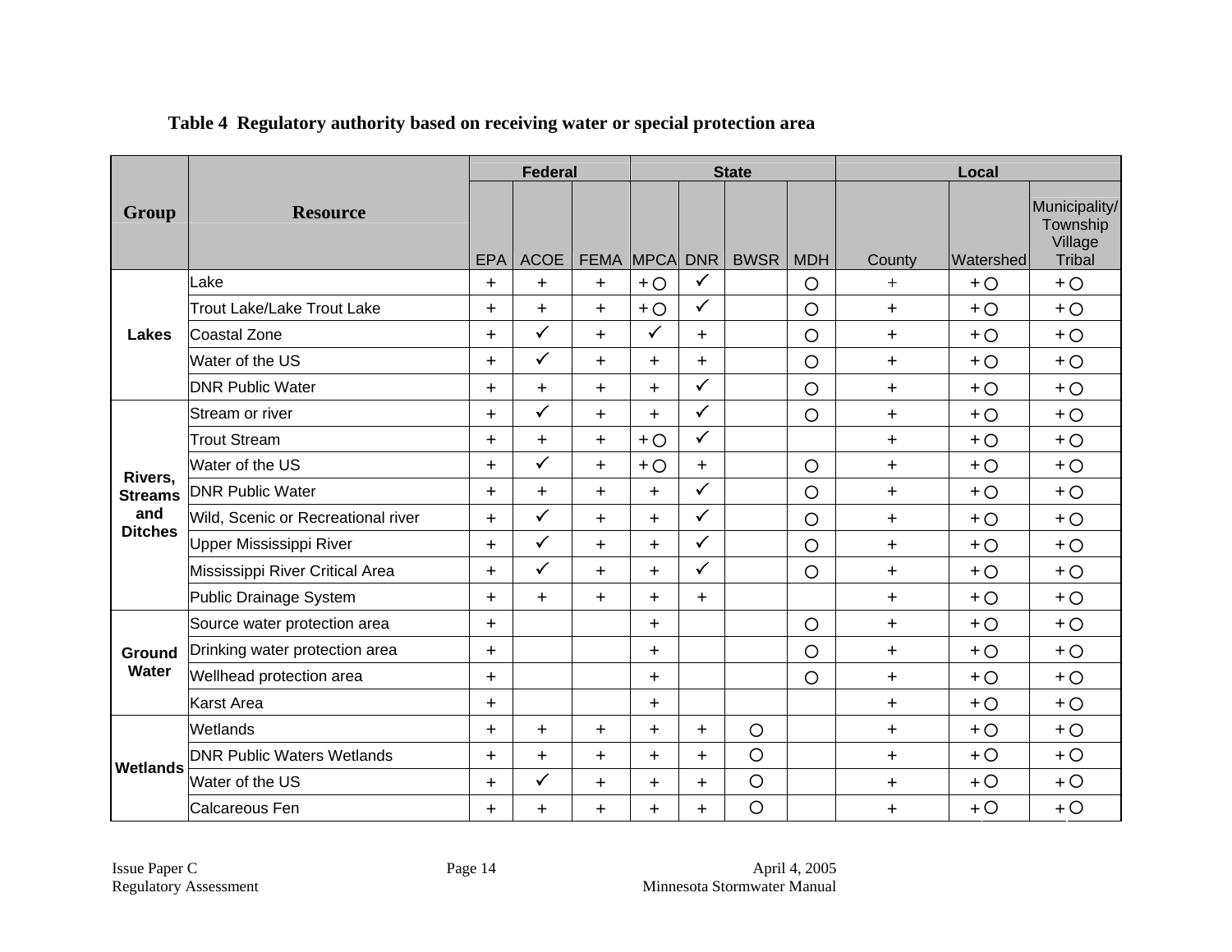**Table 4 Regulatory authority based on receiving water or special protection area**

| Group | Resource | Federal | | | State | | | | Local | | |
|---|---|---|---|---|---|---|---|---|---|---|---|
| | | EPA | ACOE | FEMA | MPCA | DNR | BWSR | MDH | County | Watershed | Municipality/ Township Village Tribal |
| Lakes | Lake | + | + | + | + ○ | ✓ | | ○ | + | + ○ | + ○ |
| | Trout Lake/Lake Trout Lake | + | + | + | + ○ | ✓ | | ○ | + | + ○ | + ○ |
| | Coastal Zone | + | ✓ | + | ✓ | + | | ○ | + | + ○ | + ○ |
| | Water of the US | + | ✓ | + | + | + | | ○ | + | + ○ | + ○ |
| | DNR Public Water | + | + | + | + | ✓ | | ○ | + | + ○ | + ○ |
| Rivers, Streams and Ditches | Stream or river | + | ✓ | + | + | ✓ | | ○ | + | + ○ | + ○ |
| | Trout Stream | + | + | + | + ○ | ✓ | | | + | + ○ | + ○ |
| | Water of the US | + | ✓ | + | + ○ | + | | ○ | + | + ○ | + ○ |
| | DNR Public Water | + | + | + | + | ✓ | | ○ | + | + ○ | + ○ |
| | Wild, Scenic or Recreational river | + | ✓ | + | + | ✓ | | ○ | + | + ○ | + ○ |
| | Upper Mississippi River | + | ✓ | + | + | ✓ | | ○ | + | + ○ | + ○ |
| | Mississippi River Critical Area | + | ✓ | + | + | ✓ | | ○ | + | + ○ | + ○ |
| | Public Drainage System | + | + | + | + | + | | | + | + ○ | + ○ |
| Ground Water | Source water protection area | + | | | + | | | ○ | + | + ○ | + ○ |
| | Drinking water protection area | + | | | + | | | ○ | + | + ○ | + ○ |
| | Wellhead protection area | + | | | + | | | ○ | + | + ○ | + ○ |
| | Karst Area | + | | | + | | | | + | + ○ | + ○ |
| Wetlands | Wetlands | + | + | + | + | + | ○ | | + | + ○ | + ○ |
| | DNR Public Waters Wetlands | + | + | + | + | + | ○ | | + | + ○ | + ○ |
| | Water of the US | + | ✓ | + | + | + | ○ | | + | + ○ | + ○ |
| | Calcareous Fen | + | + | + | + | + | ○ | | + | + ○ | + ○ |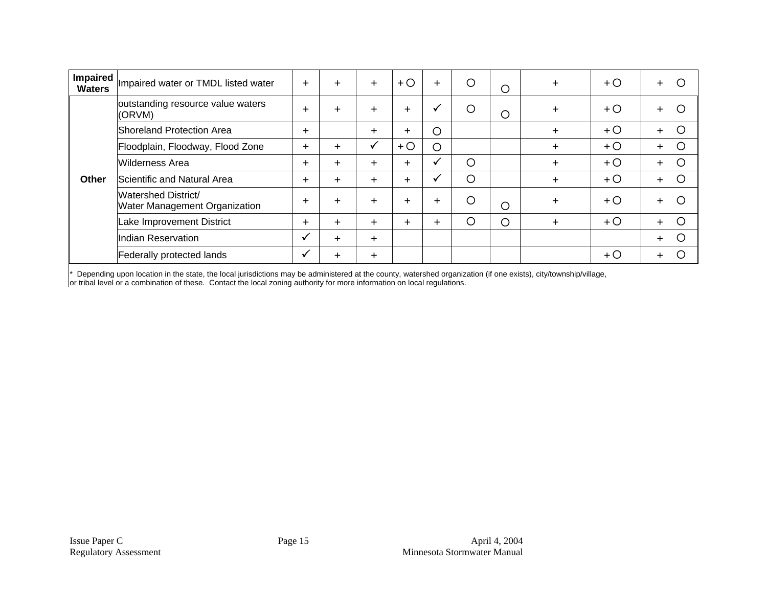| | | | | | | | | | | | |
|---|---|---|---|---|---|---|---|---|---|---|---|
| **Impaired Waters** | Impaired water or TMDL listed water | + | + | + | + ○ | + | ○ | ○ | + | + ○ | + ○ |
| **Other** | outstanding resource value waters (ORVM) | + | + | + | + | ✓ | ○ | ○ | + | + ○ | + ○ |
| | Shoreland Protection Area | + | | + | + | ○ | | | + | + ○ | + ○ |
| | Floodplain, Floodway, Flood Zone | + | + | ✓ | + ○ | ○ | | | + | + ○ | + ○ |
| | Wilderness Area | + | + | + | + | ✓ | ○ | | + | + ○ | + ○ |
| | Scientific and Natural Area | + | + | + | + | ✓ | ○ | | + | + ○ | + ○ |
| | Watershed District/ Water Management Organization | + | + | + | + | + | ○ | ○ | + | + ○ | + ○ |
| | Lake Improvement District | + | + | + | + | + | ○ | ○ | + | + ○ | + ○ |
| | Indian Reservation | ✓ | + | + | | | | | | | + ○ |
| | Federally protected lands | ✓ | + | + | | | | | | + ○ | + ○ |

* Depending upon location in the state, the local jurisdictions may be administered at the county, watershed organization (if one exists), city/township/village, or tribal level or a combination of these. Contact the local zoning authority for more information on local regulations.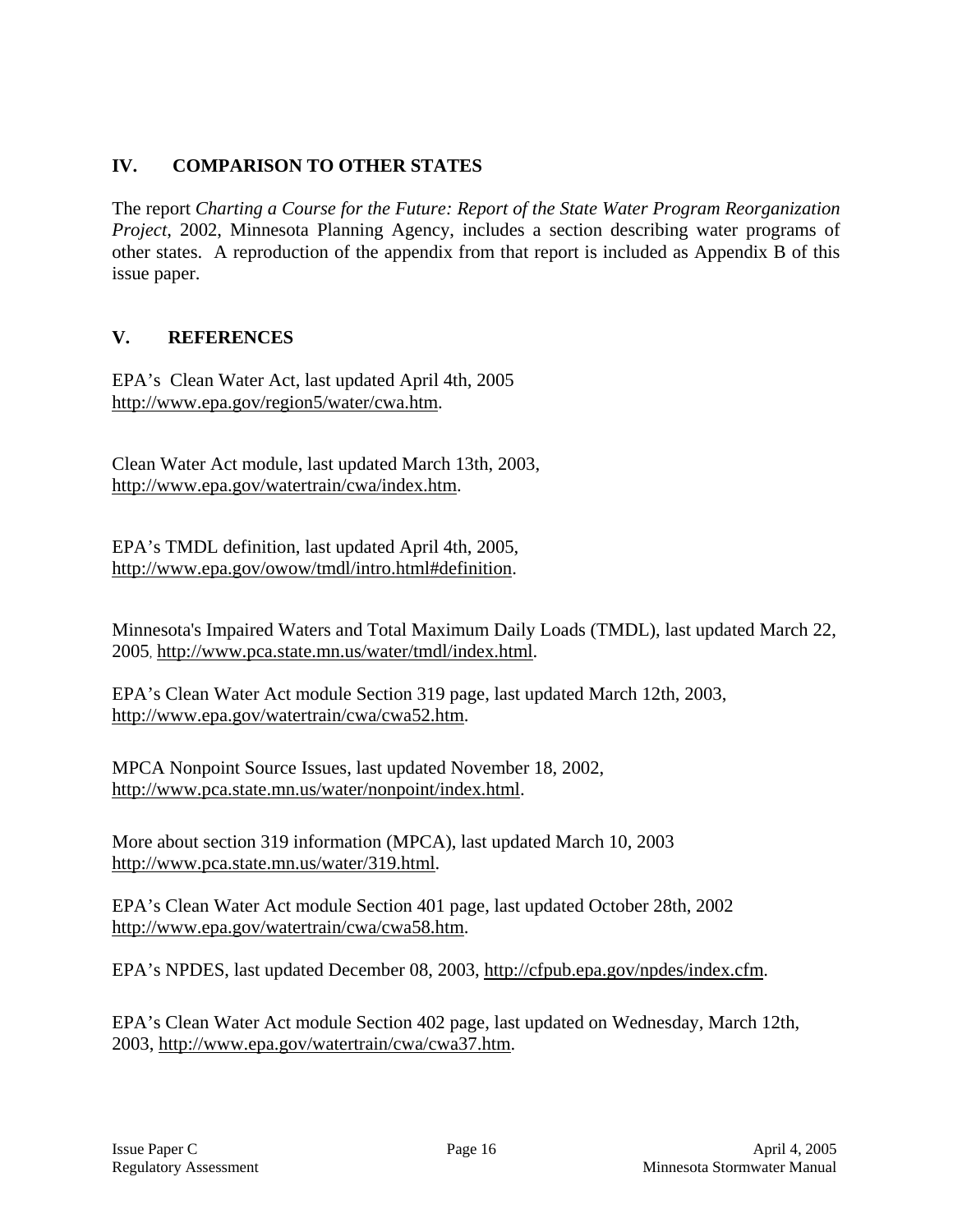## IV. COMPARISON TO OTHER STATES

The report *Charting a Course for the Future: Report of the State Water Program Reorganization Project*, 2002, Minnesota Planning Agency, includes a section describing water programs of other states. A reproduction of the appendix from that report is included as Appendix B of this issue paper.

## V. REFERENCES

EPA's Clean Water Act, last updated April 4th, 2005 http://www.epa.gov/region5/water/cwa.htm.

Clean Water Act module, last updated March 13th, 2003, http://www.epa.gov/watertrain/cwa/index.htm.

EPA's TMDL definition, last updated April 4th, 2005, http://www.epa.gov/owow/tmdl/intro.html#definition.

Minnesota's Impaired Waters and Total Maximum Daily Loads (TMDL), last updated March 22, 2005, http://www.pca.state.mn.us/water/tmdl/index.html.

EPA's Clean Water Act module Section 319 page, last updated March 12th, 2003, http://www.epa.gov/watertrain/cwa/cwa52.htm.

MPCA Nonpoint Source Issues, last updated November 18, 2002, http://www.pca.state.mn.us/water/nonpoint/index.html.

More about section 319 information (MPCA), last updated March 10, 2003 http://www.pca.state.mn.us/water/319.html.

EPA's Clean Water Act module Section 401 page, last updated October 28th, 2002 http://www.epa.gov/watertrain/cwa/cwa58.htm.

EPA's NPDES, last updated December 08, 2003, http://cfpub.epa.gov/npdes/index.cfm.

EPA's Clean Water Act module Section 402 page, last updated on Wednesday, March 12th, 2003, http://www.epa.gov/watertrain/cwa/cwa37.htm.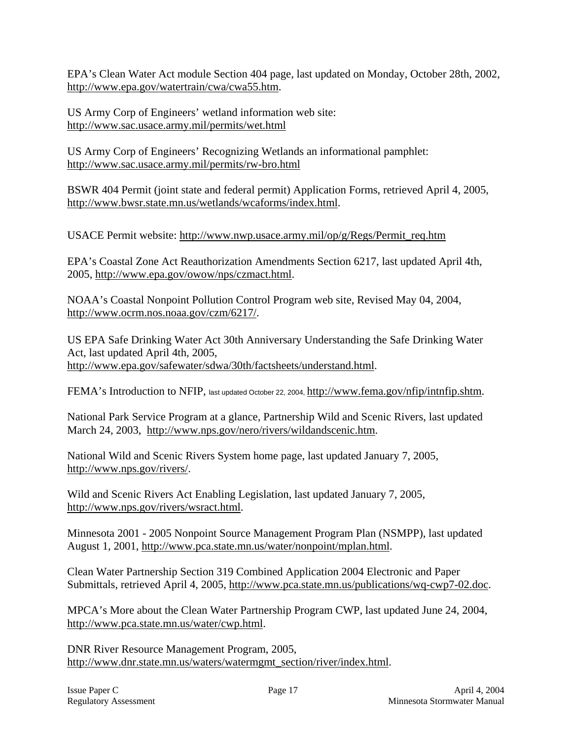EPA's Clean Water Act module Section 404 page, last updated on Monday, October 28th, 2002, http://www.epa.gov/watertrain/cwa/cwa55.htm.

US Army Corp of Engineers' wetland information web site: http://www.sac.usace.army.mil/permits/wet.html

US Army Corp of Engineers' Recognizing Wetlands an informational pamphlet: http://www.sac.usace.army.mil/permits/rw-bro.html

BSWR 404 Permit (joint state and federal permit) Application Forms, retrieved April 4, 2005, http://www.bwsr.state.mn.us/wetlands/wcaforms/index.html.

USACE Permit website: http://www.nwp.usace.army.mil/op/g/Regs/Permit_req.htm

EPA's Coastal Zone Act Reauthorization Amendments Section 6217, last updated April 4th, 2005, http://www.epa.gov/owow/nps/czmact.html.

NOAA's Coastal Nonpoint Pollution Control Program web site, Revised May 04, 2004, http://www.ocrm.nos.noaa.gov/czm/6217/.

US EPA Safe Drinking Water Act 30th Anniversary Understanding the Safe Drinking Water Act, last updated April 4th, 2005, http://www.epa.gov/safewater/sdwa/30th/factsheets/understand.html.

FEMA's Introduction to NFIP, last updated October 22, 2004, http://www.fema.gov/nfip/intnfip.shtm.

National Park Service Program at a glance, Partnership Wild and Scenic Rivers, last updated March 24, 2003, http://www.nps.gov/nero/rivers/wildandscenic.htm.

National Wild and Scenic Rivers System home page, last updated January 7, 2005, http://www.nps.gov/rivers/.

Wild and Scenic Rivers Act Enabling Legislation, last updated January 7, 2005, http://www.nps.gov/rivers/wsract.html.

Minnesota 2001 - 2005 Nonpoint Source Management Program Plan (NSMPP), last updated August 1, 2001, http://www.pca.state.mn.us/water/nonpoint/mplan.html.

Clean Water Partnership Section 319 Combined Application 2004 Electronic and Paper Submittals, retrieved April 4, 2005, http://www.pca.state.mn.us/publications/wq-cwp7-02.doc.

MPCA's More about the Clean Water Partnership Program CWP, last updated June 24, 2004, http://www.pca.state.mn.us/water/cwp.html.

DNR River Resource Management Program, 2005, http://www.dnr.state.mn.us/waters/watermgmt_section/river/index.html.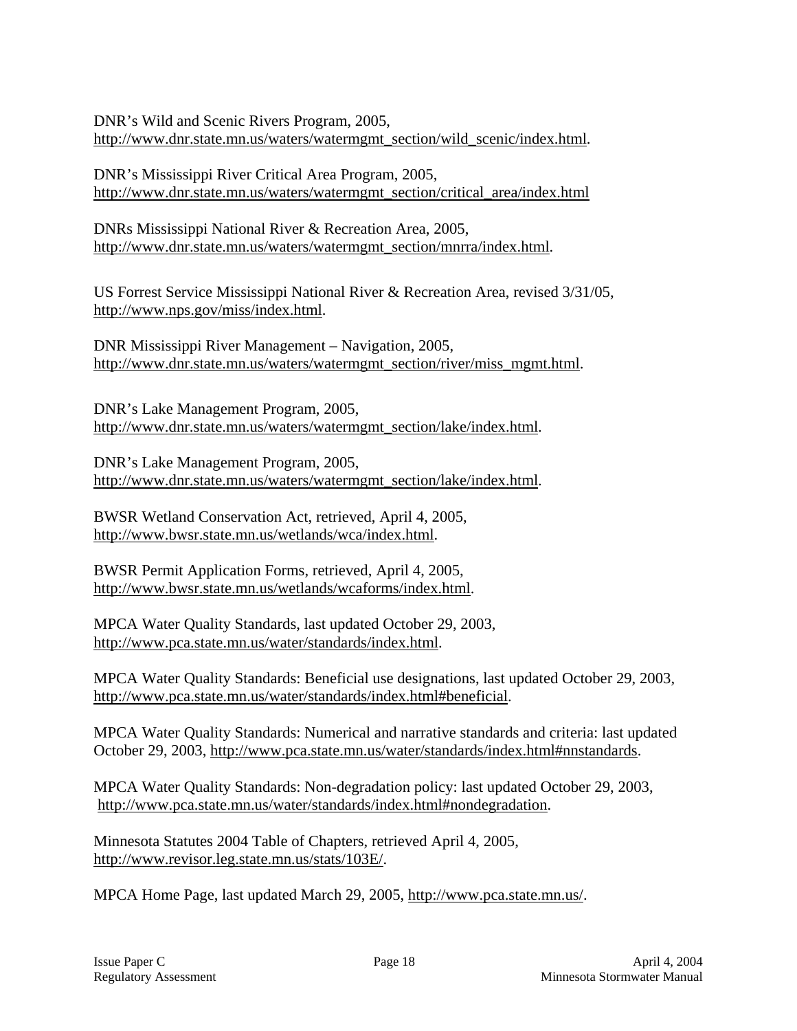DNR's Wild and Scenic Rivers Program, 2005, http://www.dnr.state.mn.us/waters/watermgmt_section/wild_scenic/index.html.

DNR's Mississippi River Critical Area Program, 2005, http://www.dnr.state.mn.us/waters/watermgmt_section/critical_area/index.html

DNRs Mississippi National River & Recreation Area, 2005, http://www.dnr.state.mn.us/waters/watermgmt_section/mnrra/index.html.

US Forrest Service Mississippi National River & Recreation Area, revised 3/31/05, http://www.nps.gov/miss/index.html.

DNR Mississippi River Management – Navigation, 2005, http://www.dnr.state.mn.us/waters/watermgmt_section/river/miss_mgmt.html.

DNR's Lake Management Program, 2005, http://www.dnr.state.mn.us/waters/watermgmt_section/lake/index.html.

DNR's Lake Management Program, 2005, http://www.dnr.state.mn.us/waters/watermgmt_section/lake/index.html.

BWSR Wetland Conservation Act, retrieved, April 4, 2005, http://www.bwsr.state.mn.us/wetlands/wca/index.html.

BWSR Permit Application Forms, retrieved, April 4, 2005, http://www.bwsr.state.mn.us/wetlands/wcaforms/index.html.

MPCA Water Quality Standards, last updated October 29, 2003, http://www.pca.state.mn.us/water/standards/index.html.

MPCA Water Quality Standards: Beneficial use designations, last updated October 29, 2003, http://www.pca.state.mn.us/water/standards/index.html#beneficial.

MPCA Water Quality Standards: Numerical and narrative standards and criteria: last updated October 29, 2003, http://www.pca.state.mn.us/water/standards/index.html#nnstandards.

MPCA Water Quality Standards: Non-degradation policy: last updated October 29, 2003, http://www.pca.state.mn.us/water/standards/index.html#nondegradation.

Minnesota Statutes 2004 Table of Chapters, retrieved April 4, 2005, http://www.revisor.leg.state.mn.us/stats/103E/.

MPCA Home Page, last updated March 29, 2005, http://www.pca.state.mn.us/.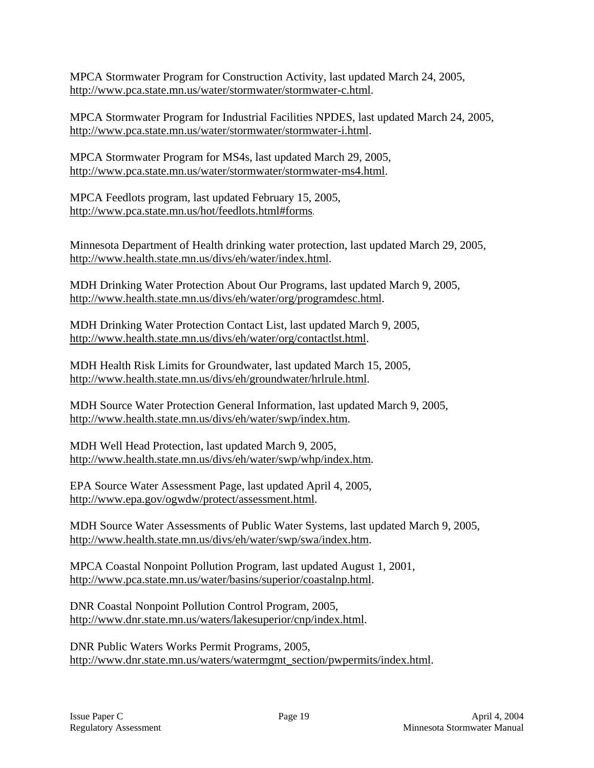MPCA Stormwater Program for Construction Activity, last updated March 24, 2005, http://www.pca.state.mn.us/water/stormwater/stormwater-c.html.

MPCA Stormwater Program for Industrial Facilities NPDES, last updated March 24, 2005, http://www.pca.state.mn.us/water/stormwater/stormwater-i.html.

MPCA Stormwater Program for MS4s, last updated March 29, 2005, http://www.pca.state.mn.us/water/stormwater/stormwater-ms4.html.

MPCA Feedlots program, last updated February 15, 2005, http://www.pca.state.mn.us/hot/feedlots.html#forms.

Minnesota Department of Health drinking water protection, last updated March 29, 2005, http://www.health.state.mn.us/divs/eh/water/index.html.

MDH Drinking Water Protection About Our Programs, last updated March 9, 2005, http://www.health.state.mn.us/divs/eh/water/org/programdesc.html.

MDH Drinking Water Protection Contact List, last updated March 9, 2005, http://www.health.state.mn.us/divs/eh/water/org/contactlst.html.

MDH Health Risk Limits for Groundwater, last updated March 15, 2005, http://www.health.state.mn.us/divs/eh/groundwater/hrlrule.html.

MDH Source Water Protection General Information, last updated March 9, 2005, http://www.health.state.mn.us/divs/eh/water/swp/index.htm.

MDH Well Head Protection, last updated March 9, 2005, http://www.health.state.mn.us/divs/eh/water/swp/whp/index.htm.

EPA Source Water Assessment Page, last updated April 4, 2005, http://www.epa.gov/ogwdw/protect/assessment.html.

MDH Source Water Assessments of Public Water Systems, last updated March 9, 2005, http://www.health.state.mn.us/divs/eh/water/swp/swa/index.htm.

MPCA Coastal Nonpoint Pollution Program, last updated August 1, 2001, http://www.pca.state.mn.us/water/basins/superior/coastalnp.html.

DNR Coastal Nonpoint Pollution Control Program, 2005, http://www.dnr.state.mn.us/waters/lakesuperior/cnp/index.html.

DNR Public Waters Works Permit Programs, 2005, http://www.dnr.state.mn.us/waters/watermgmt_section/pwpermits/index.html.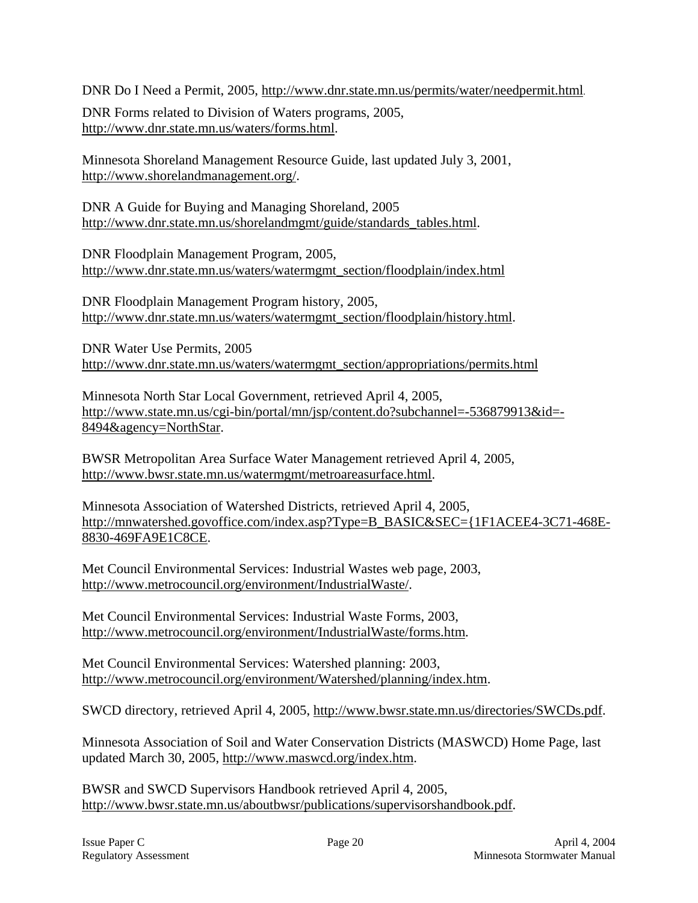DNR Do I Need a Permit, 2005, http://www.dnr.state.mn.us/permits/water/needpermit.html.

DNR Forms related to Division of Waters programs, 2005, http://www.dnr.state.mn.us/waters/forms.html.

Minnesota Shoreland Management Resource Guide, last updated July 3, 2001, http://www.shorelandmanagement.org/.

DNR A Guide for Buying and Managing Shoreland, 2005 http://www.dnr.state.mn.us/shorelandmgmt/guide/standards_tables.html.

DNR Floodplain Management Program, 2005, http://www.dnr.state.mn.us/waters/watermgmt_section/floodplain/index.html

DNR Floodplain Management Program history, 2005, http://www.dnr.state.mn.us/waters/watermgmt_section/floodplain/history.html.

DNR Water Use Permits, 2005 http://www.dnr.state.mn.us/waters/watermgmt_section/appropriations/permits.html

Minnesota North Star Local Government, retrieved April 4, 2005, http://www.state.mn.us/cgi-bin/portal/mn/jsp/content.do?subchannel=-536879913&id=-8494&agency=NorthStar.

BWSR Metropolitan Area Surface Water Management retrieved April 4, 2005, http://www.bwsr.state.mn.us/watermgmt/metroareasurface.html.

Minnesota Association of Watershed Districts, retrieved April 4, 2005, http://mnwatershed.govoffice.com/index.asp?Type=B_BASIC&SEC={1F1ACEE4-3C71-468E-8830-469FA9E1C8CE.

Met Council Environmental Services: Industrial Wastes web page, 2003, http://www.metrocouncil.org/environment/IndustrialWaste/.

Met Council Environmental Services: Industrial Waste Forms, 2003, http://www.metrocouncil.org/environment/IndustrialWaste/forms.htm.

Met Council Environmental Services: Watershed planning: 2003, http://www.metrocouncil.org/environment/Watershed/planning/index.htm.

SWCD directory, retrieved April 4, 2005, http://www.bwsr.state.mn.us/directories/SWCDs.pdf.

Minnesota Association of Soil and Water Conservation Districts (MASWCD) Home Page, last updated March 30, 2005, http://www.maswcd.org/index.htm.

BWSR and SWCD Supervisors Handbook retrieved April 4, 2005, http://www.bwsr.state.mn.us/aboutbwsr/publications/supervisorshandbook.pdf.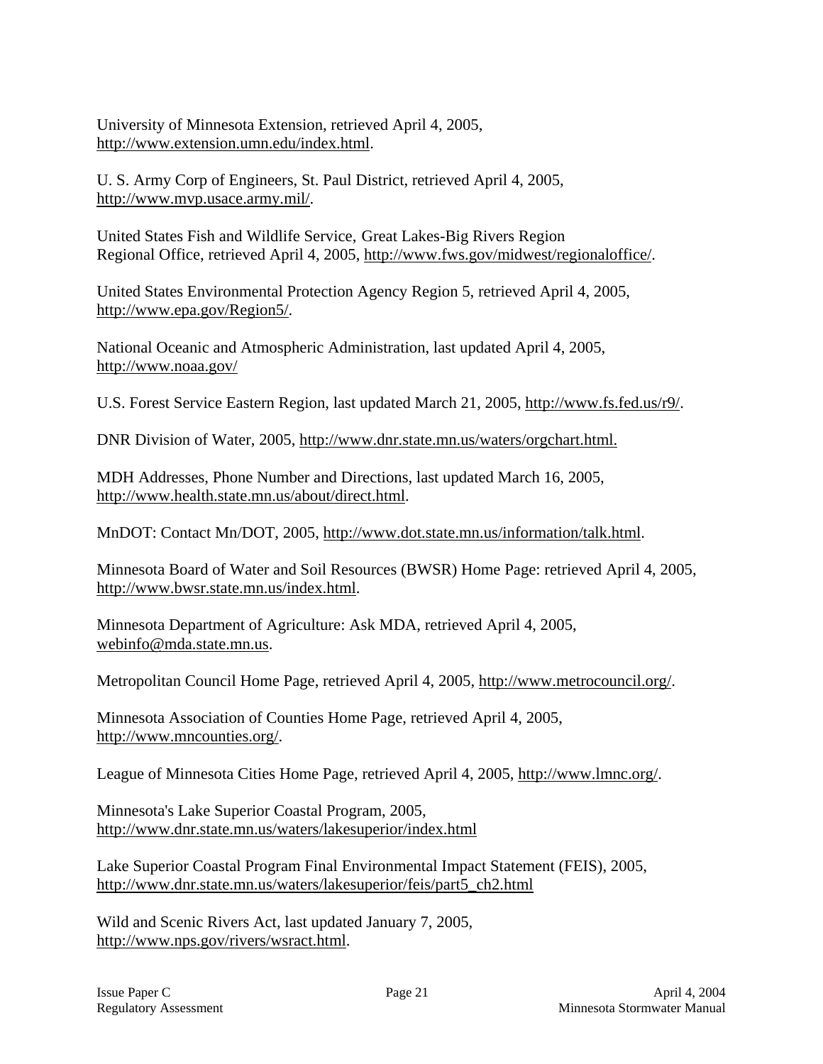University of Minnesota Extension, retrieved April 4, 2005, http://www.extension.umn.edu/index.html.

U. S. Army Corp of Engineers, St. Paul District, retrieved April 4, 2005, http://www.mvp.usace.army.mil/.

United States Fish and Wildlife Service, Great Lakes-Big Rivers Region Regional Office, retrieved April 4, 2005, http://www.fws.gov/midwest/regionaloffice/.

United States Environmental Protection Agency Region 5, retrieved April 4, 2005, http://www.epa.gov/Region5/.

National Oceanic and Atmospheric Administration, last updated April 4, 2005, http://www.noaa.gov/

U.S. Forest Service Eastern Region, last updated March 21, 2005, http://www.fs.fed.us/r9/.

DNR Division of Water, 2005, http://www.dnr.state.mn.us/waters/orgchart.html.

MDH Addresses, Phone Number and Directions, last updated March 16, 2005, http://www.health.state.mn.us/about/direct.html.

MnDOT: Contact Mn/DOT, 2005, http://www.dot.state.mn.us/information/talk.html.

Minnesota Board of Water and Soil Resources (BWSR) Home Page: retrieved April 4, 2005, http://www.bwsr.state.mn.us/index.html.

Minnesota Department of Agriculture: Ask MDA, retrieved April 4, 2005, webinfo@mda.state.mn.us.

Metropolitan Council Home Page, retrieved April 4, 2005, http://www.metrocouncil.org/.

Minnesota Association of Counties Home Page, retrieved April 4, 2005, http://www.mncounties.org/.

League of Minnesota Cities Home Page, retrieved April 4, 2005, http://www.lmnc.org/.

Minnesota's Lake Superior Coastal Program, 2005, http://www.dnr.state.mn.us/waters/lakesuperior/index.html

Lake Superior Coastal Program Final Environmental Impact Statement (FEIS), 2005, http://www.dnr.state.mn.us/waters/lakesuperior/feis/part5_ch2.html

Wild and Scenic Rivers Act, last updated January 7, 2005, http://www.nps.gov/rivers/wsract.html.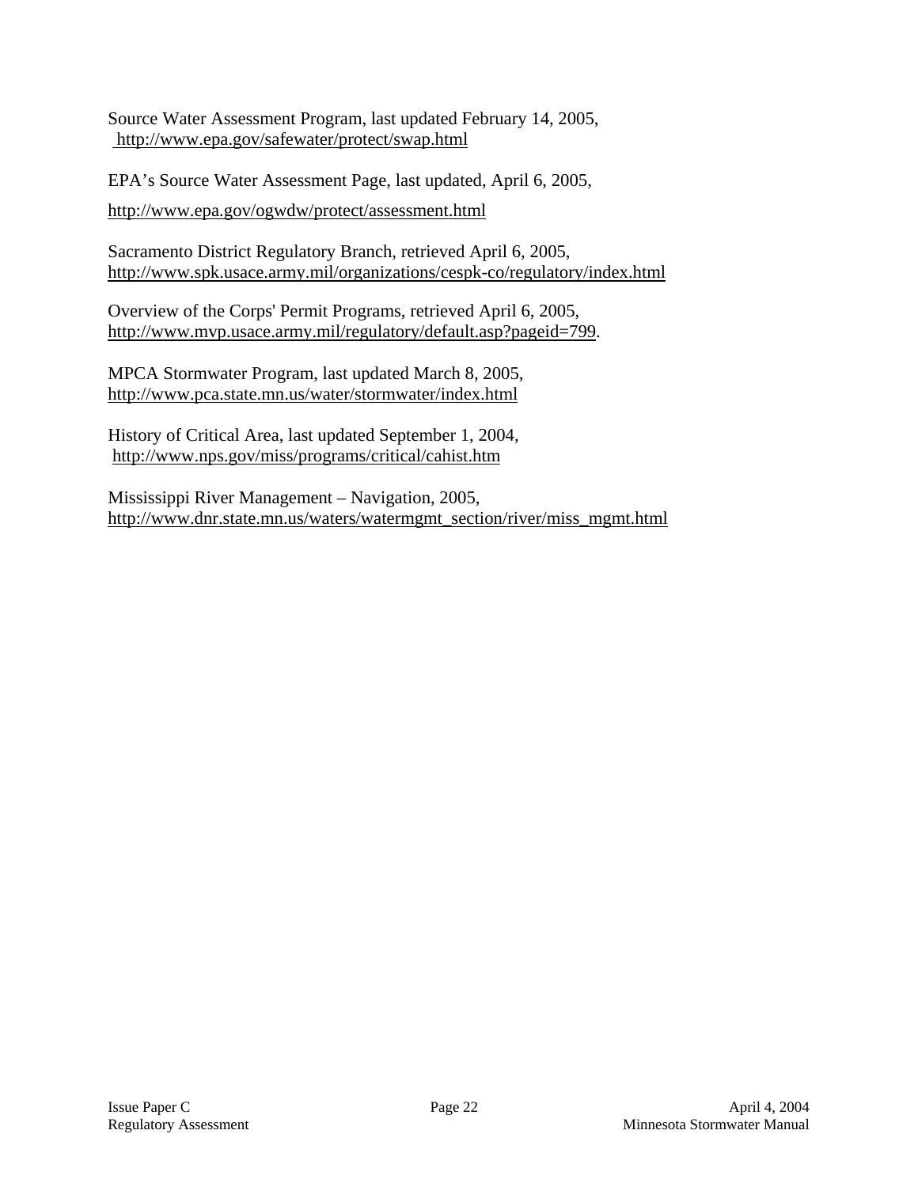Source Water Assessment Program, last updated February 14, 2005, http://www.epa.gov/safewater/protect/swap.html

EPA's Source Water Assessment Page, last updated, April 6, 2005,

http://www.epa.gov/ogwdw/protect/assessment.html

Sacramento District Regulatory Branch, retrieved April 6, 2005, http://www.spk.usace.army.mil/organizations/cespk-co/regulatory/index.html

Overview of the Corps' Permit Programs, retrieved April 6, 2005, http://www.mvp.usace.army.mil/regulatory/default.asp?pageid=799.

MPCA Stormwater Program, last updated March 8, 2005, http://www.pca.state.mn.us/water/stormwater/index.html

History of Critical Area, last updated September 1, 2004, http://www.nps.gov/miss/programs/critical/cahist.htm

Mississippi River Management – Navigation, 2005, http://www.dnr.state.mn.us/waters/watermgmt_section/river/miss_mgmt.html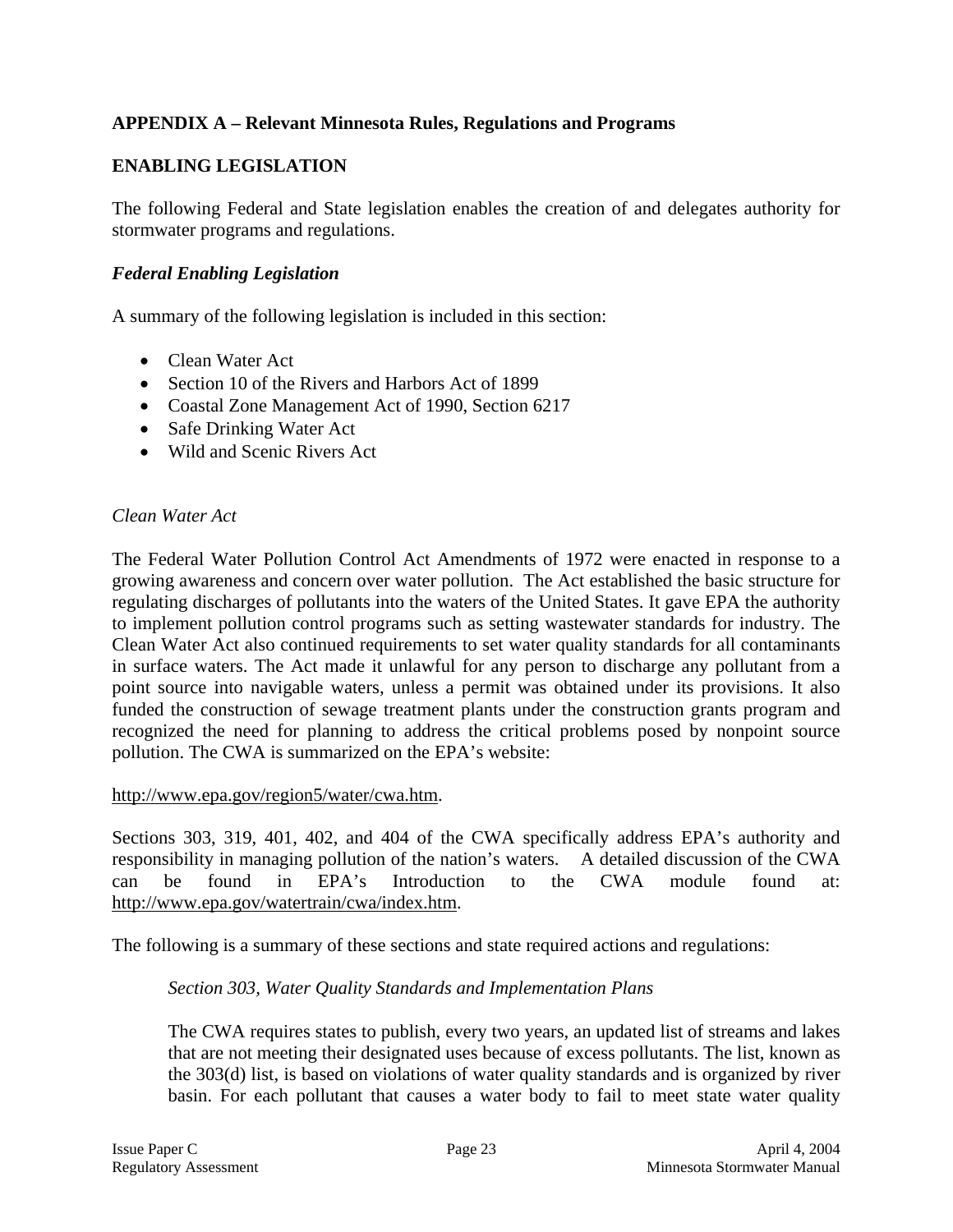## APPENDIX A – Relevant Minnesota Rules, Regulations and Programs

### ENABLING LEGISLATION

The following Federal and State legislation enables the creation of and delegates authority for stormwater programs and regulations.

### *Federal Enabling Legislation*

A summary of the following legislation is included in this section:

- Clean Water Act
- Section 10 of the Rivers and Harbors Act of 1899
- Coastal Zone Management Act of 1990, Section 6217
- Safe Drinking Water Act
- Wild and Scenic Rivers Act

*Clean Water Act*

The Federal Water Pollution Control Act Amendments of 1972 were enacted in response to a growing awareness and concern over water pollution. The Act established the basic structure for regulating discharges of pollutants into the waters of the United States. It gave EPA the authority to implement pollution control programs such as setting wastewater standards for industry. The Clean Water Act also continued requirements to set water quality standards for all contaminants in surface waters. The Act made it unlawful for any person to discharge any pollutant from a point source into navigable waters, unless a permit was obtained under its provisions. It also funded the construction of sewage treatment plants under the construction grants program and recognized the need for planning to address the critical problems posed by nonpoint source pollution. The CWA is summarized on the EPA's website:

http://www.epa.gov/region5/water/cwa.htm.

Sections 303, 319, 401, 402, and 404 of the CWA specifically address EPA's authority and responsibility in managing pollution of the nation's waters. A detailed discussion of the CWA can be found in EPA's Introduction to the CWA module found at: http://www.epa.gov/watertrain/cwa/index.htm.

The following is a summary of these sections and state required actions and regulations:

> *Section 303, Water Quality Standards and Implementation Plans*
>
> The CWA requires states to publish, every two years, an updated list of streams and lakes that are not meeting their designated uses because of excess pollutants. The list, known as the 303(d) list, is based on violations of water quality standards and is organized by river basin. For each pollutant that causes a water body to fail to meet state water quality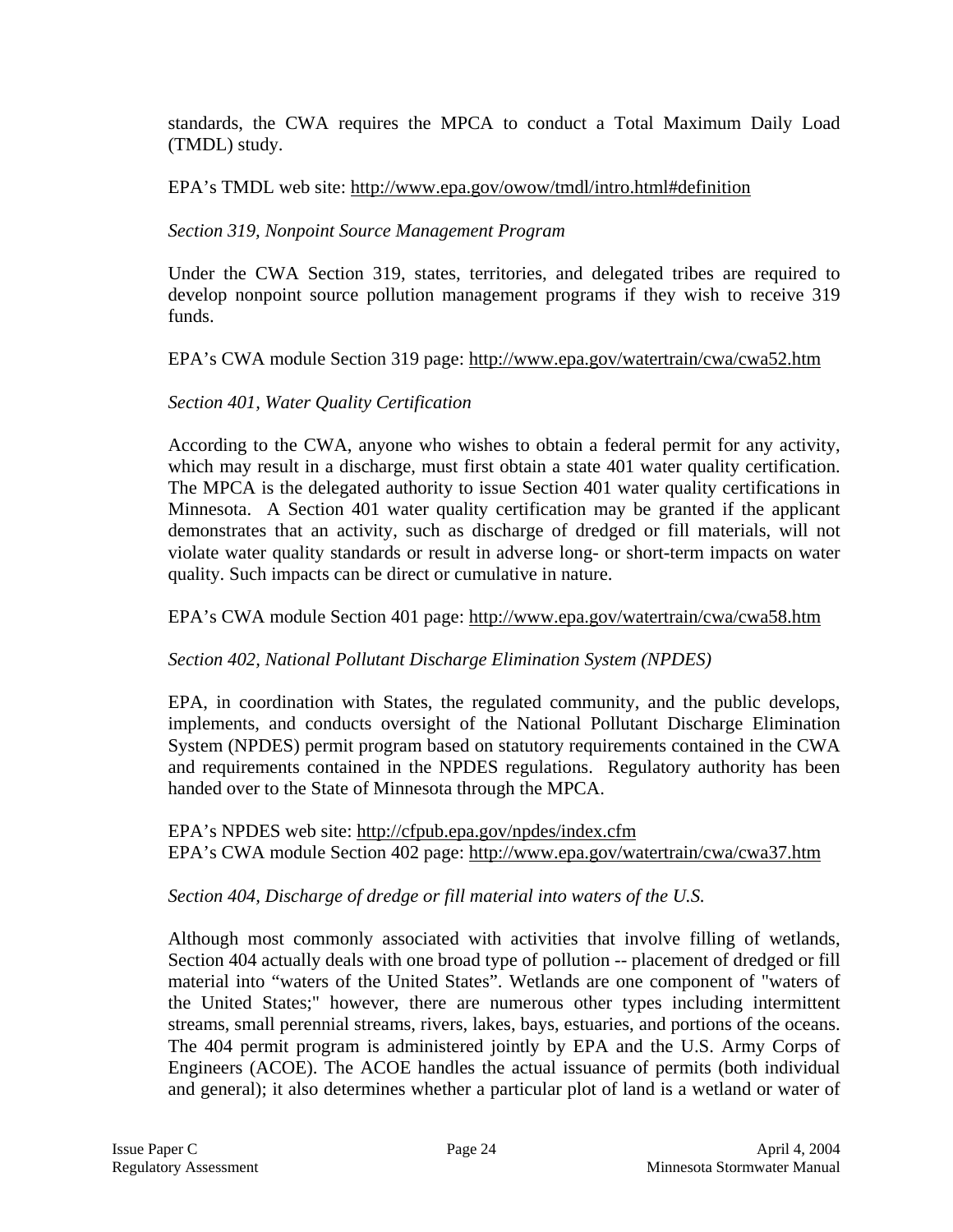standards, the CWA requires the MPCA to conduct a Total Maximum Daily Load (TMDL) study.

EPA's TMDL web site: http://www.epa.gov/owow/tmdl/intro.html#definition

*Section 319, Nonpoint Source Management Program*

Under the CWA Section 319, states, territories, and delegated tribes are required to develop nonpoint source pollution management programs if they wish to receive 319 funds.

EPA's CWA module Section 319 page: http://www.epa.gov/watertrain/cwa/cwa52.htm

*Section 401, Water Quality Certification*

According to the CWA, anyone who wishes to obtain a federal permit for any activity, which may result in a discharge, must first obtain a state 401 water quality certification. The MPCA is the delegated authority to issue Section 401 water quality certifications in Minnesota. A Section 401 water quality certification may be granted if the applicant demonstrates that an activity, such as discharge of dredged or fill materials, will not violate water quality standards or result in adverse long- or short-term impacts on water quality. Such impacts can be direct or cumulative in nature.

EPA's CWA module Section 401 page: http://www.epa.gov/watertrain/cwa/cwa58.htm

*Section 402, National Pollutant Discharge Elimination System (NPDES)*

EPA, in coordination with States, the regulated community, and the public develops, implements, and conducts oversight of the National Pollutant Discharge Elimination System (NPDES) permit program based on statutory requirements contained in the CWA and requirements contained in the NPDES regulations. Regulatory authority has been handed over to the State of Minnesota through the MPCA.

EPA's NPDES web site: http://cfpub.epa.gov/npdes/index.cfm
EPA's CWA module Section 402 page: http://www.epa.gov/watertrain/cwa/cwa37.htm

*Section 404, Discharge of dredge or fill material into waters of the U.S.*

Although most commonly associated with activities that involve filling of wetlands, Section 404 actually deals with one broad type of pollution -- placement of dredged or fill material into "waters of the United States". Wetlands are one component of "waters of the United States;" however, there are numerous other types including intermittent streams, small perennial streams, rivers, lakes, bays, estuaries, and portions of the oceans. The 404 permit program is administered jointly by EPA and the U.S. Army Corps of Engineers (ACOE). The ACOE handles the actual issuance of permits (both individual and general); it also determines whether a particular plot of land is a wetland or water of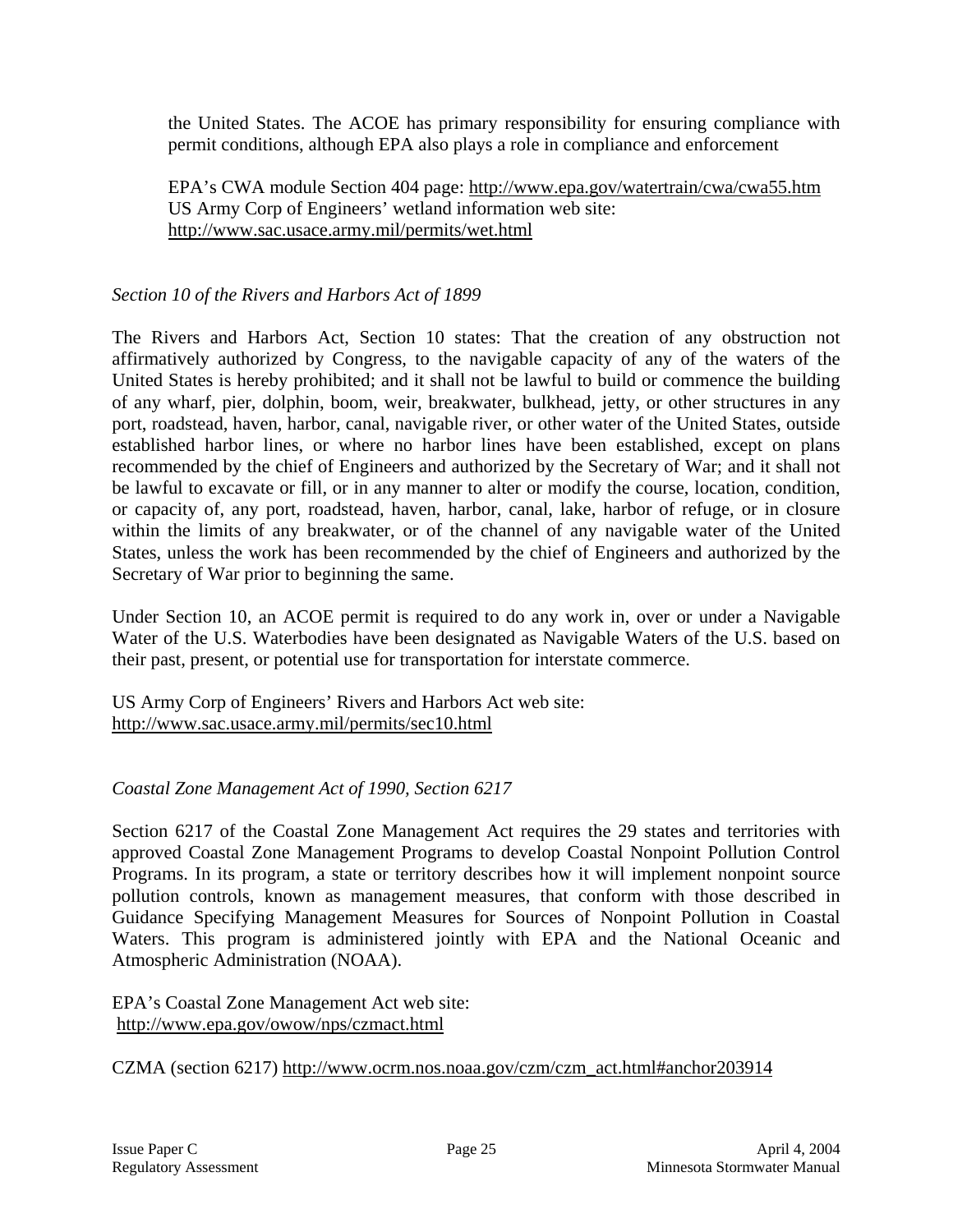the United States. The ACOE has primary responsibility for ensuring compliance with permit conditions, although EPA also plays a role in compliance and enforcement

EPA's CWA module Section 404 page: http://www.epa.gov/watertrain/cwa/cwa55.htm
US Army Corp of Engineers' wetland information web site:
http://www.sac.usace.army.mil/permits/wet.html

*Section 10 of the Rivers and Harbors Act of 1899*

The Rivers and Harbors Act, Section 10 states: That the creation of any obstruction not affirmatively authorized by Congress, to the navigable capacity of any of the waters of the United States is hereby prohibited; and it shall not be lawful to build or commence the building of any wharf, pier, dolphin, boom, weir, breakwater, bulkhead, jetty, or other structures in any port, roadstead, haven, harbor, canal, navigable river, or other water of the United States, outside established harbor lines, or where no harbor lines have been established, except on plans recommended by the chief of Engineers and authorized by the Secretary of War; and it shall not be lawful to excavate or fill, or in any manner to alter or modify the course, location, condition, or capacity of, any port, roadstead, haven, harbor, canal, lake, harbor of refuge, or in closure within the limits of any breakwater, or of the channel of any navigable water of the United States, unless the work has been recommended by the chief of Engineers and authorized by the Secretary of War prior to beginning the same.

Under Section 10, an ACOE permit is required to do any work in, over or under a Navigable Water of the U.S. Waterbodies have been designated as Navigable Waters of the U.S. based on their past, present, or potential use for transportation for interstate commerce.

US Army Corp of Engineers' Rivers and Harbors Act web site:
http://www.sac.usace.army.mil/permits/sec10.html

*Coastal Zone Management Act of 1990, Section 6217*

Section 6217 of the Coastal Zone Management Act requires the 29 states and territories with approved Coastal Zone Management Programs to develop Coastal Nonpoint Pollution Control Programs. In its program, a state or territory describes how it will implement nonpoint source pollution controls, known as management measures, that conform with those described in Guidance Specifying Management Measures for Sources of Nonpoint Pollution in Coastal Waters. This program is administered jointly with EPA and the National Oceanic and Atmospheric Administration (NOAA).

EPA's Coastal Zone Management Act web site:
http://www.epa.gov/owow/nps/czmact.html

CZMA (section 6217) http://www.ocrm.nos.noaa.gov/czm/czm_act.html#anchor203914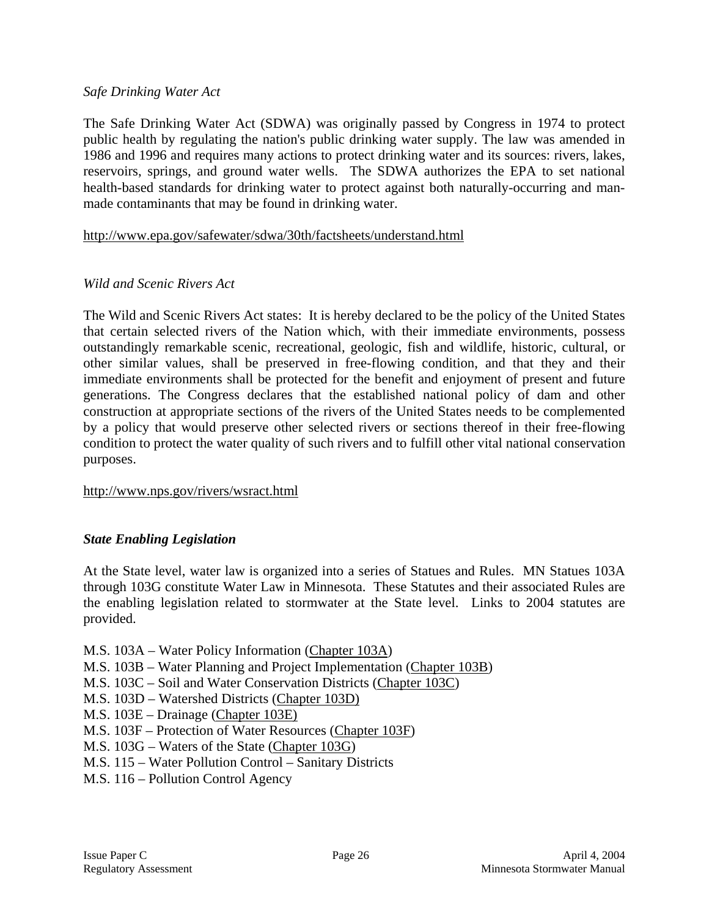*Safe Drinking Water Act*

The Safe Drinking Water Act (SDWA) was originally passed by Congress in 1974 to protect public health by regulating the nation's public drinking water supply. The law was amended in 1986 and 1996 and requires many actions to protect drinking water and its sources: rivers, lakes, reservoirs, springs, and ground water wells. The SDWA authorizes the EPA to set national health-based standards for drinking water to protect against both naturally-occurring and man-made contaminants that may be found in drinking water.

http://www.epa.gov/safewater/sdwa/30th/factsheets/understand.html

*Wild and Scenic Rivers Act*

The Wild and Scenic Rivers Act states: It is hereby declared to be the policy of the United States that certain selected rivers of the Nation which, with their immediate environments, possess outstandingly remarkable scenic, recreational, geologic, fish and wildlife, historic, cultural, or other similar values, shall be preserved in free-flowing condition, and that they and their immediate environments shall be protected for the benefit and enjoyment of present and future generations. The Congress declares that the established national policy of dam and other construction at appropriate sections of the rivers of the United States needs to be complemented by a policy that would preserve other selected rivers or sections thereof in their free-flowing condition to protect the water quality of such rivers and to fulfill other vital national conservation purposes.

http://www.nps.gov/rivers/wsract.html

***State Enabling Legislation***

At the State level, water law is organized into a series of Statues and Rules. MN Statues 103A through 103G constitute Water Law in Minnesota. These Statutes and their associated Rules are the enabling legislation related to stormwater at the State level. Links to 2004 statutes are provided.

M.S. 103A – Water Policy Information (Chapter 103A)
M.S. 103B – Water Planning and Project Implementation (Chapter 103B)
M.S. 103C – Soil and Water Conservation Districts (Chapter 103C)
M.S. 103D – Watershed Districts (Chapter 103D)
M.S. 103E – Drainage (Chapter 103E)
M.S. 103F – Protection of Water Resources (Chapter 103F)
M.S. 103G – Waters of the State (Chapter 103G)
M.S. 115 – Water Pollution Control – Sanitary Districts
M.S. 116 – Pollution Control Agency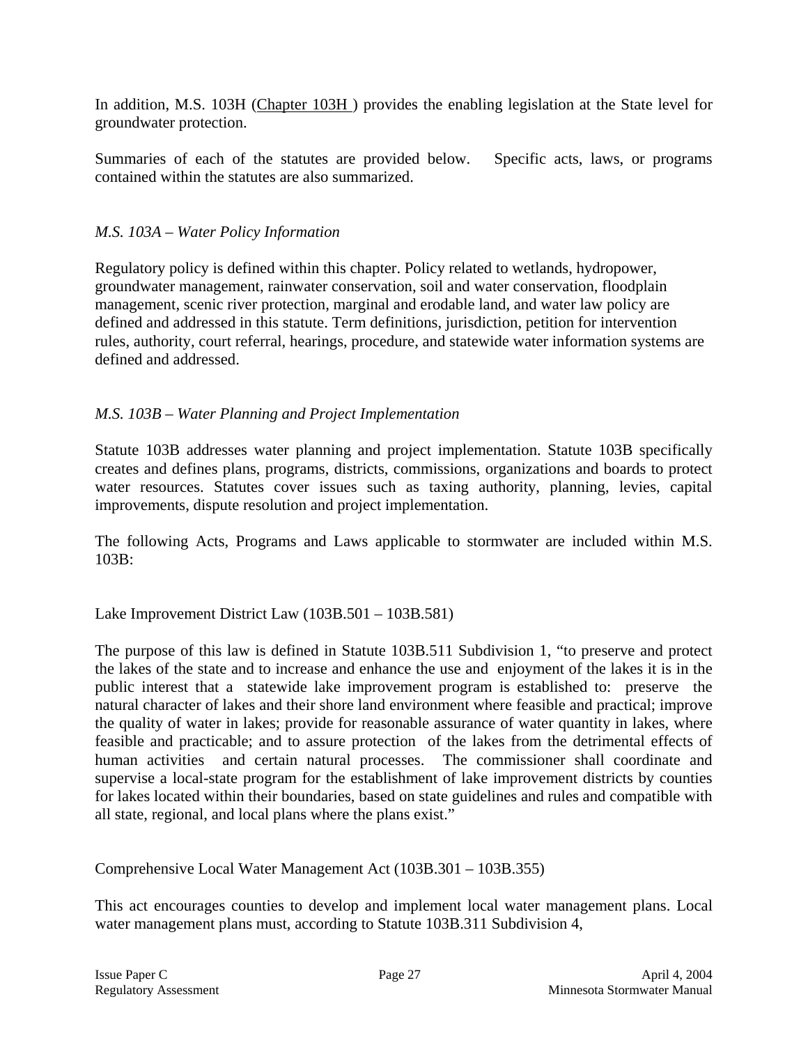In addition, M.S. 103H (Chapter 103H ) provides the enabling legislation at the State level for groundwater protection.

Summaries of each of the statutes are provided below. Specific acts, laws, or programs contained within the statutes are also summarized.

*M.S. 103A – Water Policy Information*

Regulatory policy is defined within this chapter. Policy related to wetlands, hydropower, groundwater management, rainwater conservation, soil and water conservation, floodplain management, scenic river protection, marginal and erodable land, and water law policy are defined and addressed in this statute. Term definitions, jurisdiction, petition for intervention rules, authority, court referral, hearings, procedure, and statewide water information systems are defined and addressed.

*M.S. 103B – Water Planning and Project Implementation*

Statute 103B addresses water planning and project implementation. Statute 103B specifically creates and defines plans, programs, districts, commissions, organizations and boards to protect water resources. Statutes cover issues such as taxing authority, planning, levies, capital improvements, dispute resolution and project implementation.

The following Acts, Programs and Laws applicable to stormwater are included within M.S. 103B:

Lake Improvement District Law (103B.501 – 103B.581)

The purpose of this law is defined in Statute 103B.511 Subdivision 1, "to preserve and protect the lakes of the state and to increase and enhance the use and enjoyment of the lakes it is in the public interest that a statewide lake improvement program is established to: preserve the natural character of lakes and their shore land environment where feasible and practical; improve the quality of water in lakes; provide for reasonable assurance of water quantity in lakes, where feasible and practicable; and to assure protection of the lakes from the detrimental effects of human activities and certain natural processes. The commissioner shall coordinate and supervise a local-state program for the establishment of lake improvement districts by counties for lakes located within their boundaries, based on state guidelines and rules and compatible with all state, regional, and local plans where the plans exist."

Comprehensive Local Water Management Act (103B.301 – 103B.355)

This act encourages counties to develop and implement local water management plans. Local water management plans must, according to Statute 103B.311 Subdivision 4,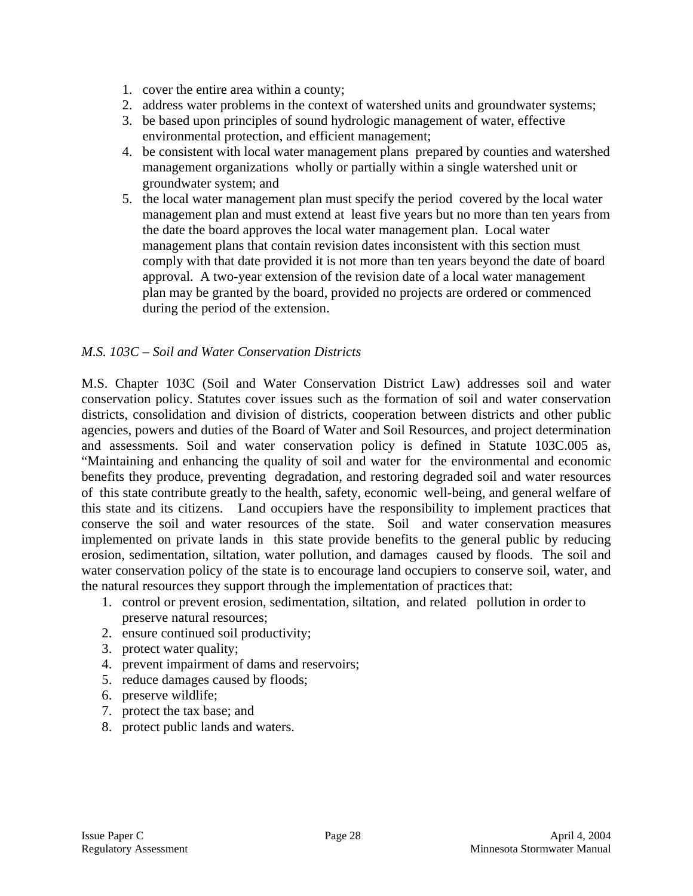1. cover the entire area within a county;
2. address water problems in the context of watershed units and groundwater systems;
3. be based upon principles of sound hydrologic management of water, effective environmental protection, and efficient management;
4. be consistent with local water management plans prepared by counties and watershed management organizations wholly or partially within a single watershed unit or groundwater system; and
5. the local water management plan must specify the period covered by the local water management plan and must extend at least five years but no more than ten years from the date the board approves the local water management plan. Local water management plans that contain revision dates inconsistent with this section must comply with that date provided it is not more than ten years beyond the date of board approval. A two-year extension of the revision date of a local water management plan may be granted by the board, provided no projects are ordered or commenced during the period of the extension.

*M.S. 103C – Soil and Water Conservation Districts*

M.S. Chapter 103C (Soil and Water Conservation District Law) addresses soil and water conservation policy. Statutes cover issues such as the formation of soil and water conservation districts, consolidation and division of districts, cooperation between districts and other public agencies, powers and duties of the Board of Water and Soil Resources, and project determination and assessments. Soil and water conservation policy is defined in Statute 103C.005 as, "Maintaining and enhancing the quality of soil and water for the environmental and economic benefits they produce, preventing degradation, and restoring degraded soil and water resources of this state contribute greatly to the health, safety, economic well-being, and general welfare of this state and its citizens. Land occupiers have the responsibility to implement practices that conserve the soil and water resources of the state. Soil and water conservation measures implemented on private lands in this state provide benefits to the general public by reducing erosion, sedimentation, siltation, water pollution, and damages caused by floods. The soil and water conservation policy of the state is to encourage land occupiers to conserve soil, water, and the natural resources they support through the implementation of practices that:

1. control or prevent erosion, sedimentation, siltation, and related pollution in order to preserve natural resources;
2. ensure continued soil productivity;
3. protect water quality;
4. prevent impairment of dams and reservoirs;
5. reduce damages caused by floods;
6. preserve wildlife;
7. protect the tax base; and
8. protect public lands and waters.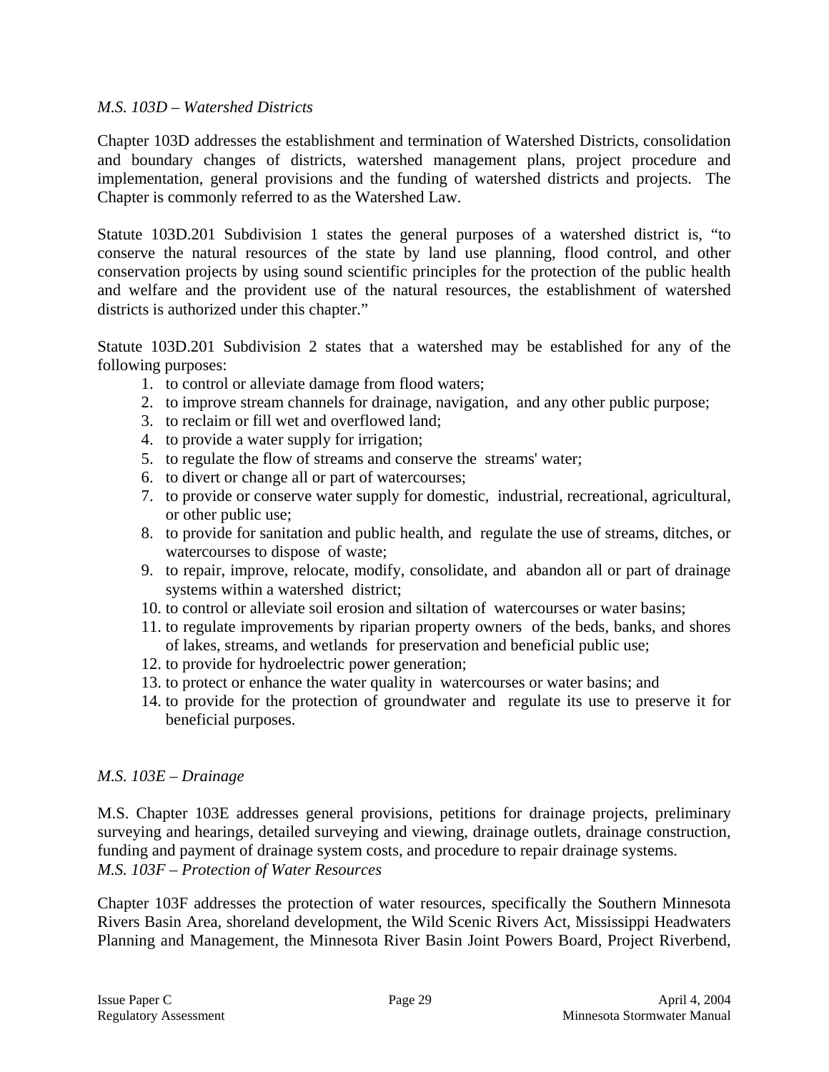*M.S. 103D – Watershed Districts*

Chapter 103D addresses the establishment and termination of Watershed Districts, consolidation and boundary changes of districts, watershed management plans, project procedure and implementation, general provisions and the funding of watershed districts and projects. The Chapter is commonly referred to as the Watershed Law.

Statute 103D.201 Subdivision 1 states the general purposes of a watershed district is, "to conserve the natural resources of the state by land use planning, flood control, and other conservation projects by using sound scientific principles for the protection of the public health and welfare and the provident use of the natural resources, the establishment of watershed districts is authorized under this chapter."

Statute 103D.201 Subdivision 2 states that a watershed may be established for any of the following purposes:

1. to control or alleviate damage from flood waters;
2. to improve stream channels for drainage, navigation, and any other public purpose;
3. to reclaim or fill wet and overflowed land;
4. to provide a water supply for irrigation;
5. to regulate the flow of streams and conserve the streams' water;
6. to divert or change all or part of watercourses;
7. to provide or conserve water supply for domestic, industrial, recreational, agricultural, or other public use;
8. to provide for sanitation and public health, and regulate the use of streams, ditches, or watercourses to dispose of waste;
9. to repair, improve, relocate, modify, consolidate, and abandon all or part of drainage systems within a watershed district;
10. to control or alleviate soil erosion and siltation of watercourses or water basins;
11. to regulate improvements by riparian property owners of the beds, banks, and shores of lakes, streams, and wetlands for preservation and beneficial public use;
12. to provide for hydroelectric power generation;
13. to protect or enhance the water quality in watercourses or water basins; and
14. to provide for the protection of groundwater and regulate its use to preserve it for beneficial purposes.

*M.S. 103E – Drainage*

M.S. Chapter 103E addresses general provisions, petitions for drainage projects, preliminary surveying and hearings, detailed surveying and viewing, drainage outlets, drainage construction, funding and payment of drainage system costs, and procedure to repair drainage systems.

*M.S. 103F – Protection of Water Resources*

Chapter 103F addresses the protection of water resources, specifically the Southern Minnesota Rivers Basin Area, shoreland development, the Wild Scenic Rivers Act, Mississippi Headwaters Planning and Management, the Minnesota River Basin Joint Powers Board, Project Riverbend,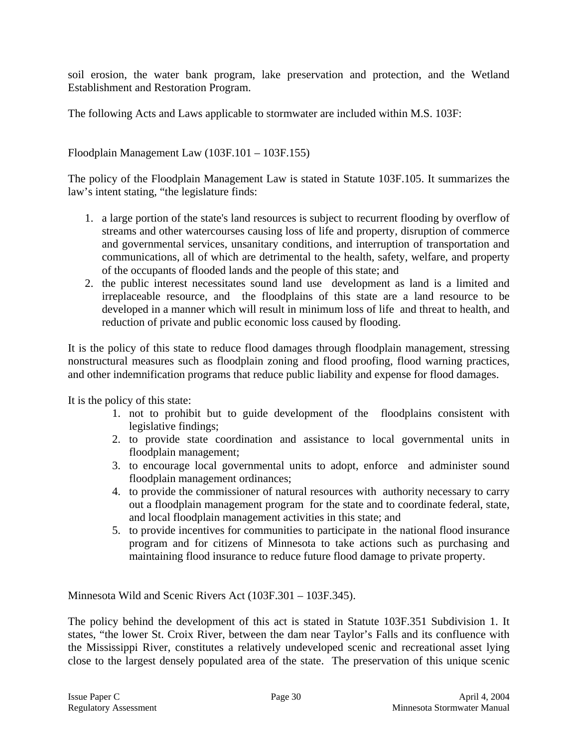soil erosion, the water bank program, lake preservation and protection, and the Wetland Establishment and Restoration Program.

The following Acts and Laws applicable to stormwater are included within M.S. 103F:

Floodplain Management Law (103F.101 – 103F.155)

The policy of the Floodplain Management Law is stated in Statute 103F.105. It summarizes the law's intent stating, "the legislature finds:

1. a large portion of the state's land resources is subject to recurrent flooding by overflow of streams and other watercourses causing loss of life and property, disruption of commerce and governmental services, unsanitary conditions, and interruption of transportation and communications, all of which are detrimental to the health, safety, welfare, and property of the occupants of flooded lands and the people of this state; and
2. the public interest necessitates sound land use development as land is a limited and irreplaceable resource, and the floodplains of this state are a land resource to be developed in a manner which will result in minimum loss of life and threat to health, and reduction of private and public economic loss caused by flooding.

It is the policy of this state to reduce flood damages through floodplain management, stressing nonstructural measures such as floodplain zoning and flood proofing, flood warning practices, and other indemnification programs that reduce public liability and expense for flood damages.

It is the policy of this state:

1. not to prohibit but to guide development of the floodplains consistent with legislative findings;
2. to provide state coordination and assistance to local governmental units in floodplain management;
3. to encourage local governmental units to adopt, enforce and administer sound floodplain management ordinances;
4. to provide the commissioner of natural resources with authority necessary to carry out a floodplain management program for the state and to coordinate federal, state, and local floodplain management activities in this state; and
5. to provide incentives for communities to participate in the national flood insurance program and for citizens of Minnesota to take actions such as purchasing and maintaining flood insurance to reduce future flood damage to private property.

Minnesota Wild and Scenic Rivers Act (103F.301 – 103F.345).

The policy behind the development of this act is stated in Statute 103F.351 Subdivision 1. It states, "the lower St. Croix River, between the dam near Taylor's Falls and its confluence with the Mississippi River, constitutes a relatively undeveloped scenic and recreational asset lying close to the largest densely populated area of the state. The preservation of this unique scenic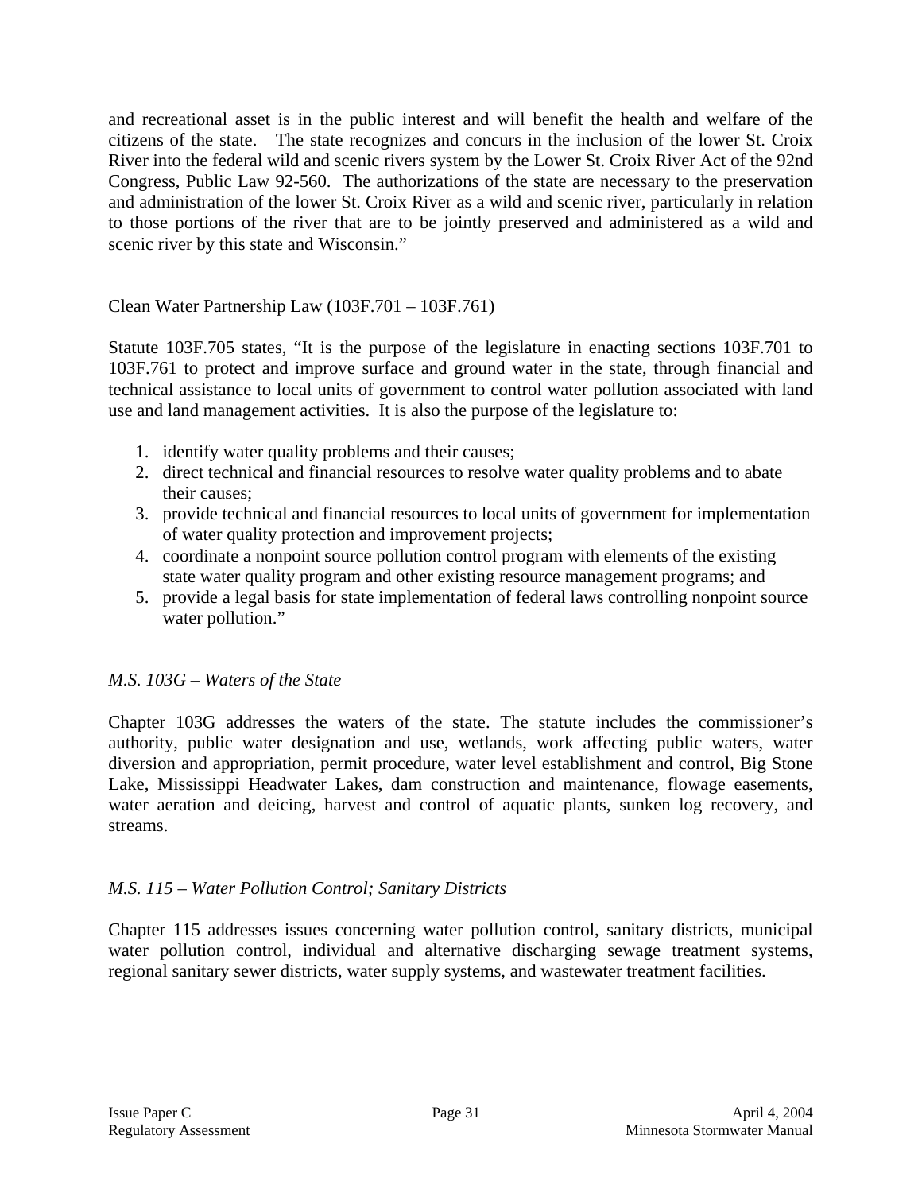and recreational asset is in the public interest and will benefit the health and welfare of the citizens of the state. The state recognizes and concurs in the inclusion of the lower St. Croix River into the federal wild and scenic rivers system by the Lower St. Croix River Act of the 92nd Congress, Public Law 92-560. The authorizations of the state are necessary to the preservation and administration of the lower St. Croix River as a wild and scenic river, particularly in relation to those portions of the river that are to be jointly preserved and administered as a wild and scenic river by this state and Wisconsin."

Clean Water Partnership Law (103F.701 – 103F.761)

Statute 103F.705 states, "It is the purpose of the legislature in enacting sections 103F.701 to 103F.761 to protect and improve surface and ground water in the state, through financial and technical assistance to local units of government to control water pollution associated with land use and land management activities. It is also the purpose of the legislature to:

1. identify water quality problems and their causes;
2. direct technical and financial resources to resolve water quality problems and to abate their causes;
3. provide technical and financial resources to local units of government for implementation of water quality protection and improvement projects;
4. coordinate a nonpoint source pollution control program with elements of the existing state water quality program and other existing resource management programs; and
5. provide a legal basis for state implementation of federal laws controlling nonpoint source water pollution."

*M.S. 103G – Waters of the State*

Chapter 103G addresses the waters of the state. The statute includes the commissioner's authority, public water designation and use, wetlands, work affecting public waters, water diversion and appropriation, permit procedure, water level establishment and control, Big Stone Lake, Mississippi Headwater Lakes, dam construction and maintenance, flowage easements, water aeration and deicing, harvest and control of aquatic plants, sunken log recovery, and streams.

*M.S. 115 – Water Pollution Control; Sanitary Districts*

Chapter 115 addresses issues concerning water pollution control, sanitary districts, municipal water pollution control, individual and alternative discharging sewage treatment systems, regional sanitary sewer districts, water supply systems, and wastewater treatment facilities.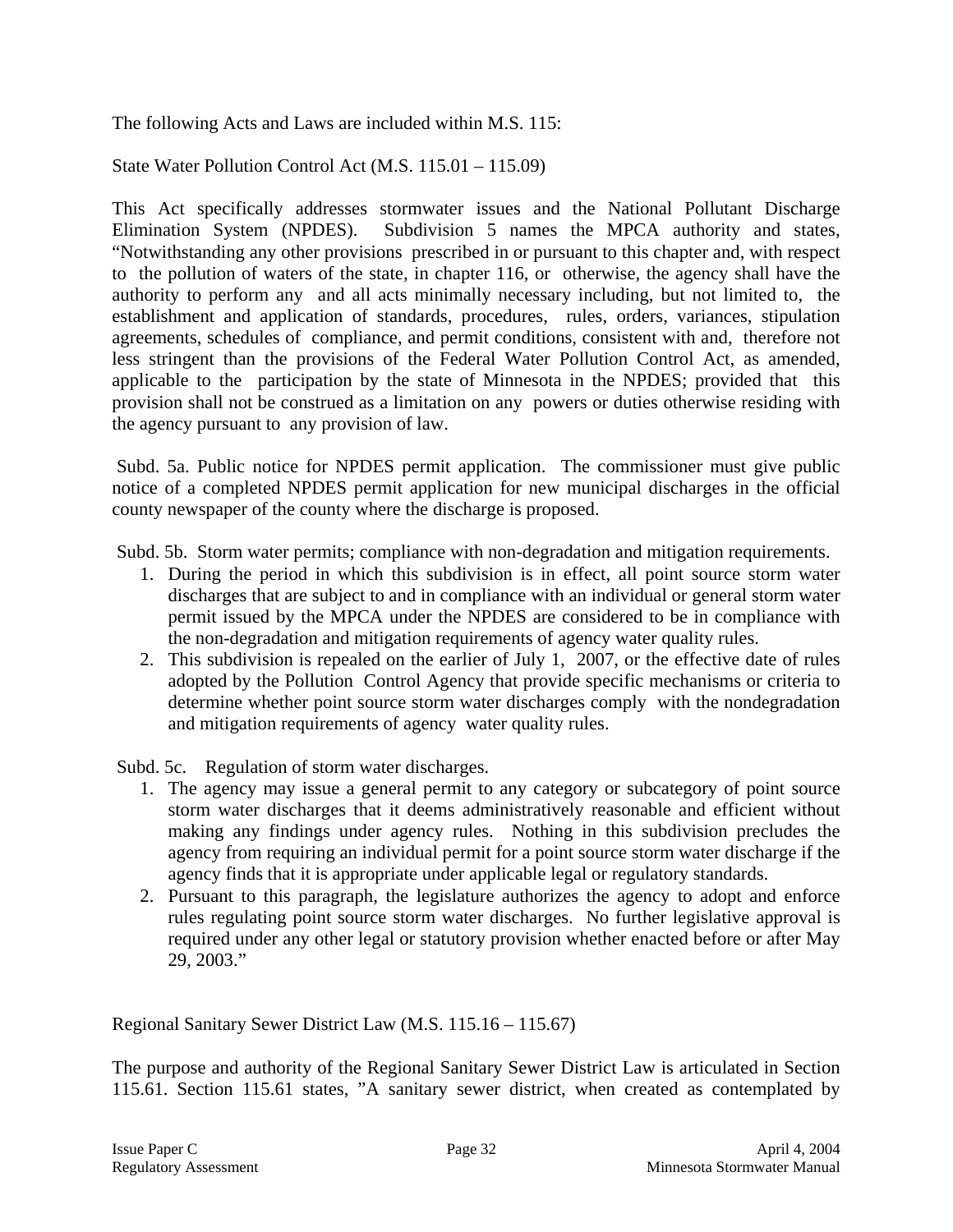The following Acts and Laws are included within M.S. 115:

State Water Pollution Control Act (M.S. 115.01 – 115.09)

This Act specifically addresses stormwater issues and the National Pollutant Discharge Elimination System (NPDES). Subdivision 5 names the MPCA authority and states, "Notwithstanding any other provisions prescribed in or pursuant to this chapter and, with respect to the pollution of waters of the state, in chapter 116, or otherwise, the agency shall have the authority to perform any and all acts minimally necessary including, but not limited to, the establishment and application of standards, procedures, rules, orders, variances, stipulation agreements, schedules of compliance, and permit conditions, consistent with and, therefore not less stringent than the provisions of the Federal Water Pollution Control Act, as amended, applicable to the participation by the state of Minnesota in the NPDES; provided that this provision shall not be construed as a limitation on any powers or duties otherwise residing with the agency pursuant to any provision of law.

Subd. 5a. Public notice for NPDES permit application. The commissioner must give public notice of a completed NPDES permit application for new municipal discharges in the official county newspaper of the county where the discharge is proposed.

Subd. 5b. Storm water permits; compliance with non-degradation and mitigation requirements.

1. During the period in which this subdivision is in effect, all point source storm water discharges that are subject to and in compliance with an individual or general storm water permit issued by the MPCA under the NPDES are considered to be in compliance with the non-degradation and mitigation requirements of agency water quality rules.
2. This subdivision is repealed on the earlier of July 1, 2007, or the effective date of rules adopted by the Pollution Control Agency that provide specific mechanisms or criteria to determine whether point source storm water discharges comply with the nondegradation and mitigation requirements of agency water quality rules.

Subd. 5c. Regulation of storm water discharges.

1. The agency may issue a general permit to any category or subcategory of point source storm water discharges that it deems administratively reasonable and efficient without making any findings under agency rules. Nothing in this subdivision precludes the agency from requiring an individual permit for a point source storm water discharge if the agency finds that it is appropriate under applicable legal or regulatory standards.
2. Pursuant to this paragraph, the legislature authorizes the agency to adopt and enforce rules regulating point source storm water discharges. No further legislative approval is required under any other legal or statutory provision whether enacted before or after May 29, 2003."

Regional Sanitary Sewer District Law (M.S. 115.16 – 115.67)

The purpose and authority of the Regional Sanitary Sewer District Law is articulated in Section 115.61. Section 115.61 states, "A sanitary sewer district, when created as contemplated by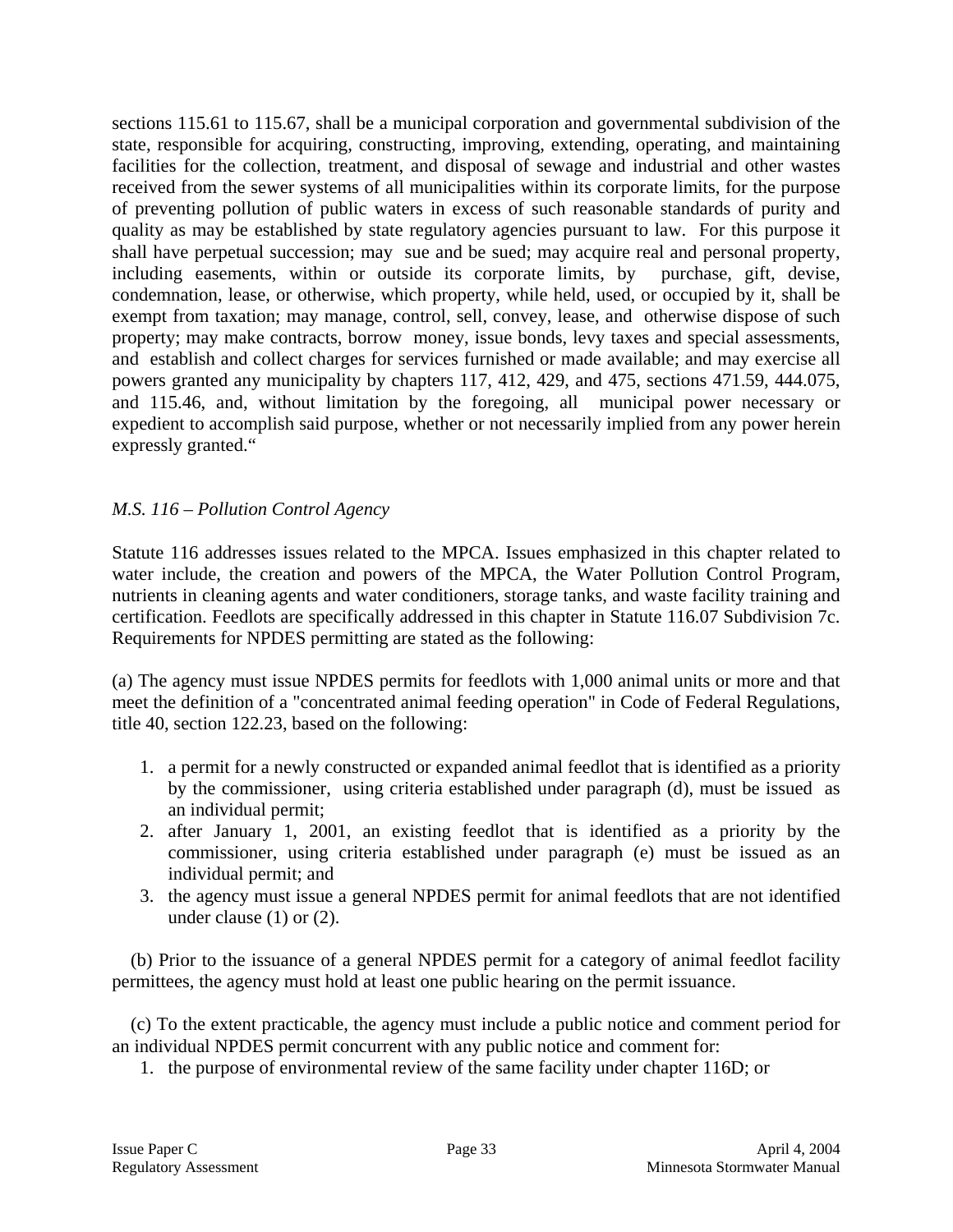sections 115.61 to 115.67, shall be a municipal corporation and governmental subdivision of the state, responsible for acquiring, constructing, improving, extending, operating, and maintaining facilities for the collection, treatment, and disposal of sewage and industrial and other wastes received from the sewer systems of all municipalities within its corporate limits, for the purpose of preventing pollution of public waters in excess of such reasonable standards of purity and quality as may be established by state regulatory agencies pursuant to law. For this purpose it shall have perpetual succession; may sue and be sued; may acquire real and personal property, including easements, within or outside its corporate limits, by purchase, gift, devise, condemnation, lease, or otherwise, which property, while held, used, or occupied by it, shall be exempt from taxation; may manage, control, sell, convey, lease, and otherwise dispose of such property; may make contracts, borrow money, issue bonds, levy taxes and special assessments, and establish and collect charges for services furnished or made available; and may exercise all powers granted any municipality by chapters 117, 412, 429, and 475, sections 471.59, 444.075, and 115.46, and, without limitation by the foregoing, all municipal power necessary or expedient to accomplish said purpose, whether or not necessarily implied from any power herein expressly granted."

*M.S. 116 – Pollution Control Agency*

Statute 116 addresses issues related to the MPCA. Issues emphasized in this chapter related to water include, the creation and powers of the MPCA, the Water Pollution Control Program, nutrients in cleaning agents and water conditioners, storage tanks, and waste facility training and certification. Feedlots are specifically addressed in this chapter in Statute 116.07 Subdivision 7c. Requirements for NPDES permitting are stated as the following:

(a) The agency must issue NPDES permits for feedlots with 1,000 animal units or more and that meet the definition of a "concentrated animal feeding operation" in Code of Federal Regulations, title 40, section 122.23, based on the following:

1. a permit for a newly constructed or expanded animal feedlot that is identified as a priority by the commissioner, using criteria established under paragraph (d), must be issued as an individual permit;
2. after January 1, 2001, an existing feedlot that is identified as a priority by the commissioner, using criteria established under paragraph (e) must be issued as an individual permit; and
3. the agency must issue a general NPDES permit for animal feedlots that are not identified under clause (1) or (2).

(b) Prior to the issuance of a general NPDES permit for a category of animal feedlot facility permittees, the agency must hold at least one public hearing on the permit issuance.

(c) To the extent practicable, the agency must include a public notice and comment period for an individual NPDES permit concurrent with any public notice and comment for:

1. the purpose of environmental review of the same facility under chapter 116D; or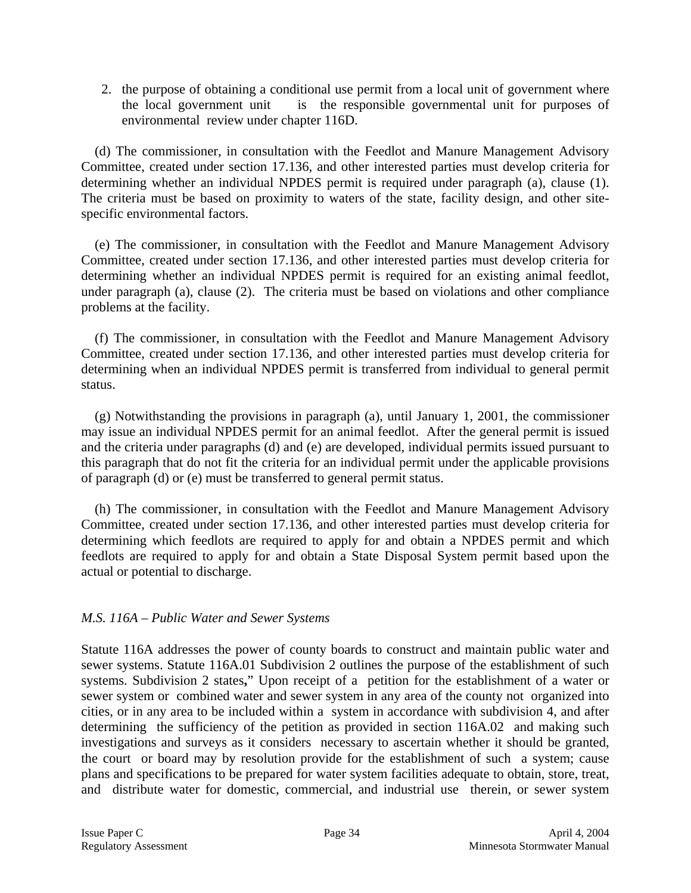2. the purpose of obtaining a conditional use permit from a local unit of government where the local government unit is the responsible governmental unit for purposes of environmental review under chapter 116D.

(d) The commissioner, in consultation with the Feedlot and Manure Management Advisory Committee, created under section 17.136, and other interested parties must develop criteria for determining whether an individual NPDES permit is required under paragraph (a), clause (1). The criteria must be based on proximity to waters of the state, facility design, and other site-specific environmental factors.

(e) The commissioner, in consultation with the Feedlot and Manure Management Advisory Committee, created under section 17.136, and other interested parties must develop criteria for determining whether an individual NPDES permit is required for an existing animal feedlot, under paragraph (a), clause (2). The criteria must be based on violations and other compliance problems at the facility.

(f) The commissioner, in consultation with the Feedlot and Manure Management Advisory Committee, created under section 17.136, and other interested parties must develop criteria for determining when an individual NPDES permit is transferred from individual to general permit status.

(g) Notwithstanding the provisions in paragraph (a), until January 1, 2001, the commissioner may issue an individual NPDES permit for an animal feedlot. After the general permit is issued and the criteria under paragraphs (d) and (e) are developed, individual permits issued pursuant to this paragraph that do not fit the criteria for an individual permit under the applicable provisions of paragraph (d) or (e) must be transferred to general permit status.

(h) The commissioner, in consultation with the Feedlot and Manure Management Advisory Committee, created under section 17.136, and other interested parties must develop criteria for determining which feedlots are required to apply for and obtain a NPDES permit and which feedlots are required to apply for and obtain a State Disposal System permit based upon the actual or potential to discharge.

*M.S. 116A – Public Water and Sewer Systems*

Statute 116A addresses the power of county boards to construct and maintain public water and sewer systems. Statute 116A.01 Subdivision 2 outlines the purpose of the establishment of such systems. Subdivision 2 states**,**" Upon receipt of a petition for the establishment of a water or sewer system or combined water and sewer system in any area of the county not organized into cities, or in any area to be included within a system in accordance with subdivision 4, and after determining the sufficiency of the petition as provided in section 116A.02 and making such investigations and surveys as it considers necessary to ascertain whether it should be granted, the court or board may by resolution provide for the establishment of such a system; cause plans and specifications to be prepared for water system facilities adequate to obtain, store, treat, and distribute water for domestic, commercial, and industrial use therein, or sewer system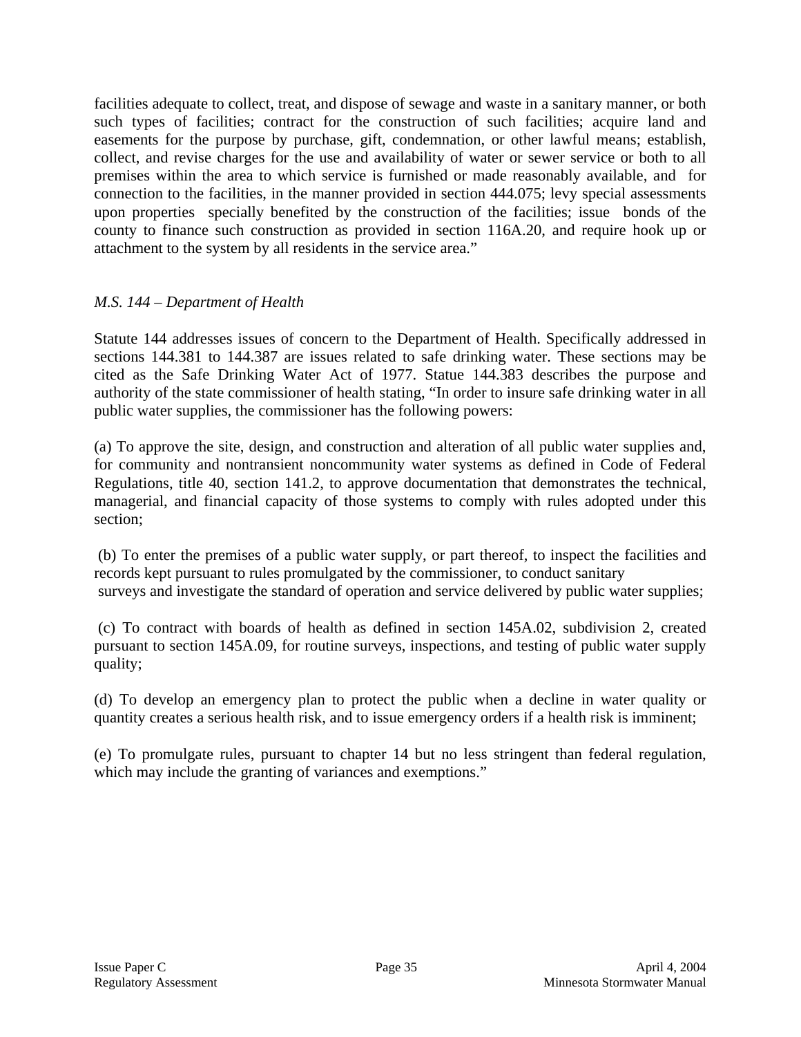facilities adequate to collect, treat, and dispose of sewage and waste in a sanitary manner, or both such types of facilities; contract for the construction of such facilities; acquire land and easements for the purpose by purchase, gift, condemnation, or other lawful means; establish, collect, and revise charges for the use and availability of water or sewer service or both to all premises within the area to which service is furnished or made reasonably available, and for connection to the facilities, in the manner provided in section 444.075; levy special assessments upon properties specially benefited by the construction of the facilities; issue bonds of the county to finance such construction as provided in section 116A.20, and require hook up or attachment to the system by all residents in the service area."

*M.S. 144 – Department of Health*

Statute 144 addresses issues of concern to the Department of Health. Specifically addressed in sections 144.381 to 144.387 are issues related to safe drinking water. These sections may be cited as the Safe Drinking Water Act of 1977. Statue 144.383 describes the purpose and authority of the state commissioner of health stating, "In order to insure safe drinking water in all public water supplies, the commissioner has the following powers:

(a) To approve the site, design, and construction and alteration of all public water supplies and, for community and nontransient noncommunity water systems as defined in Code of Federal Regulations, title 40, section 141.2, to approve documentation that demonstrates the technical, managerial, and financial capacity of those systems to comply with rules adopted under this section;

(b) To enter the premises of a public water supply, or part thereof, to inspect the facilities and records kept pursuant to rules promulgated by the commissioner, to conduct sanitary surveys and investigate the standard of operation and service delivered by public water supplies;

(c) To contract with boards of health as defined in section 145A.02, subdivision 2, created pursuant to section 145A.09, for routine surveys, inspections, and testing of public water supply quality;

(d) To develop an emergency plan to protect the public when a decline in water quality or quantity creates a serious health risk, and to issue emergency orders if a health risk is imminent;

(e) To promulgate rules, pursuant to chapter 14 but no less stringent than federal regulation, which may include the granting of variances and exemptions."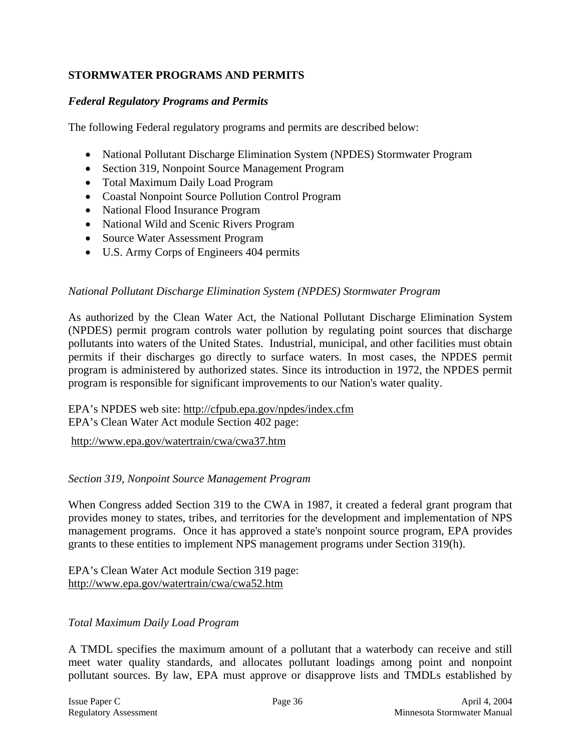## STORMWATER PROGRAMS AND PERMITS

### *Federal Regulatory Programs and Permits*

The following Federal regulatory programs and permits are described below:

- National Pollutant Discharge Elimination System (NPDES) Stormwater Program
- Section 319, Nonpoint Source Management Program
- Total Maximum Daily Load Program
- Coastal Nonpoint Source Pollution Control Program
- National Flood Insurance Program
- National Wild and Scenic Rivers Program
- Source Water Assessment Program
- U.S. Army Corps of Engineers 404 permits

#### *National Pollutant Discharge Elimination System (NPDES) Stormwater Program*

As authorized by the Clean Water Act, the National Pollutant Discharge Elimination System (NPDES) permit program controls water pollution by regulating point sources that discharge pollutants into waters of the United States. Industrial, municipal, and other facilities must obtain permits if their discharges go directly to surface waters. In most cases, the NPDES permit program is administered by authorized states. Since its introduction in 1972, the NPDES permit program is responsible for significant improvements to our Nation's water quality.

EPA's NPDES web site: http://cfpub.epa.gov/npdes/index.cfm
EPA's Clean Water Act module Section 402 page:

http://www.epa.gov/watertrain/cwa/cwa37.htm

#### *Section 319, Nonpoint Source Management Program*

When Congress added Section 319 to the CWA in 1987, it created a federal grant program that provides money to states, tribes, and territories for the development and implementation of NPS management programs. Once it has approved a state's nonpoint source program, EPA provides grants to these entities to implement NPS management programs under Section 319(h).

EPA's Clean Water Act module Section 319 page:
http://www.epa.gov/watertrain/cwa/cwa52.htm

#### *Total Maximum Daily Load Program*

A TMDL specifies the maximum amount of a pollutant that a waterbody can receive and still meet water quality standards, and allocates pollutant loadings among point and nonpoint pollutant sources. By law, EPA must approve or disapprove lists and TMDLs established by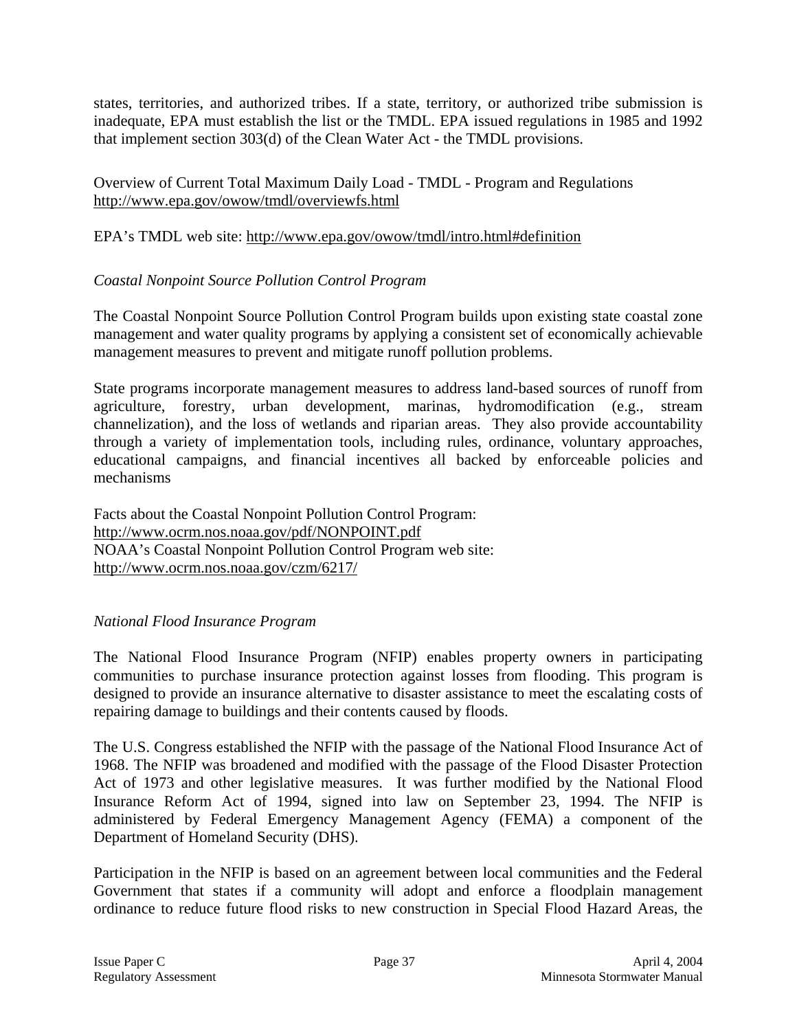states, territories, and authorized tribes. If a state, territory, or authorized tribe submission is inadequate, EPA must establish the list or the TMDL. EPA issued regulations in 1985 and 1992 that implement section 303(d) of the Clean Water Act - the TMDL provisions.

Overview of Current Total Maximum Daily Load - TMDL - Program and Regulations
http://www.epa.gov/owow/tmdl/overviewfs.html

EPA's TMDL web site: http://www.epa.gov/owow/tmdl/intro.html#definition

*Coastal Nonpoint Source Pollution Control Program*

The Coastal Nonpoint Source Pollution Control Program builds upon existing state coastal zone management and water quality programs by applying a consistent set of economically achievable management measures to prevent and mitigate runoff pollution problems.

State programs incorporate management measures to address land-based sources of runoff from agriculture, forestry, urban development, marinas, hydromodification (e.g., stream channelization), and the loss of wetlands and riparian areas. They also provide accountability through a variety of implementation tools, including rules, ordinance, voluntary approaches, educational campaigns, and financial incentives all backed by enforceable policies and mechanisms

Facts about the Coastal Nonpoint Pollution Control Program:
http://www.ocrm.nos.noaa.gov/pdf/NONPOINT.pdf
NOAA's Coastal Nonpoint Pollution Control Program web site:
http://www.ocrm.nos.noaa.gov/czm/6217/

*National Flood Insurance Program*

The National Flood Insurance Program (NFIP) enables property owners in participating communities to purchase insurance protection against losses from flooding. This program is designed to provide an insurance alternative to disaster assistance to meet the escalating costs of repairing damage to buildings and their contents caused by floods.

The U.S. Congress established the NFIP with the passage of the National Flood Insurance Act of 1968. The NFIP was broadened and modified with the passage of the Flood Disaster Protection Act of 1973 and other legislative measures. It was further modified by the National Flood Insurance Reform Act of 1994, signed into law on September 23, 1994. The NFIP is administered by Federal Emergency Management Agency (FEMA) a component of the Department of Homeland Security (DHS).

Participation in the NFIP is based on an agreement between local communities and the Federal Government that states if a community will adopt and enforce a floodplain management ordinance to reduce future flood risks to new construction in Special Flood Hazard Areas, the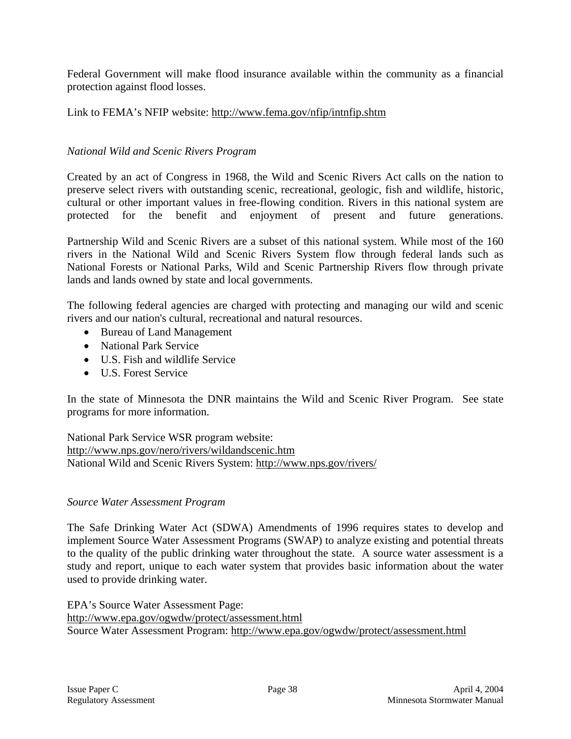Federal Government will make flood insurance available within the community as a financial protection against flood losses.

Link to FEMA's NFIP website: http://www.fema.gov/nfip/intnfip.shtm

*National Wild and Scenic Rivers Program*

Created by an act of Congress in 1968, the Wild and Scenic Rivers Act calls on the nation to preserve select rivers with outstanding scenic, recreational, geologic, fish and wildlife, historic, cultural or other important values in free-flowing condition. Rivers in this national system are protected for the benefit and enjoyment of present and future generations.

Partnership Wild and Scenic Rivers are a subset of this national system. While most of the 160 rivers in the National Wild and Scenic Rivers System flow through federal lands such as National Forests or National Parks, Wild and Scenic Partnership Rivers flow through private lands and lands owned by state and local governments.

The following federal agencies are charged with protecting and managing our wild and scenic rivers and our nation's cultural, recreational and natural resources.

- Bureau of Land Management
- National Park Service
- U.S. Fish and wildlife Service
- U.S. Forest Service

In the state of Minnesota the DNR maintains the Wild and Scenic River Program. See state programs for more information.

National Park Service WSR program website:
http://www.nps.gov/nero/rivers/wildandscenic.htm
National Wild and Scenic Rivers System: http://www.nps.gov/rivers/

*Source Water Assessment Program*

The Safe Drinking Water Act (SDWA) Amendments of 1996 requires states to develop and implement Source Water Assessment Programs (SWAP) to analyze existing and potential threats to the quality of the public drinking water throughout the state. A source water assessment is a study and report, unique to each water system that provides basic information about the water used to provide drinking water.

EPA's Source Water Assessment Page:
http://www.epa.gov/ogwdw/protect/assessment.html
Source Water Assessment Program: http://www.epa.gov/ogwdw/protect/assessment.html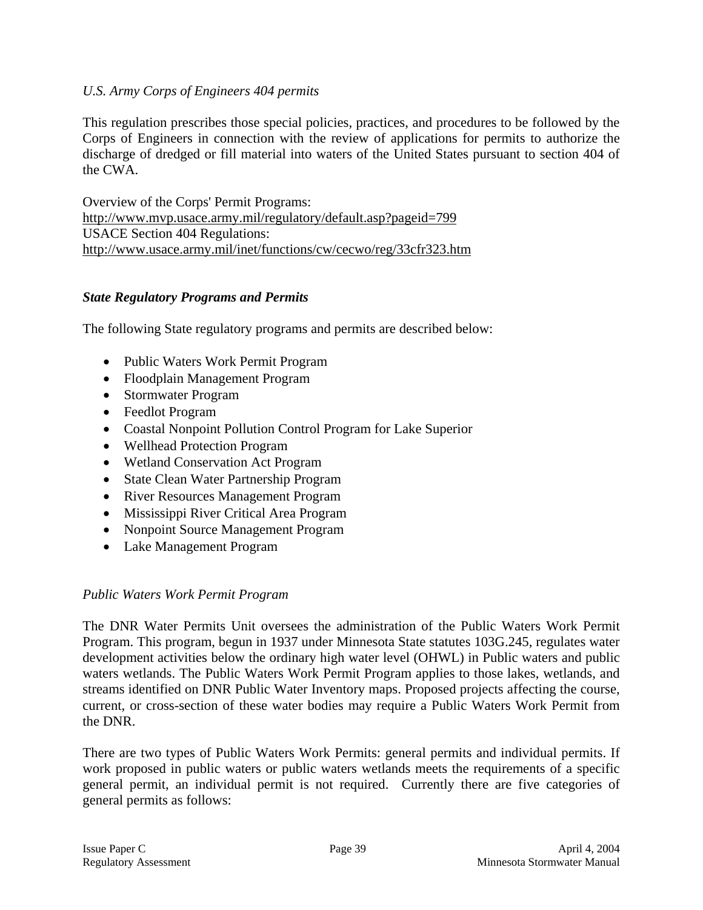*U.S. Army Corps of Engineers 404 permits*

This regulation prescribes those special policies, practices, and procedures to be followed by the Corps of Engineers in connection with the review of applications for permits to authorize the discharge of dredged or fill material into waters of the United States pursuant to section 404 of the CWA.

Overview of the Corps' Permit Programs:
http://www.mvp.usace.army.mil/regulatory/default.asp?pageid=799
USACE Section 404 Regulations:
http://www.usace.army.mil/inet/functions/cw/cecwo/reg/33cfr323.htm

***State Regulatory Programs and Permits***

The following State regulatory programs and permits are described below:

- Public Waters Work Permit Program
- Floodplain Management Program
- Stormwater Program
- Feedlot Program
- Coastal Nonpoint Pollution Control Program for Lake Superior
- Wellhead Protection Program
- Wetland Conservation Act Program
- State Clean Water Partnership Program
- River Resources Management Program
- Mississippi River Critical Area Program
- Nonpoint Source Management Program
- Lake Management Program

*Public Waters Work Permit Program*

The DNR Water Permits Unit oversees the administration of the Public Waters Work Permit Program. This program, begun in 1937 under Minnesota State statutes 103G.245, regulates water development activities below the ordinary high water level (OHWL) in Public waters and public waters wetlands. The Public Waters Work Permit Program applies to those lakes, wetlands, and streams identified on DNR Public Water Inventory maps. Proposed projects affecting the course, current, or cross-section of these water bodies may require a Public Waters Work Permit from the DNR.

There are two types of Public Waters Work Permits: general permits and individual permits. If work proposed in public waters or public waters wetlands meets the requirements of a specific general permit, an individual permit is not required. Currently there are five categories of general permits as follows: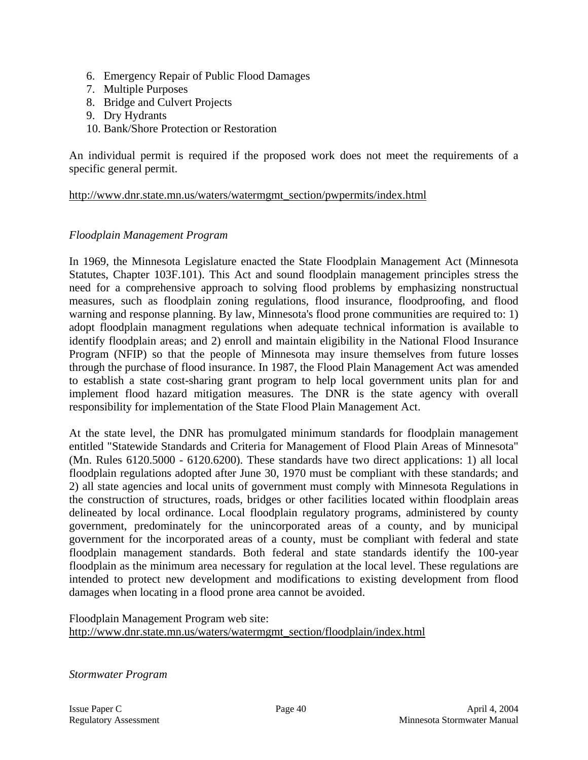6. Emergency Repair of Public Flood Damages
7. Multiple Purposes
8. Bridge and Culvert Projects
9. Dry Hydrants
10. Bank/Shore Protection or Restoration

An individual permit is required if the proposed work does not meet the requirements of a specific general permit.

http://www.dnr.state.mn.us/waters/watermgmt_section/pwpermits/index.html

*Floodplain Management Program*

In 1969, the Minnesota Legislature enacted the State Floodplain Management Act (Minnesota Statutes, Chapter 103F.101). This Act and sound floodplain management principles stress the need for a comprehensive approach to solving flood problems by emphasizing nonstructual measures, such as floodplain zoning regulations, flood insurance, floodproofing, and flood warning and response planning. By law, Minnesota's flood prone communities are required to: 1) adopt floodplain managment regulations when adequate technical information is available to identify floodplain areas; and 2) enroll and maintain eligibility in the National Flood Insurance Program (NFIP) so that the people of Minnesota may insure themselves from future losses through the purchase of flood insurance. In 1987, the Flood Plain Management Act was amended to establish a state cost-sharing grant program to help local government units plan for and implement flood hazard mitigation measures. The DNR is the state agency with overall responsibility for implementation of the State Flood Plain Management Act.

At the state level, the DNR has promulgated minimum standards for floodplain management entitled "Statewide Standards and Criteria for Management of Flood Plain Areas of Minnesota" (Mn. Rules 6120.5000 - 6120.6200). These standards have two direct applications: 1) all local floodplain regulations adopted after June 30, 1970 must be compliant with these standards; and 2) all state agencies and local units of government must comply with Minnesota Regulations in the construction of structures, roads, bridges or other facilities located within floodplain areas delineated by local ordinance. Local floodplain regulatory programs, administered by county government, predominately for the unincorporated areas of a county, and by municipal government for the incorporated areas of a county, must be compliant with federal and state floodplain management standards. Both federal and state standards identify the 100-year floodplain as the minimum area necessary for regulation at the local level. These regulations are intended to protect new development and modifications to existing development from flood damages when locating in a flood prone area cannot be avoided.

Floodplain Management Program web site:
http://www.dnr.state.mn.us/waters/watermgmt_section/floodplain/index.html

*Stormwater Program*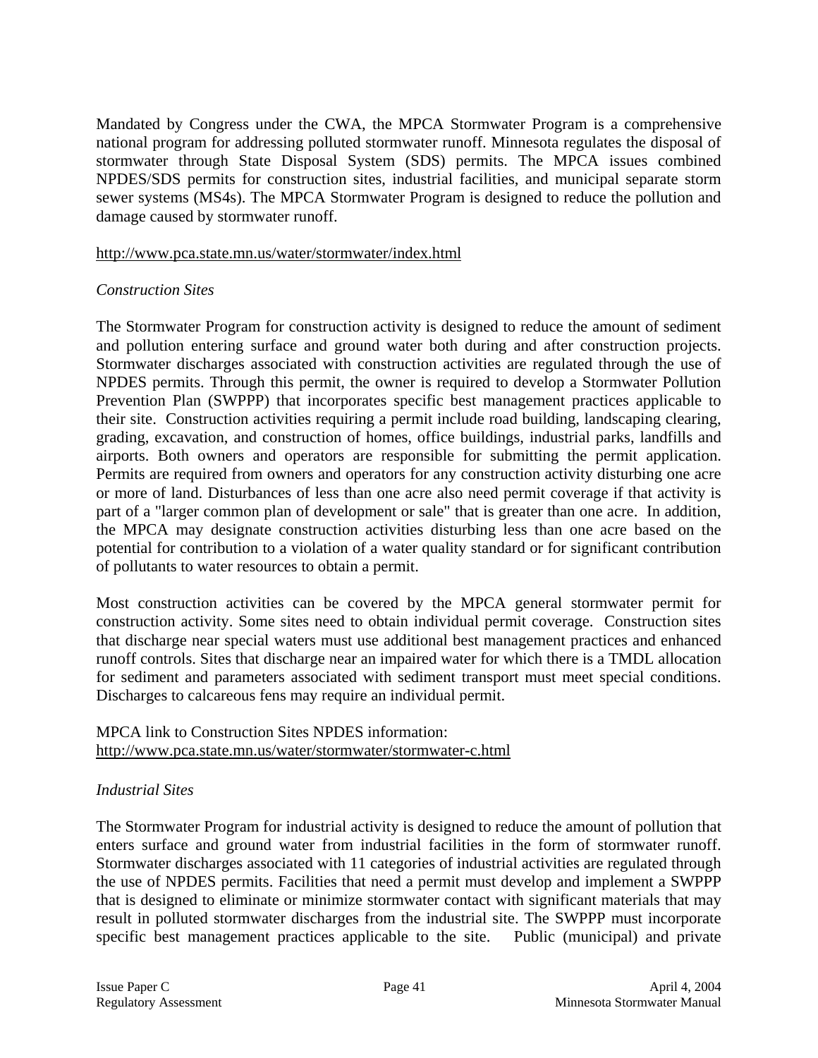Mandated by Congress under the CWA, the MPCA Stormwater Program is a comprehensive national program for addressing polluted stormwater runoff. Minnesota regulates the disposal of stormwater through State Disposal System (SDS) permits. The MPCA issues combined NPDES/SDS permits for construction sites, industrial facilities, and municipal separate storm sewer systems (MS4s). The MPCA Stormwater Program is designed to reduce the pollution and damage caused by stormwater runoff.

http://www.pca.state.mn.us/water/stormwater/index.html

*Construction Sites*

The Stormwater Program for construction activity is designed to reduce the amount of sediment and pollution entering surface and ground water both during and after construction projects. Stormwater discharges associated with construction activities are regulated through the use of NPDES permits. Through this permit, the owner is required to develop a Stormwater Pollution Prevention Plan (SWPPP) that incorporates specific best management practices applicable to their site. Construction activities requiring a permit include road building, landscaping clearing, grading, excavation, and construction of homes, office buildings, industrial parks, landfills and airports. Both owners and operators are responsible for submitting the permit application. Permits are required from owners and operators for any construction activity disturbing one acre or more of land. Disturbances of less than one acre also need permit coverage if that activity is part of a "larger common plan of development or sale" that is greater than one acre. In addition, the MPCA may designate construction activities disturbing less than one acre based on the potential for contribution to a violation of a water quality standard or for significant contribution of pollutants to water resources to obtain a permit.

Most construction activities can be covered by the MPCA general stormwater permit for construction activity. Some sites need to obtain individual permit coverage. Construction sites that discharge near special waters must use additional best management practices and enhanced runoff controls. Sites that discharge near an impaired water for which there is a TMDL allocation for sediment and parameters associated with sediment transport must meet special conditions. Discharges to calcareous fens may require an individual permit.

MPCA link to Construction Sites NPDES information:
http://www.pca.state.mn.us/water/stormwater/stormwater-c.html

*Industrial Sites*

The Stormwater Program for industrial activity is designed to reduce the amount of pollution that enters surface and ground water from industrial facilities in the form of stormwater runoff. Stormwater discharges associated with 11 categories of industrial activities are regulated through the use of NPDES permits. Facilities that need a permit must develop and implement a SWPPP that is designed to eliminate or minimize stormwater contact with significant materials that may result in polluted stormwater discharges from the industrial site. The SWPPP must incorporate specific best management practices applicable to the site. Public (municipal) and private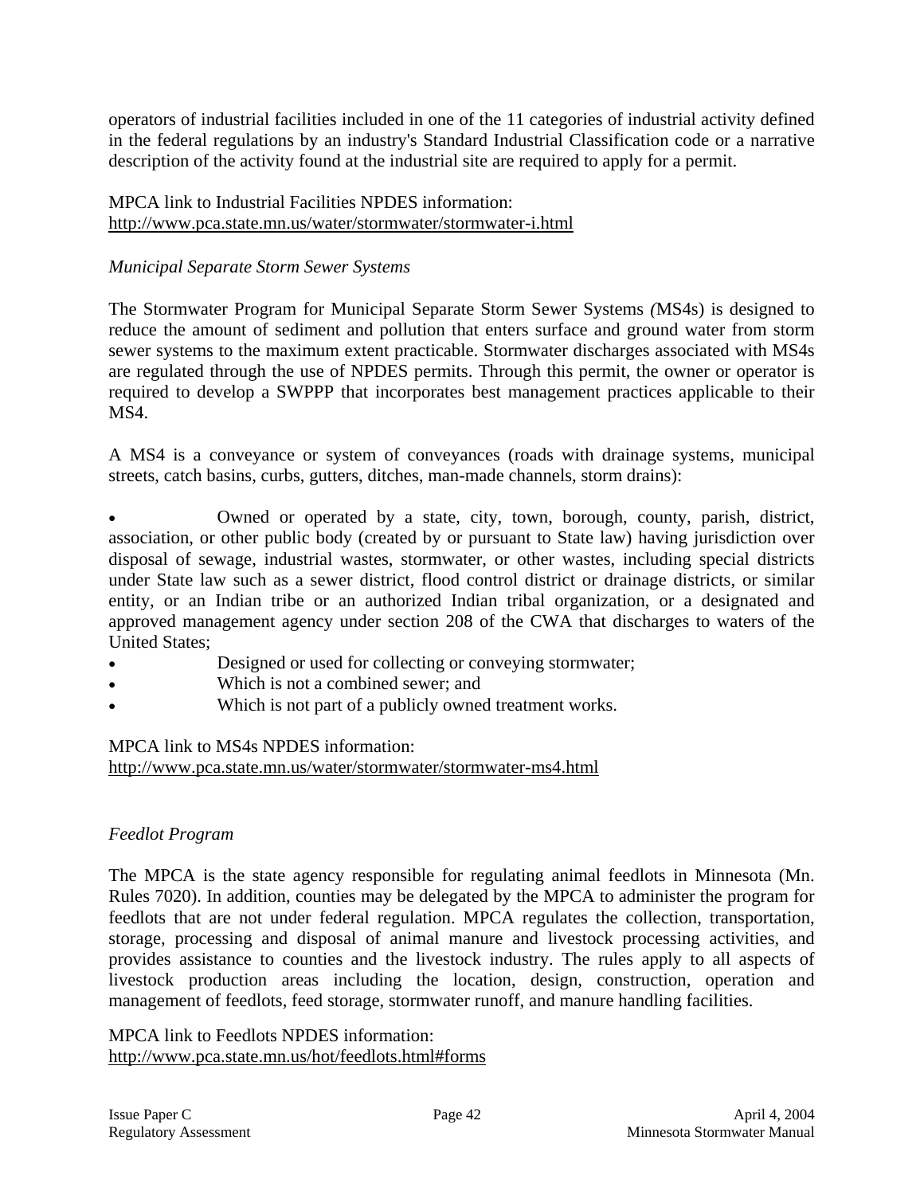operators of industrial facilities included in one of the 11 categories of industrial activity defined in the federal regulations by an industry's Standard Industrial Classification code or a narrative description of the activity found at the industrial site are required to apply for a permit.

MPCA link to Industrial Facilities NPDES information:
http://www.pca.state.mn.us/water/stormwater/stormwater-i.html

*Municipal Separate Storm Sewer Systems*

The Stormwater Program for Municipal Separate Storm Sewer Systems (MS4s) is designed to reduce the amount of sediment and pollution that enters surface and ground water from storm sewer systems to the maximum extent practicable. Stormwater discharges associated with MS4s are regulated through the use of NPDES permits. Through this permit, the owner or operator is required to develop a SWPPP that incorporates best management practices applicable to their MS4.

A MS4 is a conveyance or system of conveyances (roads with drainage systems, municipal streets, catch basins, curbs, gutters, ditches, man-made channels, storm drains):

- Owned or operated by a state, city, town, borough, county, parish, district, association, or other public body (created by or pursuant to State law) having jurisdiction over disposal of sewage, industrial wastes, stormwater, or other wastes, including special districts under State law such as a sewer district, flood control district or drainage districts, or similar entity, or an Indian tribe or an authorized Indian tribal organization, or a designated and approved management agency under section 208 of the CWA that discharges to waters of the United States;
- Designed or used for collecting or conveying stormwater;
- Which is not a combined sewer; and
- Which is not part of a publicly owned treatment works.

MPCA link to MS4s NPDES information:
http://www.pca.state.mn.us/water/stormwater/stormwater-ms4.html

*Feedlot Program*

The MPCA is the state agency responsible for regulating animal feedlots in Minnesota (Mn. Rules 7020). In addition, counties may be delegated by the MPCA to administer the program for feedlots that are not under federal regulation. MPCA regulates the collection, transportation, storage, processing and disposal of animal manure and livestock processing activities, and provides assistance to counties and the livestock industry. The rules apply to all aspects of livestock production areas including the location, design, construction, operation and management of feedlots, feed storage, stormwater runoff, and manure handling facilities.

MPCA link to Feedlots NPDES information:
http://www.pca.state.mn.us/hot/feedlots.html#forms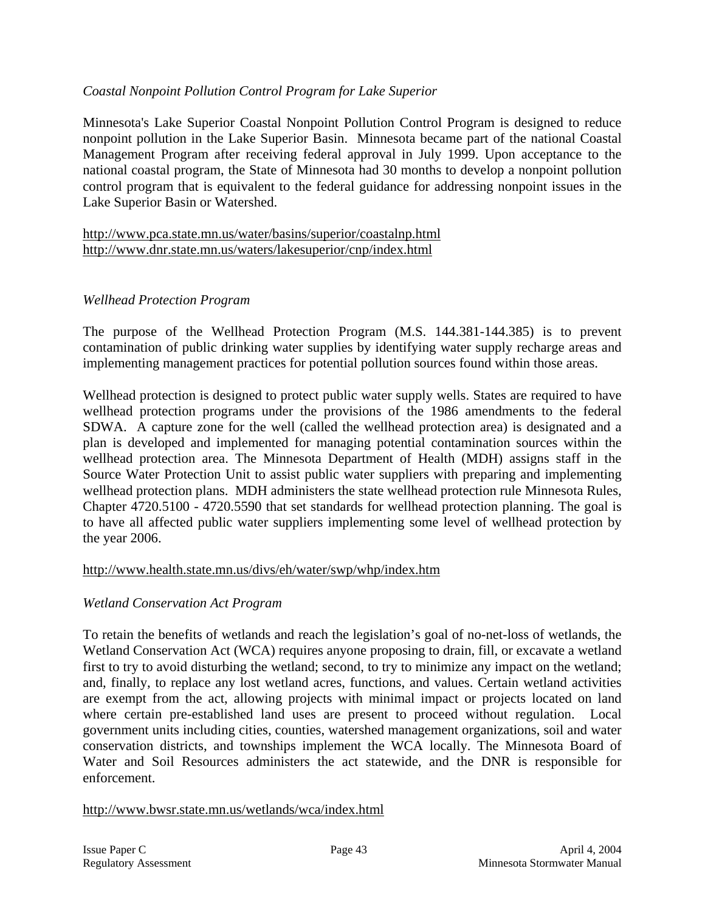*Coastal Nonpoint Pollution Control Program for Lake Superior*

Minnesota's Lake Superior Coastal Nonpoint Pollution Control Program is designed to reduce nonpoint pollution in the Lake Superior Basin. Minnesota became part of the national Coastal Management Program after receiving federal approval in July 1999. Upon acceptance to the national coastal program, the State of Minnesota had 30 months to develop a nonpoint pollution control program that is equivalent to the federal guidance for addressing nonpoint issues in the Lake Superior Basin or Watershed.

http://www.pca.state.mn.us/water/basins/superior/coastalnp.html
http://www.dnr.state.mn.us/waters/lakesuperior/cnp/index.html

*Wellhead Protection Program*

The purpose of the Wellhead Protection Program (M.S. 144.381-144.385) is to prevent contamination of public drinking water supplies by identifying water supply recharge areas and implementing management practices for potential pollution sources found within those areas.

Wellhead protection is designed to protect public water supply wells. States are required to have wellhead protection programs under the provisions of the 1986 amendments to the federal SDWA. A capture zone for the well (called the wellhead protection area) is designated and a plan is developed and implemented for managing potential contamination sources within the wellhead protection area. The Minnesota Department of Health (MDH) assigns staff in the Source Water Protection Unit to assist public water suppliers with preparing and implementing wellhead protection plans. MDH administers the state wellhead protection rule Minnesota Rules, Chapter 4720.5100 - 4720.5590 that set standards for wellhead protection planning. The goal is to have all affected public water suppliers implementing some level of wellhead protection by the year 2006.

http://www.health.state.mn.us/divs/eh/water/swp/whp/index.htm

*Wetland Conservation Act Program*

To retain the benefits of wetlands and reach the legislation's goal of no-net-loss of wetlands, the Wetland Conservation Act (WCA) requires anyone proposing to drain, fill, or excavate a wetland first to try to avoid disturbing the wetland; second, to try to minimize any impact on the wetland; and, finally, to replace any lost wetland acres, functions, and values. Certain wetland activities are exempt from the act, allowing projects with minimal impact or projects located on land where certain pre-established land uses are present to proceed without regulation. Local government units including cities, counties, watershed management organizations, soil and water conservation districts, and townships implement the WCA locally. The Minnesota Board of Water and Soil Resources administers the act statewide, and the DNR is responsible for enforcement.

http://www.bwsr.state.mn.us/wetlands/wca/index.html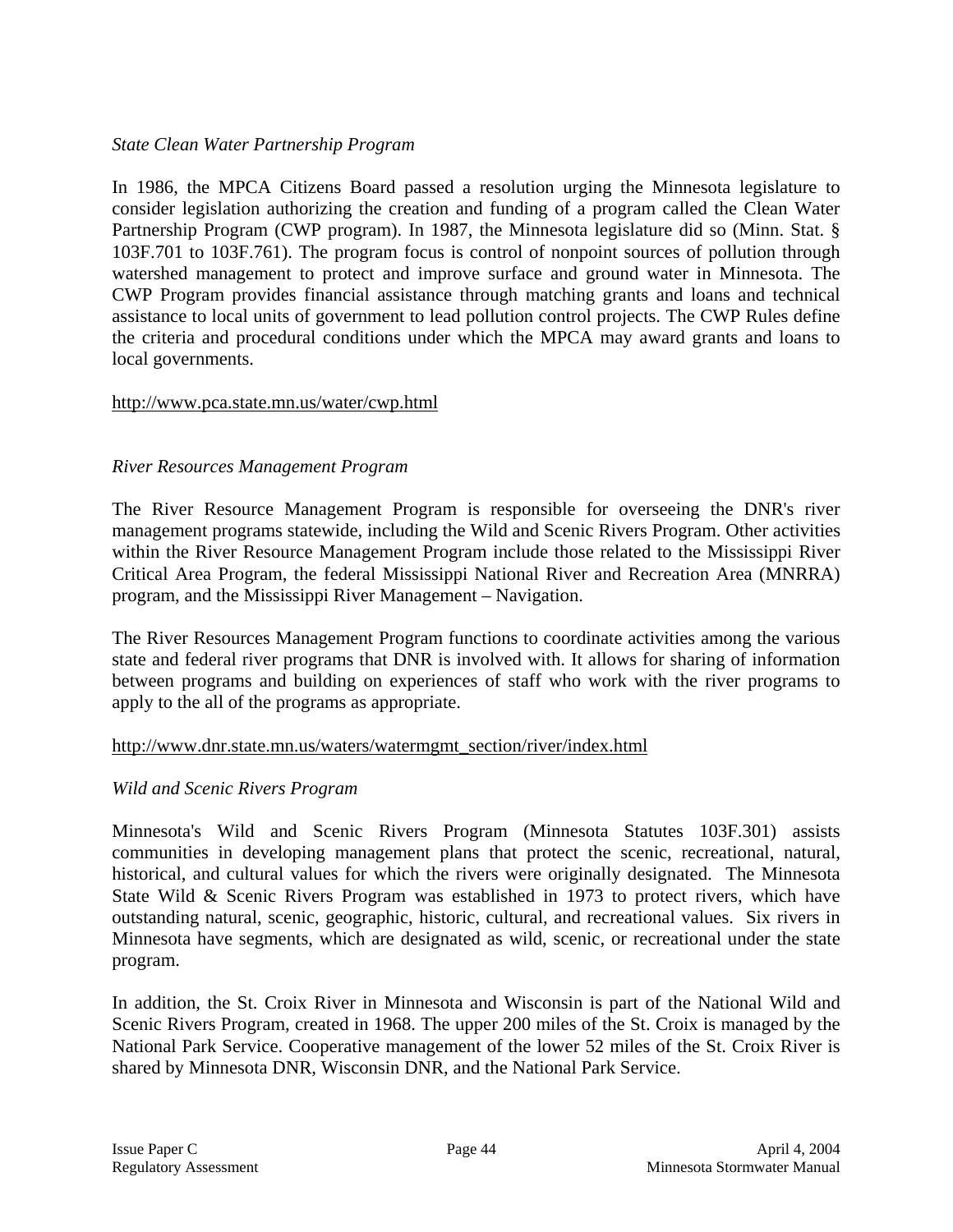*State Clean Water Partnership Program*

In 1986, the MPCA Citizens Board passed a resolution urging the Minnesota legislature to consider legislation authorizing the creation and funding of a program called the Clean Water Partnership Program (CWP program). In 1987, the Minnesota legislature did so (Minn. Stat. § 103F.701 to 103F.761). The program focus is control of nonpoint sources of pollution through watershed management to protect and improve surface and ground water in Minnesota. The CWP Program provides financial assistance through matching grants and loans and technical assistance to local units of government to lead pollution control projects. The CWP Rules define the criteria and procedural conditions under which the MPCA may award grants and loans to local governments.

http://www.pca.state.mn.us/water/cwp.html

*River Resources Management Program*

The River Resource Management Program is responsible for overseeing the DNR's river management programs statewide, including the Wild and Scenic Rivers Program. Other activities within the River Resource Management Program include those related to the Mississippi River Critical Area Program, the federal Mississippi National River and Recreation Area (MNRRA) program, and the Mississippi River Management – Navigation.

The River Resources Management Program functions to coordinate activities among the various state and federal river programs that DNR is involved with. It allows for sharing of information between programs and building on experiences of staff who work with the river programs to apply to the all of the programs as appropriate.

http://www.dnr.state.mn.us/waters/watermgmt_section/river/index.html

*Wild and Scenic Rivers Program*

Minnesota's Wild and Scenic Rivers Program (Minnesota Statutes 103F.301) assists communities in developing management plans that protect the scenic, recreational, natural, historical, and cultural values for which the rivers were originally designated. The Minnesota State Wild & Scenic Rivers Program was established in 1973 to protect rivers, which have outstanding natural, scenic, geographic, historic, cultural, and recreational values. Six rivers in Minnesota have segments, which are designated as wild, scenic, or recreational under the state program.

In addition, the St. Croix River in Minnesota and Wisconsin is part of the National Wild and Scenic Rivers Program, created in 1968. The upper 200 miles of the St. Croix is managed by the National Park Service. Cooperative management of the lower 52 miles of the St. Croix River is shared by Minnesota DNR, Wisconsin DNR, and the National Park Service.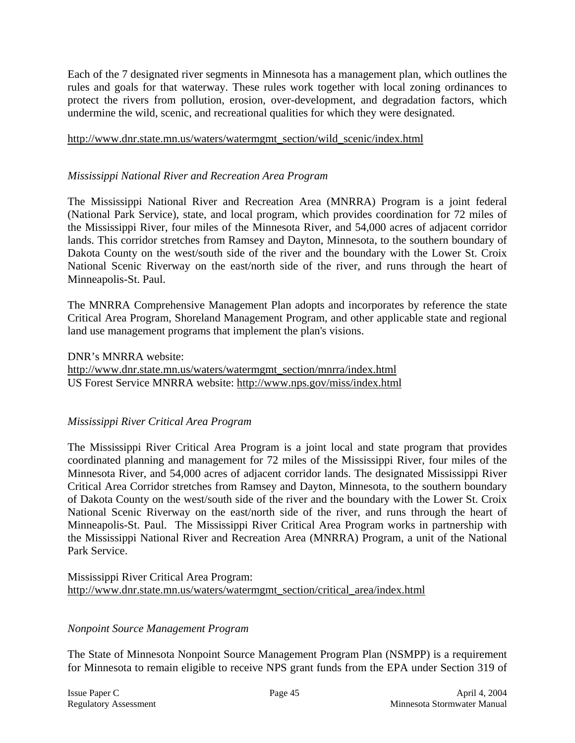Each of the 7 designated river segments in Minnesota has a management plan, which outlines the rules and goals for that waterway. These rules work together with local zoning ordinances to protect the rivers from pollution, erosion, over-development, and degradation factors, which undermine the wild, scenic, and recreational qualities for which they were designated.

http://www.dnr.state.mn.us/waters/watermgmt_section/wild_scenic/index.html

*Mississippi National River and Recreation Area Program*

The Mississippi National River and Recreation Area (MNRRA) Program is a joint federal (National Park Service), state, and local program, which provides coordination for 72 miles of the Mississippi River, four miles of the Minnesota River, and 54,000 acres of adjacent corridor lands. This corridor stretches from Ramsey and Dayton, Minnesota, to the southern boundary of Dakota County on the west/south side of the river and the boundary with the Lower St. Croix National Scenic Riverway on the east/north side of the river, and runs through the heart of Minneapolis-St. Paul.

The MNRRA Comprehensive Management Plan adopts and incorporates by reference the state Critical Area Program, Shoreland Management Program, and other applicable state and regional land use management programs that implement the plan's visions.

DNR's MNRRA website:
http://www.dnr.state.mn.us/waters/watermgmt_section/mnrra/index.html
US Forest Service MNRRA website: http://www.nps.gov/miss/index.html

*Mississippi River Critical Area Program*

The Mississippi River Critical Area Program is a joint local and state program that provides coordinated planning and management for 72 miles of the Mississippi River, four miles of the Minnesota River, and 54,000 acres of adjacent corridor lands. The designated Mississippi River Critical Area Corridor stretches from Ramsey and Dayton, Minnesota, to the southern boundary of Dakota County on the west/south side of the river and the boundary with the Lower St. Croix National Scenic Riverway on the east/north side of the river, and runs through the heart of Minneapolis-St. Paul. The Mississippi River Critical Area Program works in partnership with the Mississippi National River and Recreation Area (MNRRA) Program, a unit of the National Park Service.

Mississippi River Critical Area Program:
http://www.dnr.state.mn.us/waters/watermgmt_section/critical_area/index.html

*Nonpoint Source Management Program*

The State of Minnesota Nonpoint Source Management Program Plan (NSMPP) is a requirement for Minnesota to remain eligible to receive NPS grant funds from the EPA under Section 319 of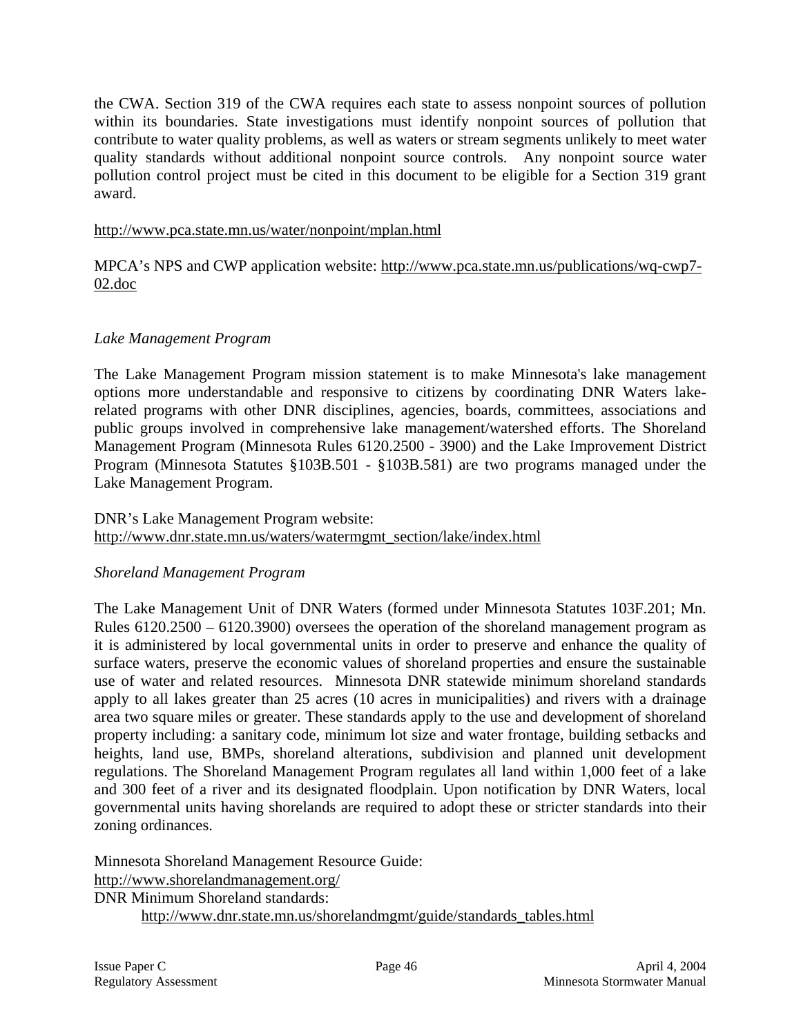the CWA. Section 319 of the CWA requires each state to assess nonpoint sources of pollution within its boundaries. State investigations must identify nonpoint sources of pollution that contribute to water quality problems, as well as waters or stream segments unlikely to meet water quality standards without additional nonpoint source controls. Any nonpoint source water pollution control project must be cited in this document to be eligible for a Section 319 grant award.

http://www.pca.state.mn.us/water/nonpoint/mplan.html

MPCA's NPS and CWP application website: http://www.pca.state.mn.us/publications/wq-cwp7-02.doc

*Lake Management Program*

The Lake Management Program mission statement is to make Minnesota's lake management options more understandable and responsive to citizens by coordinating DNR Waters lake-related programs with other DNR disciplines, agencies, boards, committees, associations and public groups involved in comprehensive lake management/watershed efforts. The Shoreland Management Program (Minnesota Rules 6120.2500 - 3900) and the Lake Improvement District Program (Minnesota Statutes §103B.501 - §103B.581) are two programs managed under the Lake Management Program.

DNR's Lake Management Program website:
http://www.dnr.state.mn.us/waters/watermgmt_section/lake/index.html

*Shoreland Management Program*

The Lake Management Unit of DNR Waters (formed under Minnesota Statutes 103F.201; Mn. Rules 6120.2500 – 6120.3900) oversees the operation of the shoreland management program as it is administered by local governmental units in order to preserve and enhance the quality of surface waters, preserve the economic values of shoreland properties and ensure the sustainable use of water and related resources. Minnesota DNR statewide minimum shoreland standards apply to all lakes greater than 25 acres (10 acres in municipalities) and rivers with a drainage area two square miles or greater. These standards apply to the use and development of shoreland property including: a sanitary code, minimum lot size and water frontage, building setbacks and heights, land use, BMPs, shoreland alterations, subdivision and planned unit development regulations. The Shoreland Management Program regulates all land within 1,000 feet of a lake and 300 feet of a river and its designated floodplain. Upon notification by DNR Waters, local governmental units having shorelands are required to adopt these or stricter standards into their zoning ordinances.

Minnesota Shoreland Management Resource Guide:
http://www.shorelandmanagement.org/
DNR Minimum Shoreland standards:
http://www.dnr.state.mn.us/shorelandmgmt/guide/standards_tables.html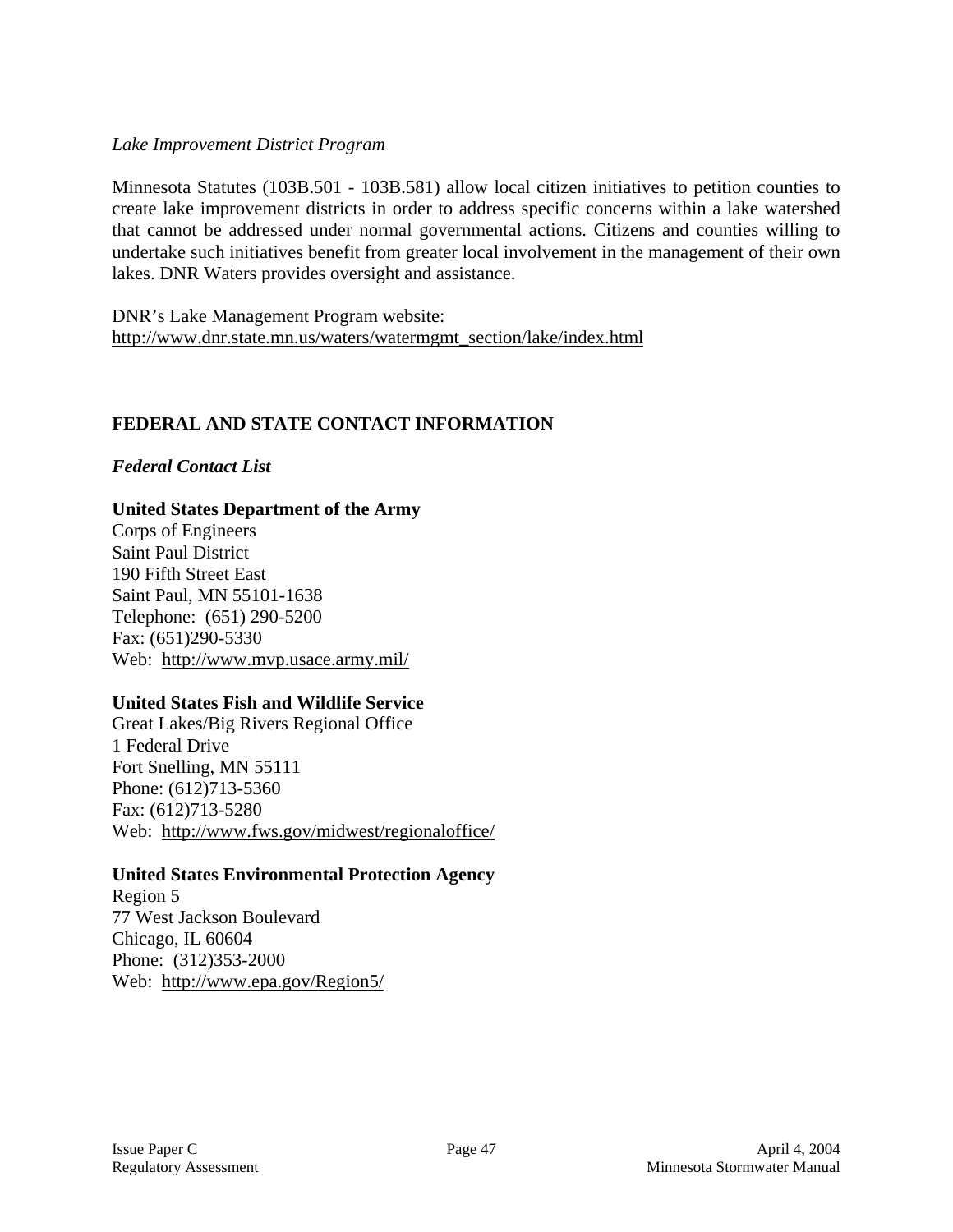*Lake Improvement District Program*

Minnesota Statutes (103B.501 - 103B.581) allow local citizen initiatives to petition counties to create lake improvement districts in order to address specific concerns within a lake watershed that cannot be addressed under normal governmental actions. Citizens and counties willing to undertake such initiatives benefit from greater local involvement in the management of their own lakes. DNR Waters provides oversight and assistance.

DNR's Lake Management Program website:
http://www.dnr.state.mn.us/waters/watermgmt_section/lake/index.html

## FEDERAL AND STATE CONTACT INFORMATION

### *Federal Contact List*

**United States Department of the Army**
Corps of Engineers
Saint Paul District
190 Fifth Street East
Saint Paul, MN 55101-1638
Telephone: (651) 290-5200
Fax: (651)290-5330
Web: http://www.mvp.usace.army.mil/

**United States Fish and Wildlife Service**
Great Lakes/Big Rivers Regional Office
1 Federal Drive
Fort Snelling, MN 55111
Phone: (612)713-5360
Fax: (612)713-5280
Web: http://www.fws.gov/midwest/regionaloffice/

**United States Environmental Protection Agency**
Region 5
77 West Jackson Boulevard
Chicago, IL 60604
Phone: (312)353-2000
Web: http://www.epa.gov/Region5/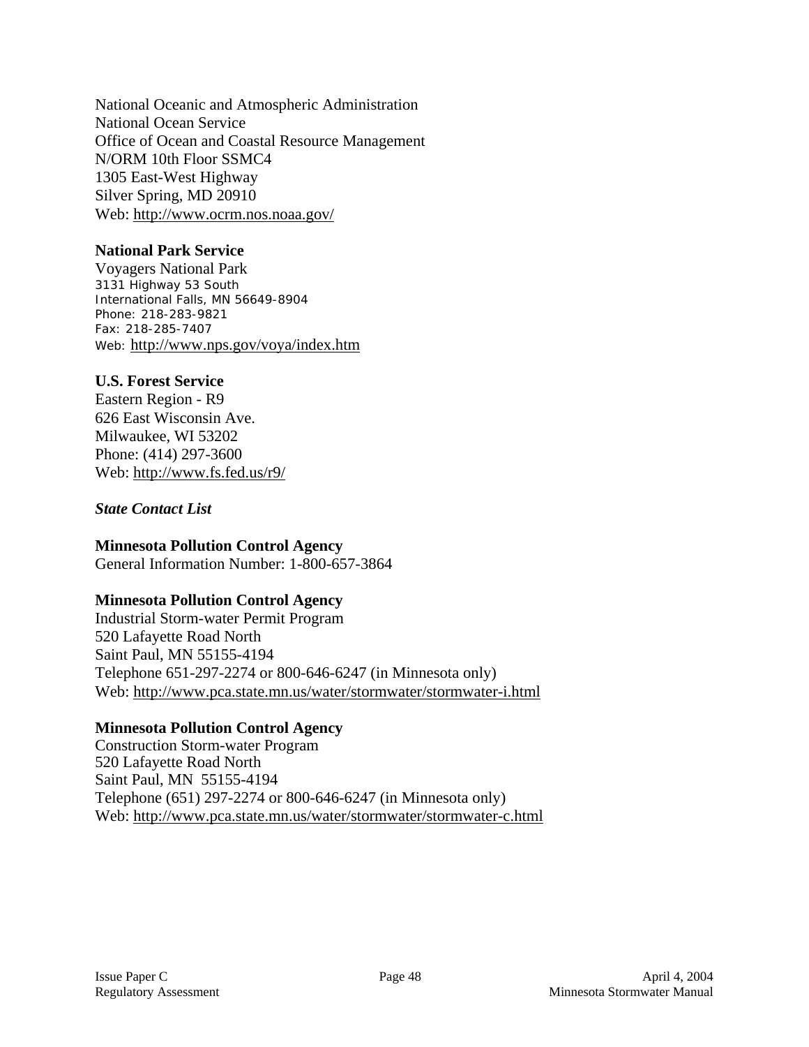National Oceanic and Atmospheric Administration
National Ocean Service
Office of Ocean and Coastal Resource Management
N/ORM 10th Floor SSMC4
1305 East-West Highway
Silver Spring, MD 20910
Web: http://www.ocrm.nos.noaa.gov/

**National Park Service**
Voyagers National Park
3131 Highway 53 South
International Falls, MN 56649-8904
Phone: 218-283-9821
Fax: 218-285-7407
Web: http://www.nps.gov/voya/index.htm

**U.S. Forest Service**
Eastern Region - R9
626 East Wisconsin Ave.
Milwaukee, WI 53202
Phone: (414) 297-3600
Web: http://www.fs.fed.us/r9/

***State Contact List***

**Minnesota Pollution Control Agency**
General Information Number: 1-800-657-3864

**Minnesota Pollution Control Agency**
Industrial Storm-water Permit Program
520 Lafayette Road North
Saint Paul, MN 55155-4194
Telephone 651-297-2274 or 800-646-6247 (in Minnesota only)
Web: http://www.pca.state.mn.us/water/stormwater/stormwater-i.html

**Minnesota Pollution Control Agency**
Construction Storm-water Program
520 Lafayette Road North
Saint Paul, MN 55155-4194
Telephone (651) 297-2274 or 800-646-6247 (in Minnesota only)
Web: http://www.pca.state.mn.us/water/stormwater/stormwater-c.html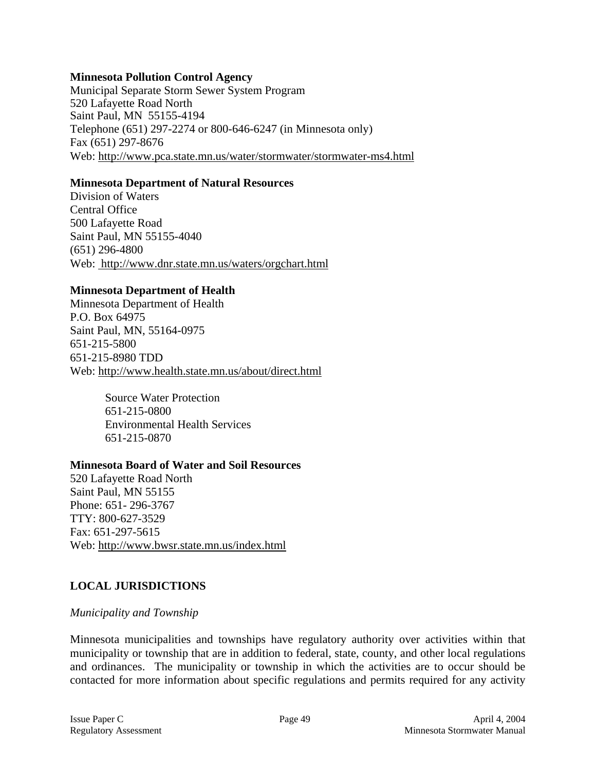**Minnesota Pollution Control Agency**
Municipal Separate Storm Sewer System Program
520 Lafayette Road North
Saint Paul, MN 55155-4194
Telephone (651) 297-2274 or 800-646-6247 (in Minnesota only)
Fax (651) 297-8676
Web: http://www.pca.state.mn.us/water/stormwater/stormwater-ms4.html

**Minnesota Department of Natural Resources**
Division of Waters
Central Office
500 Lafayette Road
Saint Paul, MN 55155-4040
(651) 296-4800
Web: http://www.dnr.state.mn.us/waters/orgchart.html

**Minnesota Department of Health**
Minnesota Department of Health
P.O. Box 64975
Saint Paul, MN, 55164-0975
651-215-5800
651-215-8980 TDD
Web: http://www.health.state.mn.us/about/direct.html

> Source Water Protection
> 651-215-0800
> Environmental Health Services
> 651-215-0870

**Minnesota Board of Water and Soil Resources**
520 Lafayette Road North
Saint Paul, MN 55155
Phone: 651- 296-3767
TTY: 800-627-3529
Fax: 651-297-5615
Web: http://www.bwsr.state.mn.us/index.html

## LOCAL JURISDICTIONS

*Municipality and Township*

Minnesota municipalities and townships have regulatory authority over activities within that municipality or township that are in addition to federal, state, county, and other local regulations and ordinances. The municipality or township in which the activities are to occur should be contacted for more information about specific regulations and permits required for any activity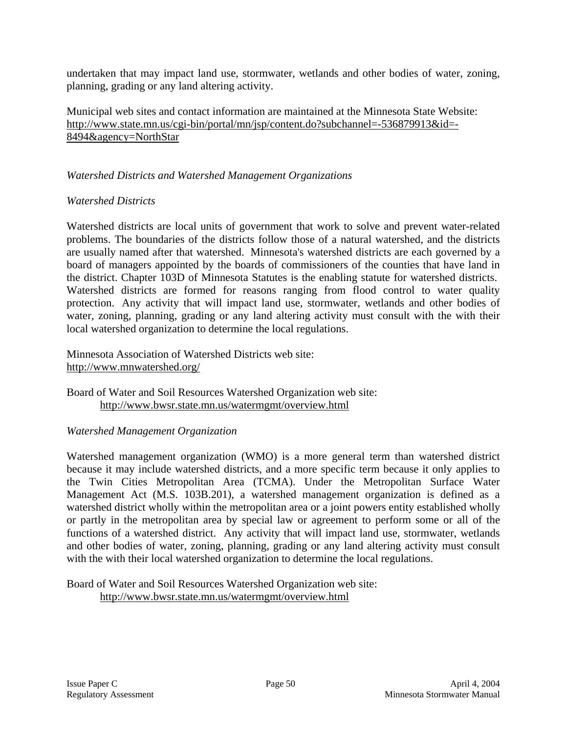undertaken that may impact land use, stormwater, wetlands and other bodies of water, zoning, planning, grading or any land altering activity.

Municipal web sites and contact information are maintained at the Minnesota State Website: http://www.state.mn.us/cgi-bin/portal/mn/jsp/content.do?subchannel=-536879913&id=-8494&agency=NorthStar

*Watershed Districts and Watershed Management Organizations*

*Watershed Districts*

Watershed districts are local units of government that work to solve and prevent water-related problems. The boundaries of the districts follow those of a natural watershed, and the districts are usually named after that watershed. Minnesota's watershed districts are each governed by a board of managers appointed by the boards of commissioners of the counties that have land in the district. Chapter 103D of Minnesota Statutes is the enabling statute for watershed districts. Watershed districts are formed for reasons ranging from flood control to water quality protection. Any activity that will impact land use, stormwater, wetlands and other bodies of water, zoning, planning, grading or any land altering activity must consult with the with their local watershed organization to determine the local regulations.

Minnesota Association of Watershed Districts web site:
http://www.mnwatershed.org/

Board of Water and Soil Resources Watershed Organization web site:
http://www.bwsr.state.mn.us/watermgmt/overview.html

*Watershed Management Organization*

Watershed management organization (WMO) is a more general term than watershed district because it may include watershed districts, and a more specific term because it only applies to the Twin Cities Metropolitan Area (TCMA). Under the Metropolitan Surface Water Management Act (M.S. 103B.201), a watershed management organization is defined as a watershed district wholly within the metropolitan area or a joint powers entity established wholly or partly in the metropolitan area by special law or agreement to perform some or all of the functions of a watershed district. Any activity that will impact land use, stormwater, wetlands and other bodies of water, zoning, planning, grading or any land altering activity must consult with the with their local watershed organization to determine the local regulations.

Board of Water and Soil Resources Watershed Organization web site:
http://www.bwsr.state.mn.us/watermgmt/overview.html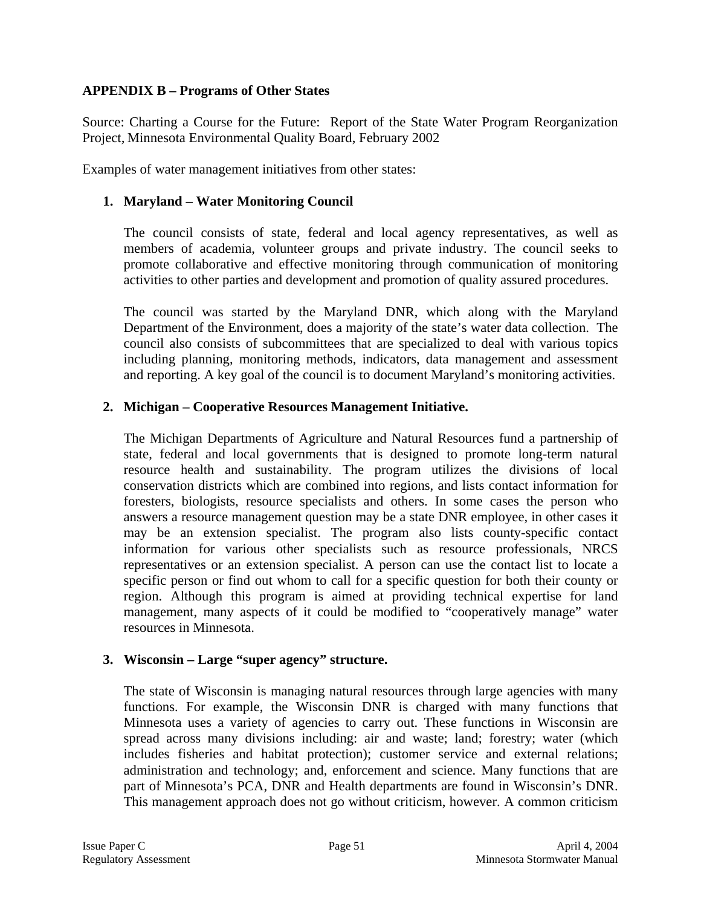## APPENDIX B – Programs of Other States

Source: Charting a Course for the Future: Report of the State Water Program Reorganization Project, Minnesota Environmental Quality Board, February 2002

Examples of water management initiatives from other states:

1. **Maryland – Water Monitoring Council**

   The council consists of state, federal and local agency representatives, as well as members of academia, volunteer groups and private industry. The council seeks to promote collaborative and effective monitoring through communication of monitoring activities to other parties and development and promotion of quality assured procedures.

   The council was started by the Maryland DNR, which along with the Maryland Department of the Environment, does a majority of the state's water data collection. The council also consists of subcommittees that are specialized to deal with various topics including planning, monitoring methods, indicators, data management and assessment and reporting. A key goal of the council is to document Maryland's monitoring activities.

2. **Michigan – Cooperative Resources Management Initiative.**

   The Michigan Departments of Agriculture and Natural Resources fund a partnership of state, federal and local governments that is designed to promote long-term natural resource health and sustainability. The program utilizes the divisions of local conservation districts which are combined into regions, and lists contact information for foresters, biologists, resource specialists and others. In some cases the person who answers a resource management question may be a state DNR employee, in other cases it may be an extension specialist. The program also lists county-specific contact information for various other specialists such as resource professionals, NRCS representatives or an extension specialist. A person can use the contact list to locate a specific person or find out whom to call for a specific question for both their county or region. Although this program is aimed at providing technical expertise for land management, many aspects of it could be modified to "cooperatively manage" water resources in Minnesota.

3. **Wisconsin – Large "super agency" structure.**

   The state of Wisconsin is managing natural resources through large agencies with many functions. For example, the Wisconsin DNR is charged with many functions that Minnesota uses a variety of agencies to carry out. These functions in Wisconsin are spread across many divisions including: air and waste; land; forestry; water (which includes fisheries and habitat protection); customer service and external relations; administration and technology; and, enforcement and science. Many functions that are part of Minnesota's PCA, DNR and Health departments are found in Wisconsin's DNR. This management approach does not go without criticism, however. A common criticism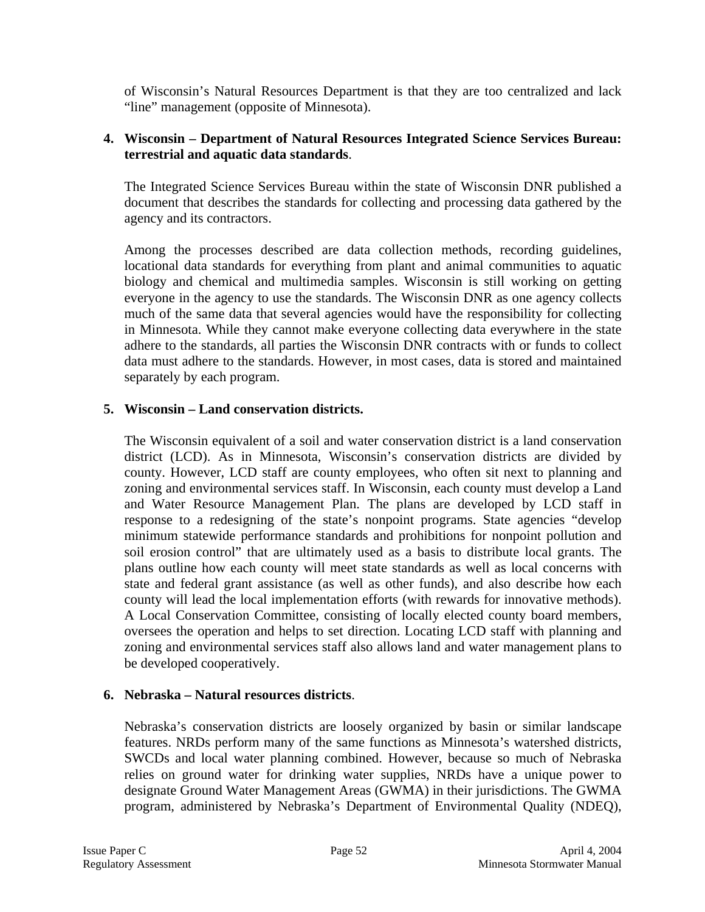of Wisconsin's Natural Resources Department is that they are too centralized and lack "line" management (opposite of Minnesota).

4. **Wisconsin – Department of Natural Resources Integrated Science Services Bureau: terrestrial and aquatic data standards**.

   The Integrated Science Services Bureau within the state of Wisconsin DNR published a document that describes the standards for collecting and processing data gathered by the agency and its contractors.

   Among the processes described are data collection methods, recording guidelines, locational data standards for everything from plant and animal communities to aquatic biology and chemical and multimedia samples. Wisconsin is still working on getting everyone in the agency to use the standards. The Wisconsin DNR as one agency collects much of the same data that several agencies would have the responsibility for collecting in Minnesota. While they cannot make everyone collecting data everywhere in the state adhere to the standards, all parties the Wisconsin DNR contracts with or funds to collect data must adhere to the standards. However, in most cases, data is stored and maintained separately by each program.

5. **Wisconsin – Land conservation districts.**

   The Wisconsin equivalent of a soil and water conservation district is a land conservation district (LCD). As in Minnesota, Wisconsin's conservation districts are divided by county. However, LCD staff are county employees, who often sit next to planning and zoning and environmental services staff. In Wisconsin, each county must develop a Land and Water Resource Management Plan. The plans are developed by LCD staff in response to a redesigning of the state's nonpoint programs. State agencies "develop minimum statewide performance standards and prohibitions for nonpoint pollution and soil erosion control" that are ultimately used as a basis to distribute local grants. The plans outline how each county will meet state standards as well as local concerns with state and federal grant assistance (as well as other funds), and also describe how each county will lead the local implementation efforts (with rewards for innovative methods). A Local Conservation Committee, consisting of locally elected county board members, oversees the operation and helps to set direction. Locating LCD staff with planning and zoning and environmental services staff also allows land and water management plans to be developed cooperatively.

6. **Nebraska – Natural resources districts**.

   Nebraska's conservation districts are loosely organized by basin or similar landscape features. NRDs perform many of the same functions as Minnesota's watershed districts, SWCDs and local water planning combined. However, because so much of Nebraska relies on ground water for drinking water supplies, NRDs have a unique power to designate Ground Water Management Areas (GWMA) in their jurisdictions. The GWMA program, administered by Nebraska's Department of Environmental Quality (NDEQ),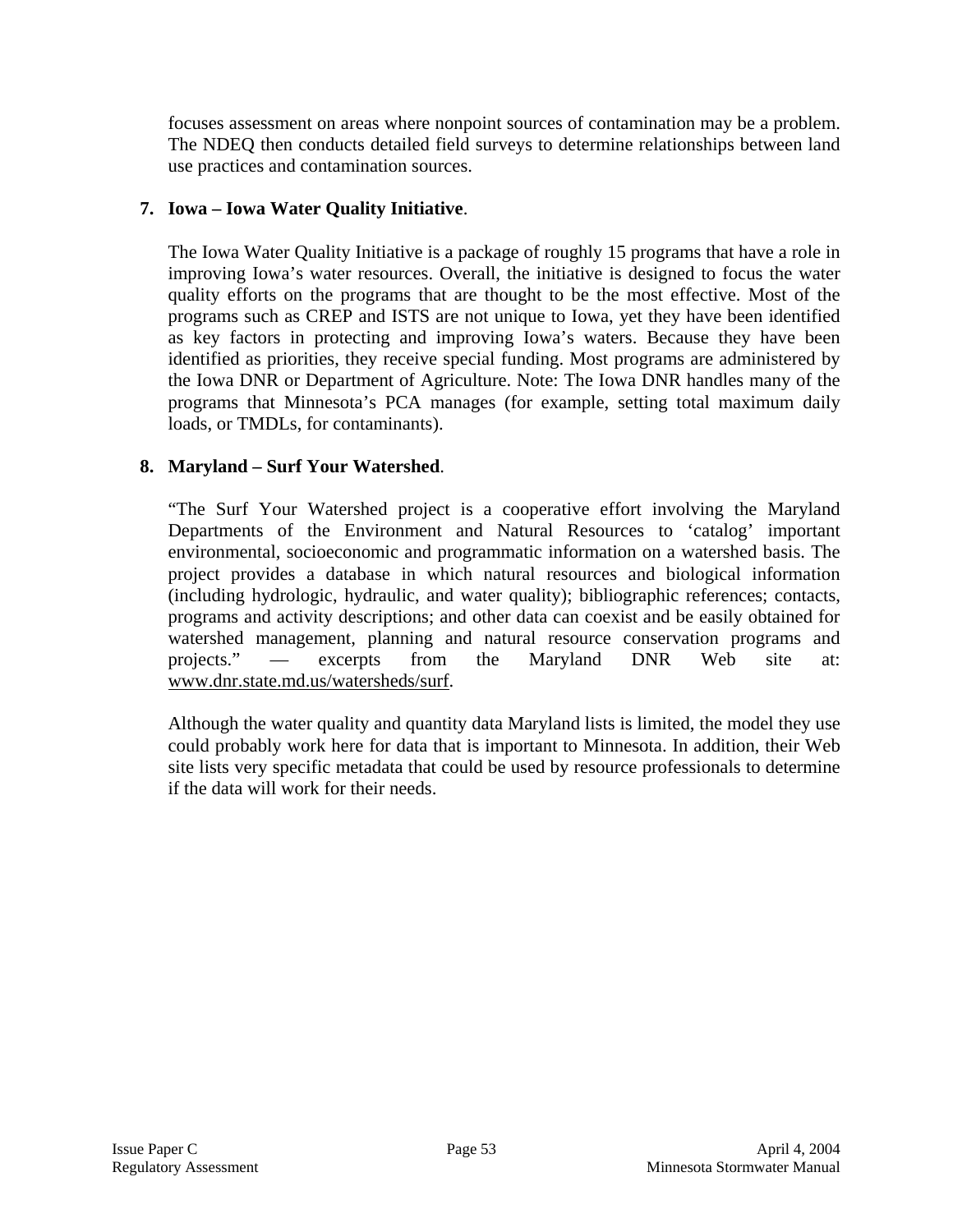focuses assessment on areas where nonpoint sources of contamination may be a problem. The NDEQ then conducts detailed field surveys to determine relationships between land use practices and contamination sources.

7. **Iowa – Iowa Water Quality Initiative**.

   The Iowa Water Quality Initiative is a package of roughly 15 programs that have a role in improving Iowa's water resources. Overall, the initiative is designed to focus the water quality efforts on the programs that are thought to be the most effective. Most of the programs such as CREP and ISTS are not unique to Iowa, yet they have been identified as key factors in protecting and improving Iowa's waters. Because they have been identified as priorities, they receive special funding. Most programs are administered by the Iowa DNR or Department of Agriculture. Note: The Iowa DNR handles many of the programs that Minnesota's PCA manages (for example, setting total maximum daily loads, or TMDLs, for contaminants).

8. **Maryland – Surf Your Watershed**.

   "The Surf Your Watershed project is a cooperative effort involving the Maryland Departments of the Environment and Natural Resources to 'catalog' important environmental, socioeconomic and programmatic information on a watershed basis. The project provides a database in which natural resources and biological information (including hydrologic, hydraulic, and water quality); bibliographic references; contacts, programs and activity descriptions; and other data can coexist and be easily obtained for watershed management, planning and natural resource conservation programs and projects." — excerpts from the Maryland DNR Web site at: www.dnr.state.md.us/watersheds/surf.

   Although the water quality and quantity data Maryland lists is limited, the model they use could probably work here for data that is important to Minnesota. In addition, their Web site lists very specific metadata that could be used by resource professionals to determine if the data will work for their needs.